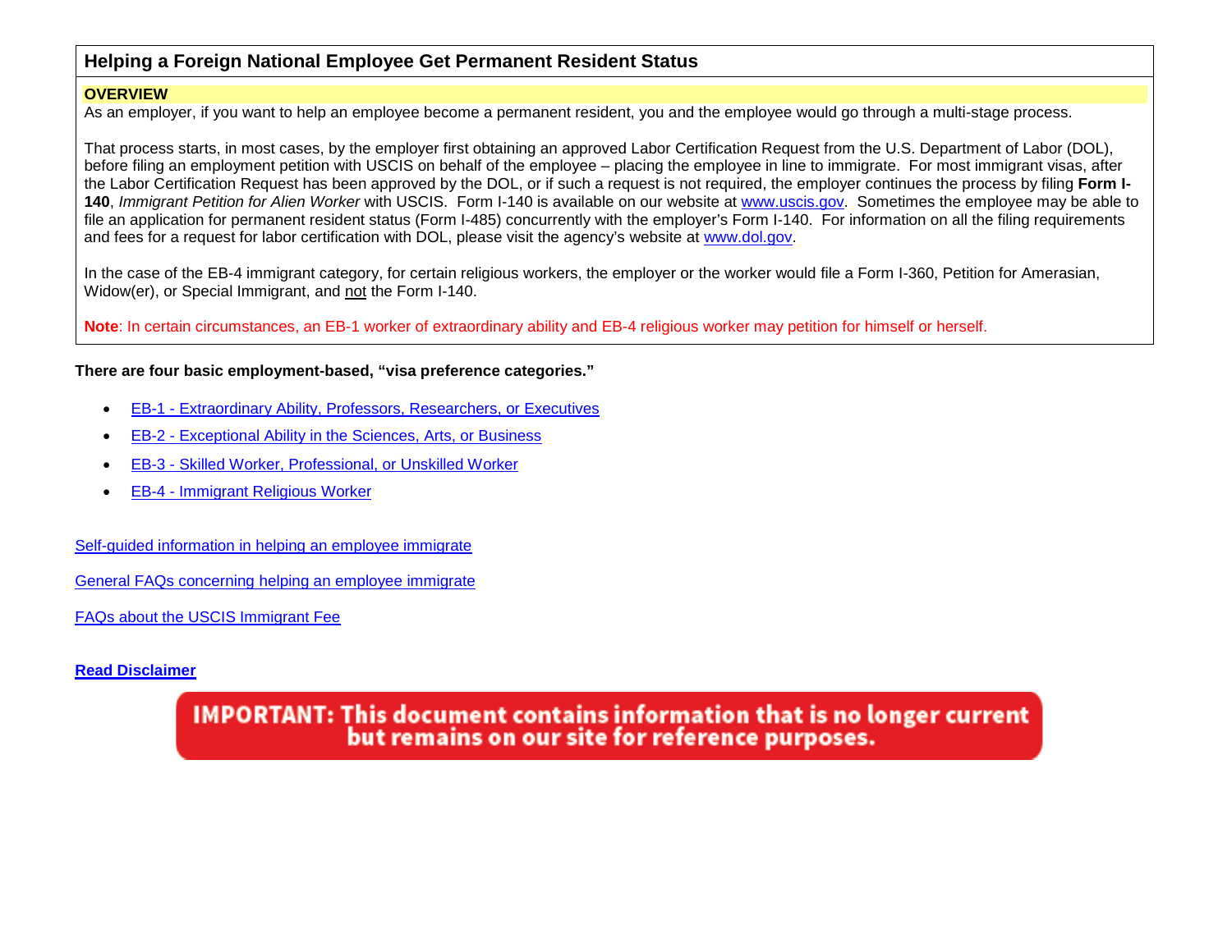## Helping a Foreign National Employee Get Permanent Resident Status

**OVERVIEW**

As an employer, if you want to help an employee become a permanent resident, you and the employee would go through a multi-stage process.

That process starts, in most cases, by the employer first obtaining an approved Labor Certification Request from the U.S. Department of Labor (DOL), before filing an employment petition with USCIS on behalf of the employee – placing the employee in line to immigrate. For most immigrant visas, after the Labor Certification Request has been approved by the DOL, or if such a request is not required, the employer continues the process by filing **Form I-140**, *Immigrant Petition for Alien Worker* with USCIS. Form I-140 is available on our website at www.uscis.gov. Sometimes the employee may be able to file an application for permanent resident status (Form I-485) concurrently with the employer's Form I-140. For information on all the filing requirements and fees for a request for labor certification with DOL, please visit the agency's website at www.dol.gov.

In the case of the EB-4 immigrant category, for certain religious workers, the employer or the worker would file a Form I-360, Petition for Amerasian, Widow(er), or Special Immigrant, and not the Form I-140.

**Note**: In certain circumstances, an EB-1 worker of extraordinary ability and EB-4 religious worker may petition for himself or herself.

**There are four basic employment-based, "visa preference categories."**

- EB-1 - Extraordinary Ability, Professors, Researchers, or Executives
- EB-2 - Exceptional Ability in the Sciences, Arts, or Business
- EB-3 - Skilled Worker, Professional, or Unskilled Worker
- EB-4 - Immigrant Religious Worker

Self-guided information in helping an employee immigrate

General FAQs concerning helping an employee immigrate

FAQs about the USCIS Immigrant Fee

**Read Disclaimer**

**IMPORTANT: This document contains information that is no longer current but remains on our site for reference purposes.**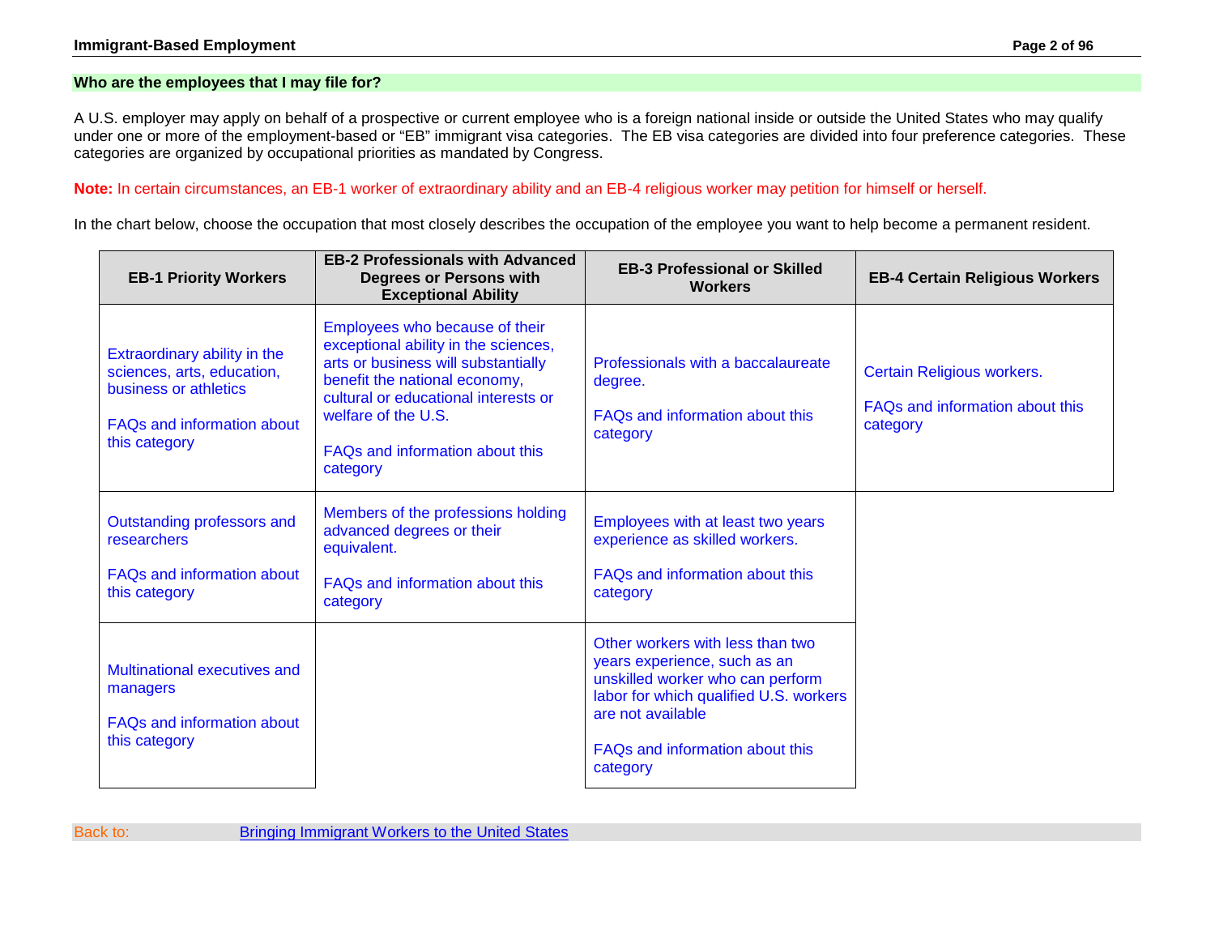## Who are the employees that I may file for?

A U.S. employer may apply on behalf of a prospective or current employee who is a foreign national inside or outside the United States who may qualify under one or more of the employment-based or "EB" immigrant visa categories. The EB visa categories are divided into four preference categories. These categories are organized by occupational priorities as mandated by Congress.

**Note:** In certain circumstances, an EB-1 worker of extraordinary ability and an EB-4 religious worker may petition for himself or herself.

In the chart below, choose the occupation that most closely describes the occupation of the employee you want to help become a permanent resident.

| EB-1 Priority Workers | EB-2 Professionals with Advanced Degrees or Persons with Exceptional Ability | EB-3 Professional or Skilled Workers | EB-4 Certain Religious Workers |
|---|---|---|---|
| Extraordinary ability in the sciences, arts, education, business or athletics<br><br>FAQs and information about this category | Employees who because of their exceptional ability in the sciences, arts or business will substantially benefit the national economy, cultural or educational interests or welfare of the U.S.<br><br>FAQs and information about this category | Professionals with a baccalaureate degree.<br><br>FAQs and information about this category | Certain Religious workers.<br><br>FAQs and information about this category |
| Outstanding professors and researchers<br><br>FAQs and information about this category | Members of the professions holding advanced degrees or their equivalent.<br><br>FAQs and information about this category | Employees with at least two years experience as skilled workers.<br><br>FAQs and information about this category | |
| Multinational executives and managers<br><br>FAQs and information about this category | | Other workers with less than two years experience, such as an unskilled worker who can perform labor for which qualified U.S. workers are not available<br><br>FAQs and information about this category | |

Back to: Bringing Immigrant Workers to the United States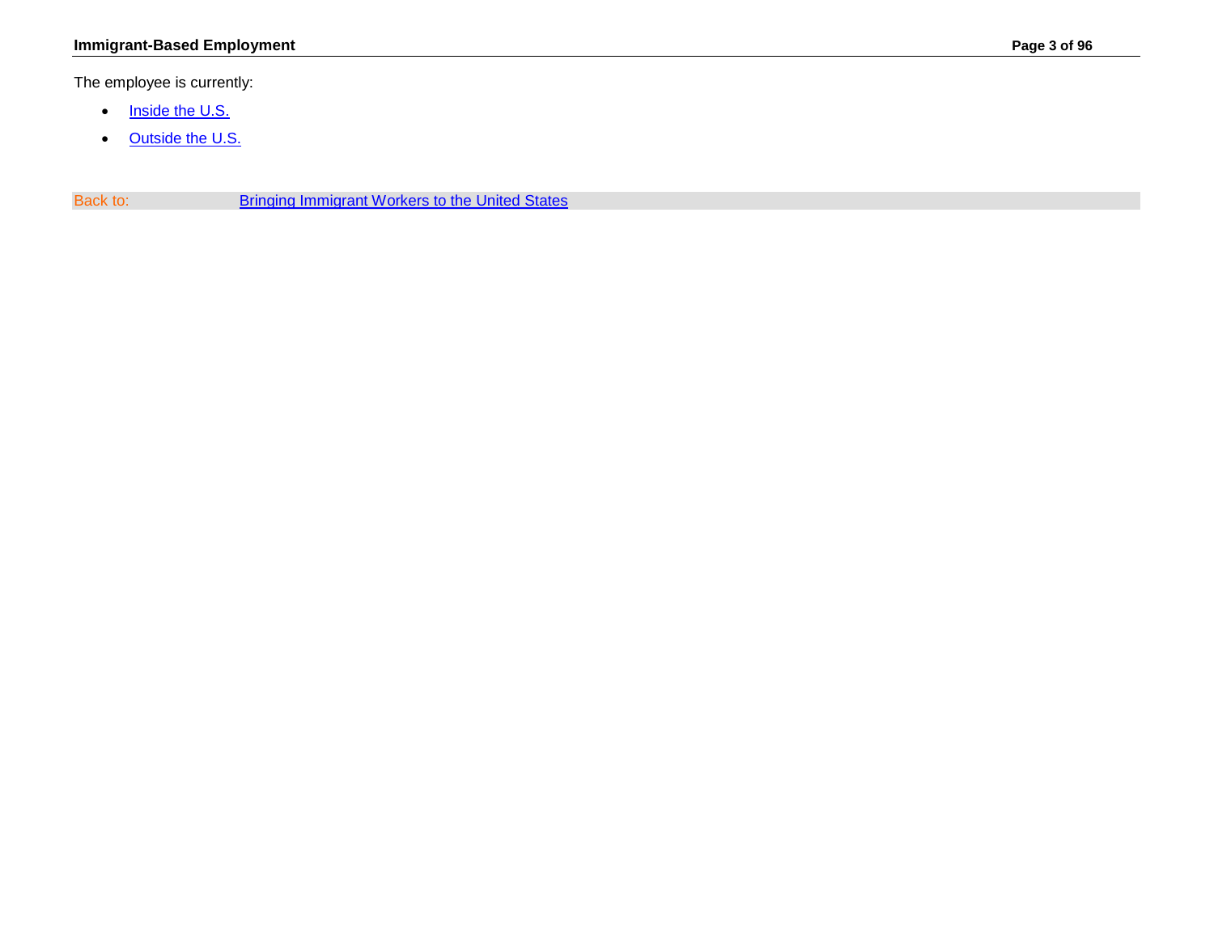The employee is currently:

- Inside the U.S.
- Outside the U.S.

Back to: Bringing Immigrant Workers to the United States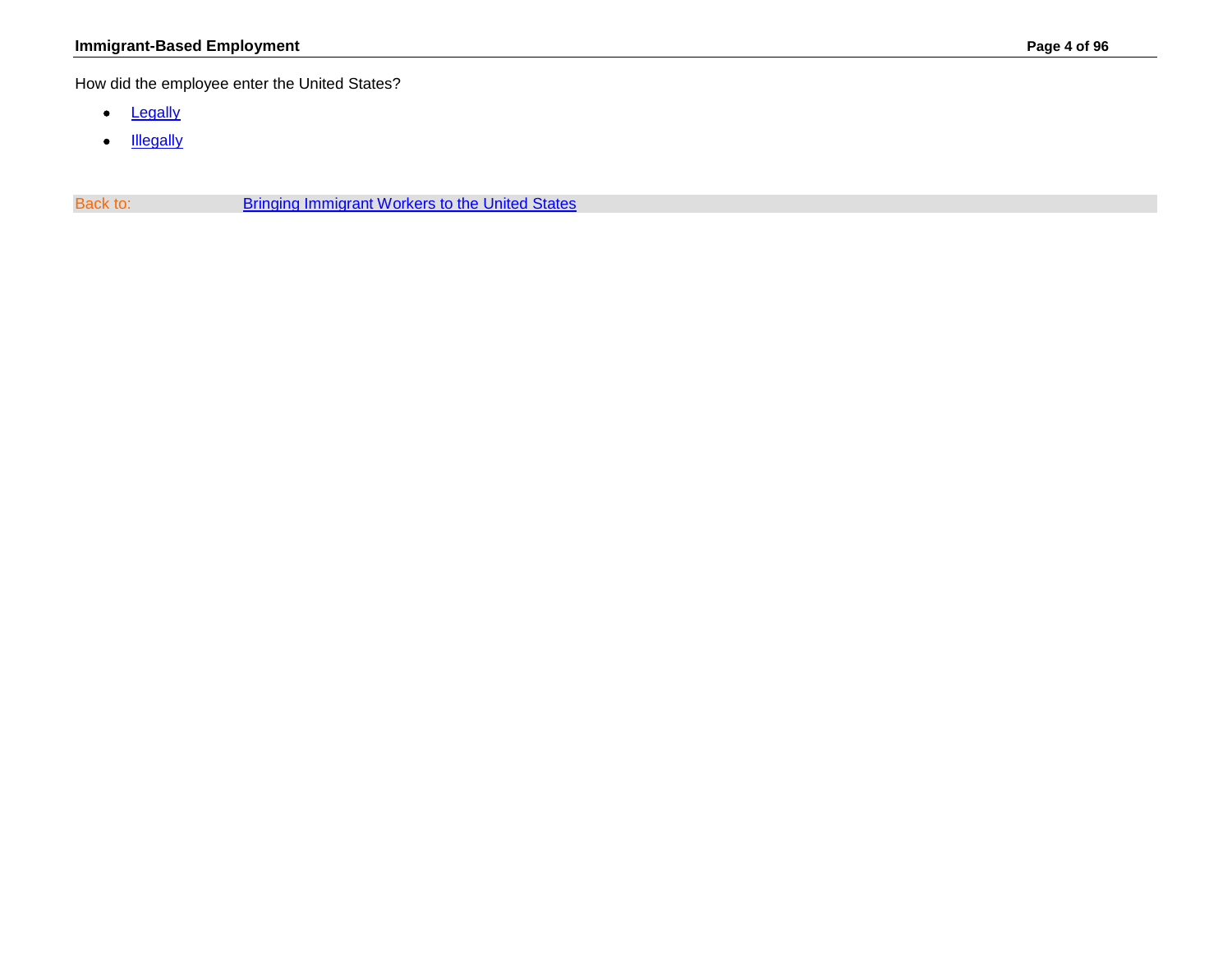How did the employee enter the United States?

- Legally
- Illegally

Back to: Bringing Immigrant Workers to the United States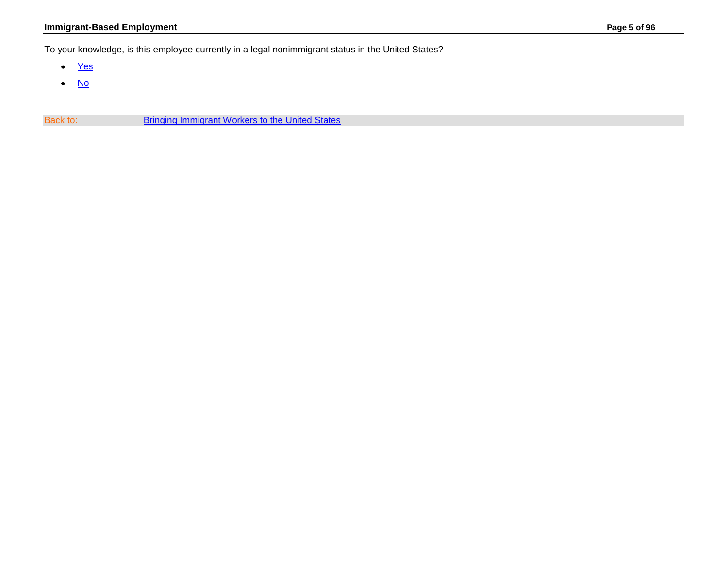To your knowledge, is this employee currently in a legal nonimmigrant status in the United States?

- Yes
- No

Back to: Bringing Immigrant Workers to the United States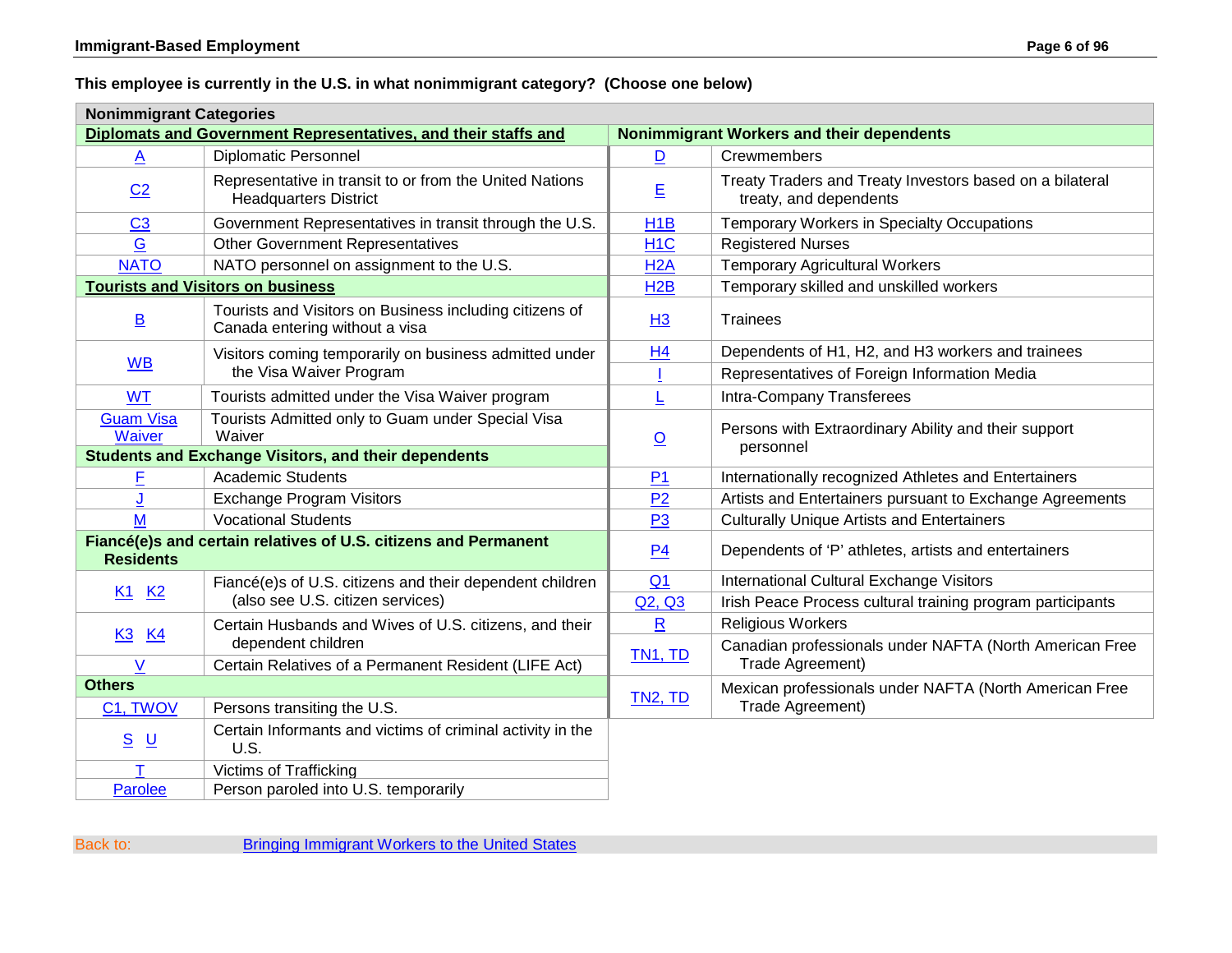**This employee is currently in the U.S. in what nonimmigrant category? (Choose one below)**

| Nonimmigrant Categories | | | |
|---|---|---|---|
| **Diplomats and Government Representatives, and their staffs and** | | **Nonimmigrant Workers and their dependents** | |
| A | Diplomatic Personnel | D | Crewmembers |
| C2 | Representative in transit to or from the United Nations Headquarters District | E | Treaty Traders and Treaty Investors based on a bilateral treaty, and dependents |
| C3 | Government Representatives in transit through the U.S. | H1B | Temporary Workers in Specialty Occupations |
| G | Other Government Representatives | H1C | Registered Nurses |
| NATO | NATO personnel on assignment to the U.S. | H2A | Temporary Agricultural Workers |
| **Tourists and Visitors on business** | | H2B | Temporary skilled and unskilled workers |
| B | Tourists and Visitors on Business including citizens of Canada entering without a visa | H3 | Trainees |
| WB | Visitors coming temporarily on business admitted under the Visa Waiver Program | H4 | Dependents of H1, H2, and H3 workers and trainees |
| | | I | Representatives of Foreign Information Media |
| WT | Tourists admitted under the Visa Waiver program | L | Intra-Company Transferees |
| Guam Visa Waiver | Tourists Admitted only to Guam under Special Visa Waiver | O | Persons with Extraordinary Ability and their support personnel |
| **Students and Exchange Visitors, and their dependents** | | | |
| F | Academic Students | P1 | Internationally recognized Athletes and Entertainers |
| J | Exchange Program Visitors | P2 | Artists and Entertainers pursuant to Exchange Agreements |
| M | Vocational Students | P3 | Culturally Unique Artists and Entertainers |
| **Fiancé(e)s and certain relatives of U.S. citizens and Permanent Residents** | | P4 | Dependents of 'P' athletes, artists and entertainers |
| K1 K2 | Fiancé(e)s of U.S. citizens and their dependent children (also see U.S. citizen services) | Q1 | International Cultural Exchange Visitors |
| | | Q2, Q3 | Irish Peace Process cultural training program participants |
| K3 K4 | Certain Husbands and Wives of U.S. citizens, and their dependent children | R | Religious Workers |
| V | Certain Relatives of a Permanent Resident (LIFE Act) | TN1, TD | Canadian professionals under NAFTA (North American Free Trade Agreement) |
| **Others** | | | |
| C1, TWOV | Persons transiting the U.S. | TN2, TD | Mexican professionals under NAFTA (North American Free Trade Agreement) |
| S U | Certain Informants and victims of criminal activity in the U.S. | | |
| T | Victims of Trafficking | | |
| Parolee | Person paroled into U.S. temporarily | | |

Back to: Bringing Immigrant Workers to the United States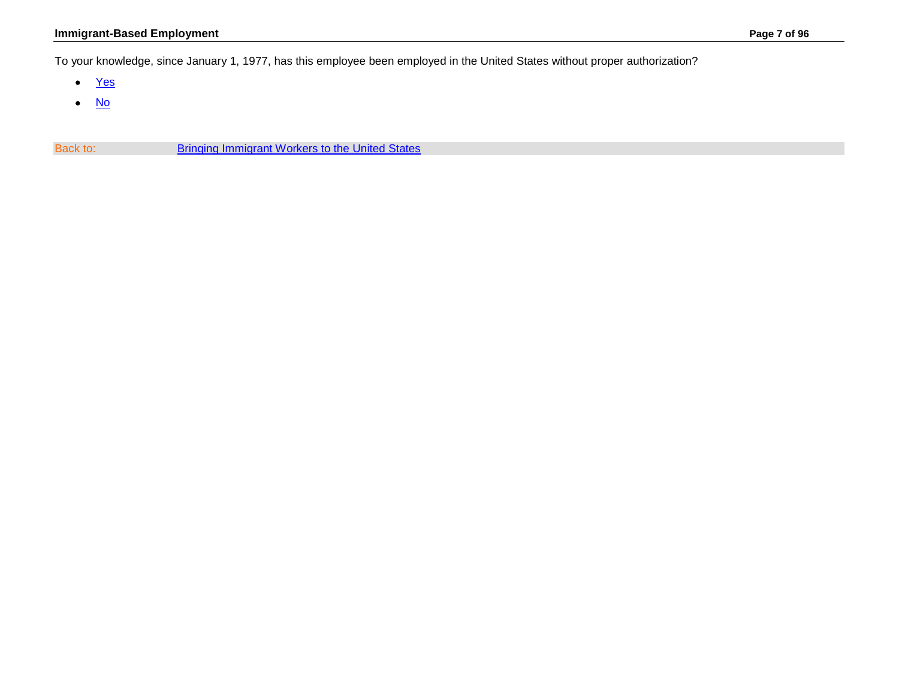To your knowledge, since January 1, 1977, has this employee been employed in the United States without proper authorization?

- Yes
- No

Back to: Bringing Immigrant Workers to the United States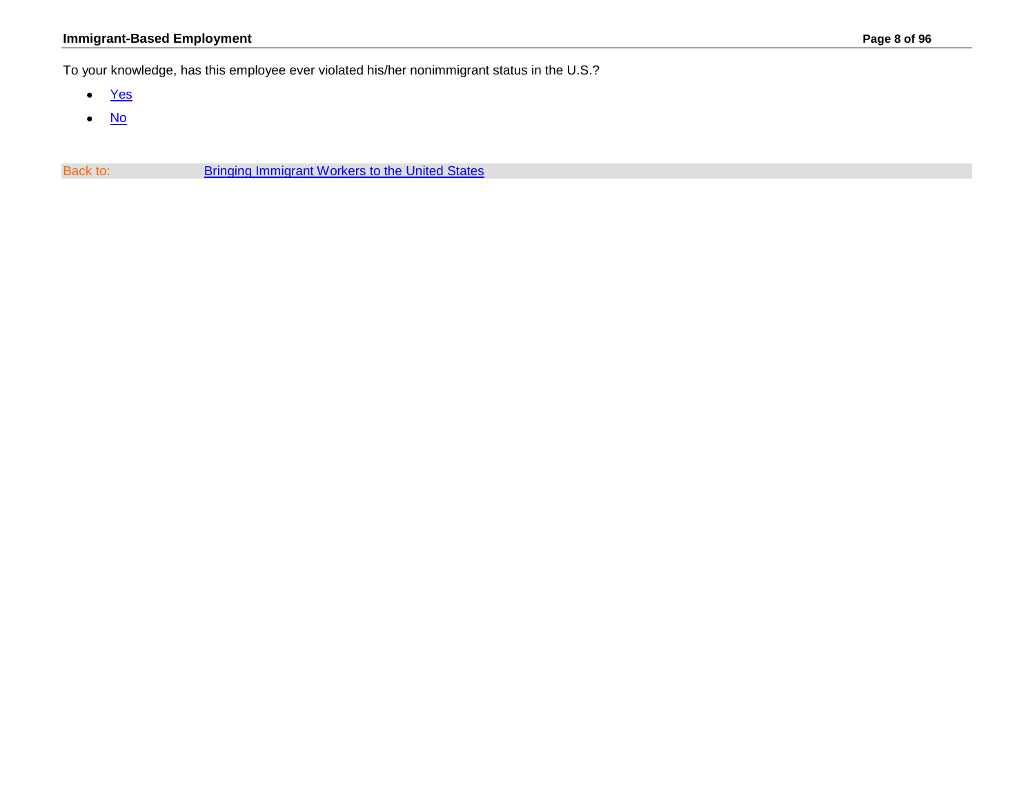To your knowledge, has this employee ever violated his/her nonimmigrant status in the U.S.?

- Yes
- No

Back to: Bringing Immigrant Workers to the United States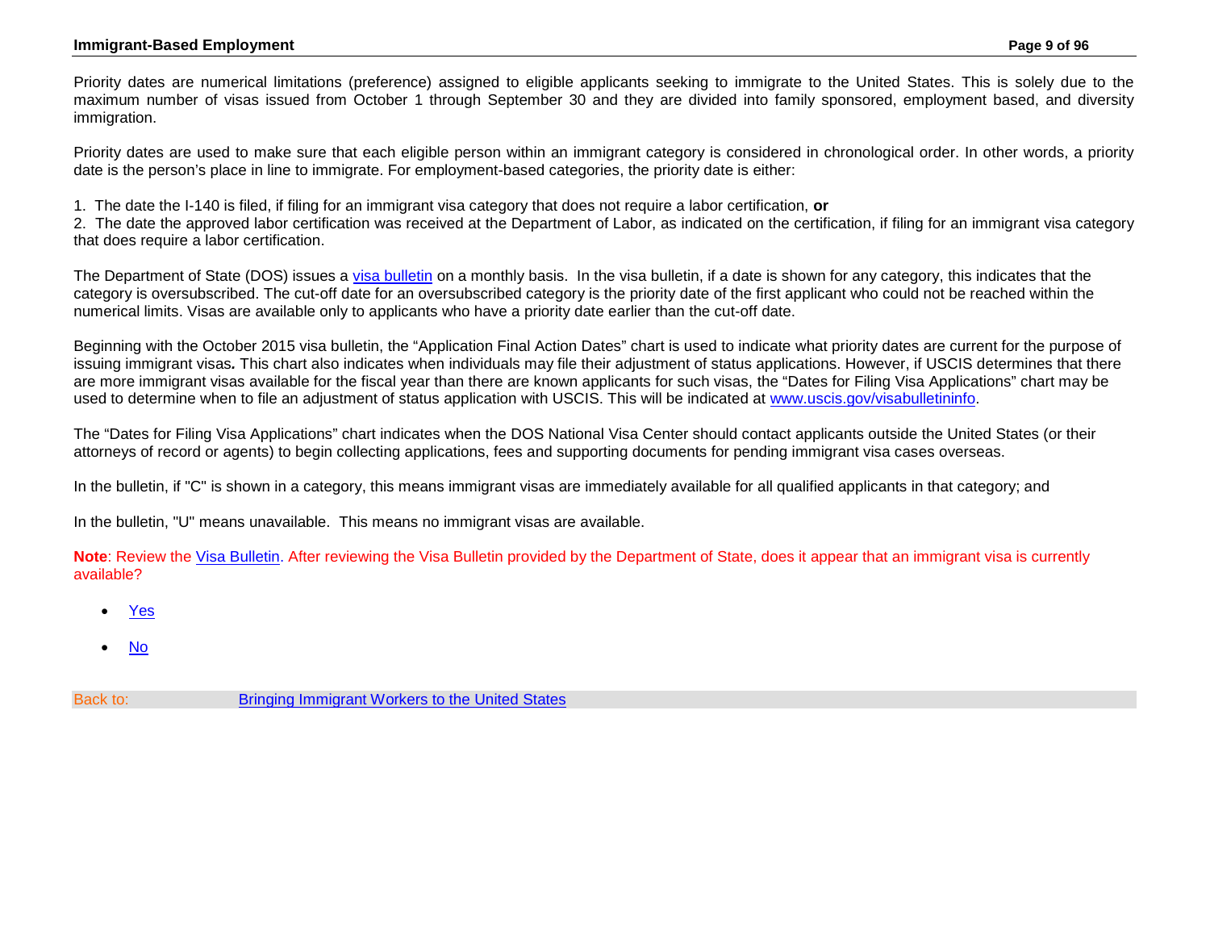Priority dates are numerical limitations (preference) assigned to eligible applicants seeking to immigrate to the United States. This is solely due to the maximum number of visas issued from October 1 through September 30 and they are divided into family sponsored, employment based, and diversity immigration.

Priority dates are used to make sure that each eligible person within an immigrant category is considered in chronological order. In other words, a priority date is the person's place in line to immigrate. For employment-based categories, the priority date is either:

1. The date the I-140 is filed, if filing for an immigrant visa category that does not require a labor certification, **or**
2. The date the approved labor certification was received at the Department of Labor, as indicated on the certification, if filing for an immigrant visa category that does require a labor certification.

The Department of State (DOS) issues a visa bulletin on a monthly basis. In the visa bulletin, if a date is shown for any category, this indicates that the category is oversubscribed. The cut-off date for an oversubscribed category is the priority date of the first applicant who could not be reached within the numerical limits. Visas are available only to applicants who have a priority date earlier than the cut-off date.

Beginning with the October 2015 visa bulletin, the "Application Final Action Dates" chart is used to indicate what priority dates are current for the purpose of issuing immigrant visas**.** This chart also indicates when individuals may file their adjustment of status applications. However, if USCIS determines that there are more immigrant visas available for the fiscal year than there are known applicants for such visas, the "Dates for Filing Visa Applications" chart may be used to determine when to file an adjustment of status application with USCIS. This will be indicated at www.uscis.gov/visabulletininfo.

The "Dates for Filing Visa Applications" chart indicates when the DOS National Visa Center should contact applicants outside the United States (or their attorneys of record or agents) to begin collecting applications, fees and supporting documents for pending immigrant visa cases overseas.

In the bulletin, if "C" is shown in a category, this means immigrant visas are immediately available for all qualified applicants in that category; and

In the bulletin, "U" means unavailable. This means no immigrant visas are available.

**Note**: Review the Visa Bulletin. After reviewing the Visa Bulletin provided by the Department of State, does it appear that an immigrant visa is currently available?

- Yes
- No

Back to: Bringing Immigrant Workers to the United States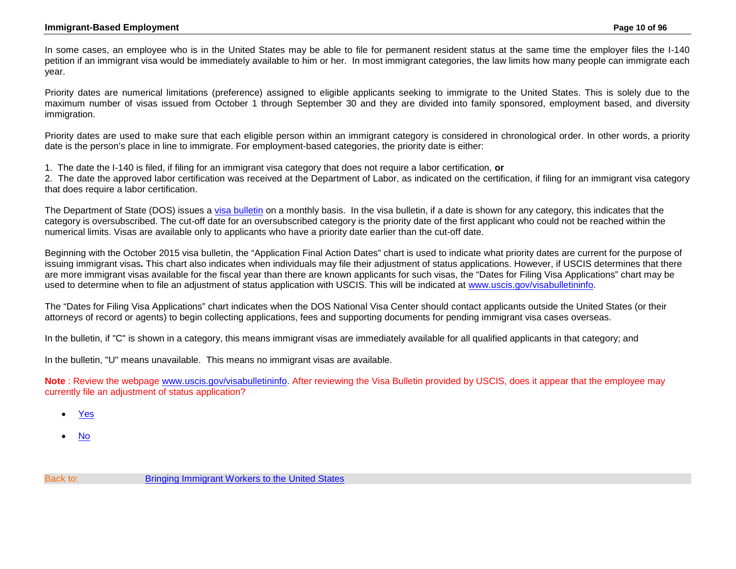In some cases, an employee who is in the United States may be able to file for permanent resident status at the same time the employer files the I-140 petition if an immigrant visa would be immediately available to him or her. In most immigrant categories, the law limits how many people can immigrate each year.

Priority dates are numerical limitations (preference) assigned to eligible applicants seeking to immigrate to the United States. This is solely due to the maximum number of visas issued from October 1 through September 30 and they are divided into family sponsored, employment based, and diversity immigration.

Priority dates are used to make sure that each eligible person within an immigrant category is considered in chronological order. In other words, a priority date is the person's place in line to immigrate. For employment-based categories, the priority date is either:

1. The date the I-140 is filed, if filing for an immigrant visa category that does not require a labor certification, **or**
2. The date the approved labor certification was received at the Department of Labor, as indicated on the certification, if filing for an immigrant visa category that does require a labor certification.

The Department of State (DOS) issues a [visa bulletin]() on a monthly basis. In the visa bulletin, if a date is shown for any category, this indicates that the category is oversubscribed. The cut-off date for an oversubscribed category is the priority date of the first applicant who could not be reached within the numerical limits. Visas are available only to applicants who have a priority date earlier than the cut-off date.

Beginning with the October 2015 visa bulletin, the "Application Final Action Dates" chart is used to indicate what priority dates are current for the purpose of issuing immigrant visas**.** This chart also indicates when individuals may file their adjustment of status applications. However, if USCIS determines that there are more immigrant visas available for the fiscal year than there are known applicants for such visas, the "Dates for Filing Visa Applications" chart may be used to determine when to file an adjustment of status application with USCIS. This will be indicated at www.uscis.gov/visabulletininfo.

The "Dates for Filing Visa Applications" chart indicates when the DOS National Visa Center should contact applicants outside the United States (or their attorneys of record or agents) to begin collecting applications, fees and supporting documents for pending immigrant visa cases overseas.

In the bulletin, if "C" is shown in a category, this means immigrant visas are immediately available for all qualified applicants in that category; and

In the bulletin, "U" means unavailable. This means no immigrant visas are available.

**Note** : Review the webpage www.uscis.gov/visabulletininfo. After reviewing the Visa Bulletin provided by USCIS, does it appear that the employee may currently file an adjustment of status application?

- Yes
- No

Back to: Bringing Immigrant Workers to the United States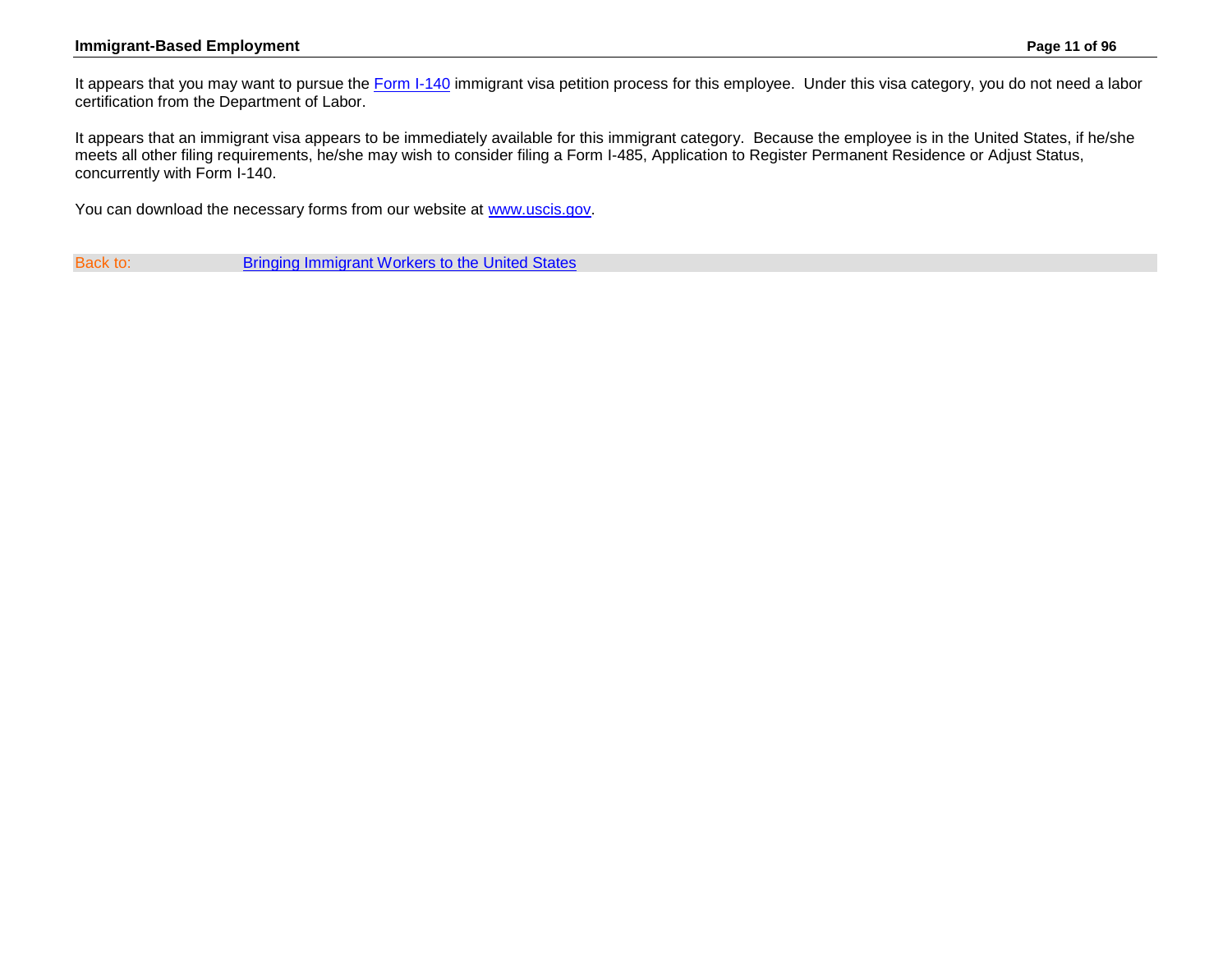It appears that you may want to pursue the [Form I-140](#) immigrant visa petition process for this employee.  Under this visa category, you do not need a labor certification from the Department of Labor.

It appears that an immigrant visa appears to be immediately available for this immigrant category.  Because the employee is in the United States, if he/she meets all other filing requirements, he/she may wish to consider filing a Form I-485, Application to Register Permanent Residence or Adjust Status, concurrently with Form I-140.

You can download the necessary forms from our website at [www.uscis.gov](http://www.uscis.gov).

| Back to: | [Bringing Immigrant Workers to the United States](#) |
| --- | --- |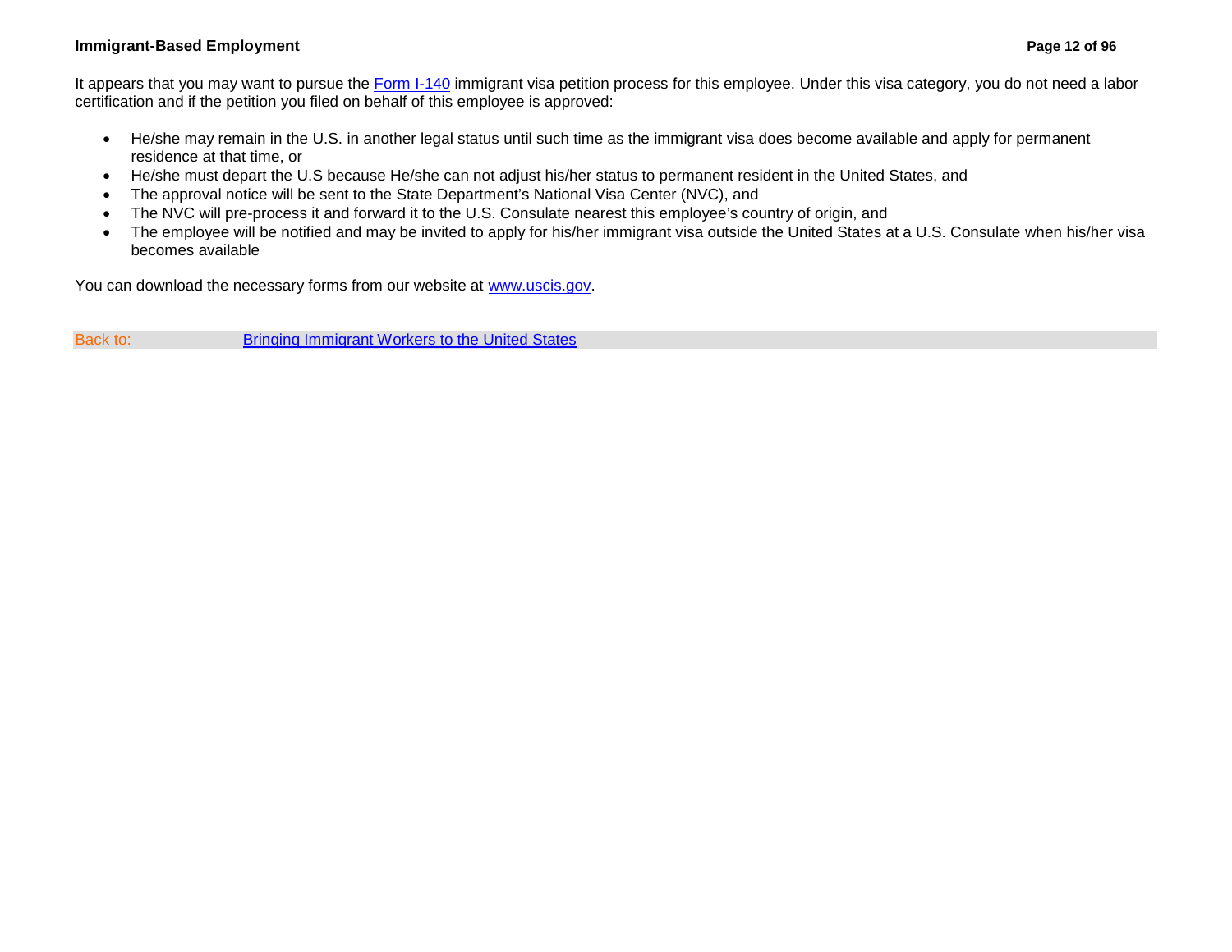It appears that you may want to pursue the [Form I-140](#) immigrant visa petition process for this employee. Under this visa category, you do not need a labor certification and if the petition you filed on behalf of this employee is approved:

- He/she may remain in the U.S. in another legal status until such time as the immigrant visa does become available and apply for permanent residence at that time, or
- He/she must depart the U.S because He/she can not adjust his/her status to permanent resident in the United States, and
- The approval notice will be sent to the State Department's National Visa Center (NVC), and
- The NVC will pre-process it and forward it to the U.S. Consulate nearest this employee's country of origin, and
- The employee will be notified and may be invited to apply for his/her immigrant visa outside the United States at a U.S. Consulate when his/her visa becomes available

You can download the necessary forms from our website at [www.uscis.gov](http://www.uscis.gov).

Back to: [Bringing Immigrant Workers to the United States](#)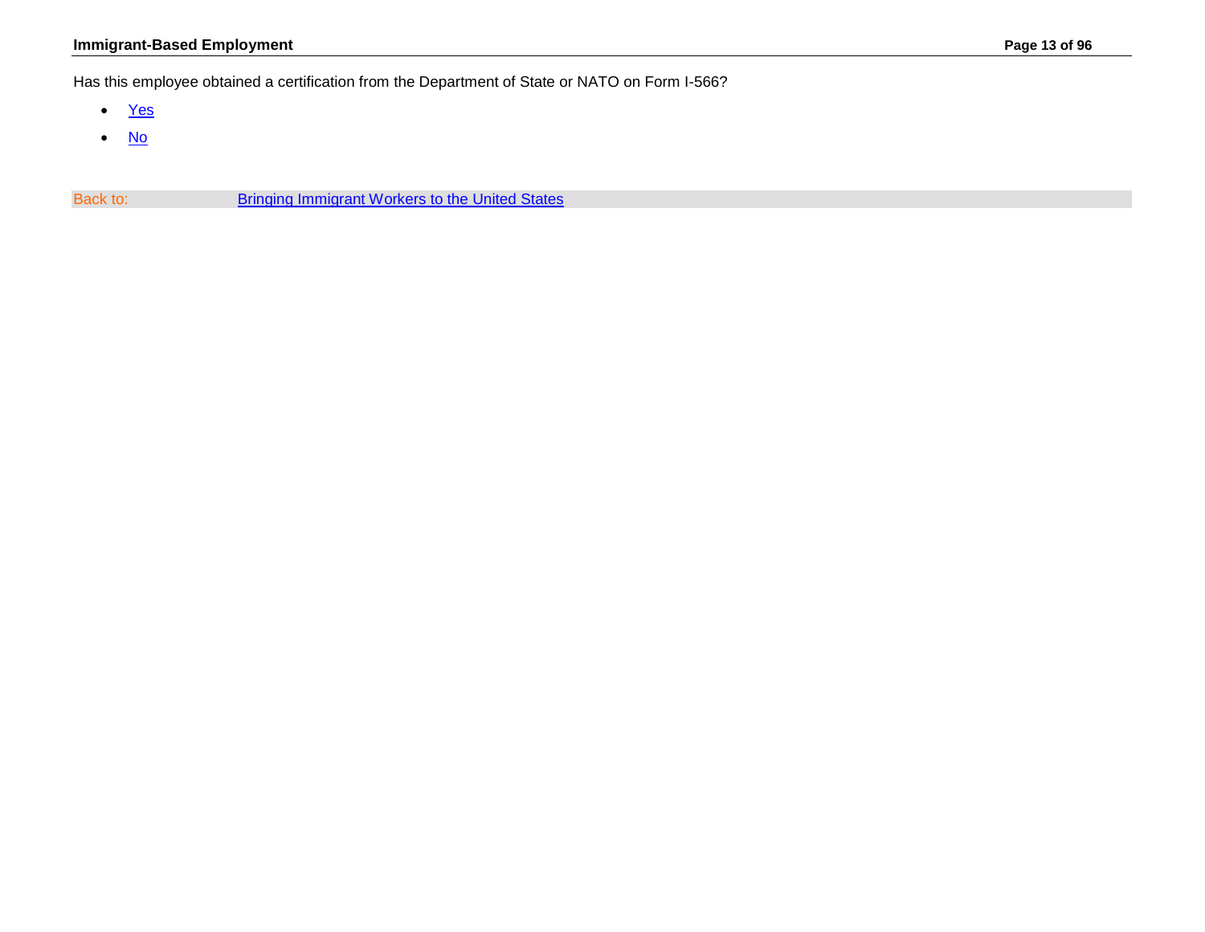Has this employee obtained a certification from the Department of State or NATO on Form I-566?

- Yes
- No

Back to: Bringing Immigrant Workers to the United States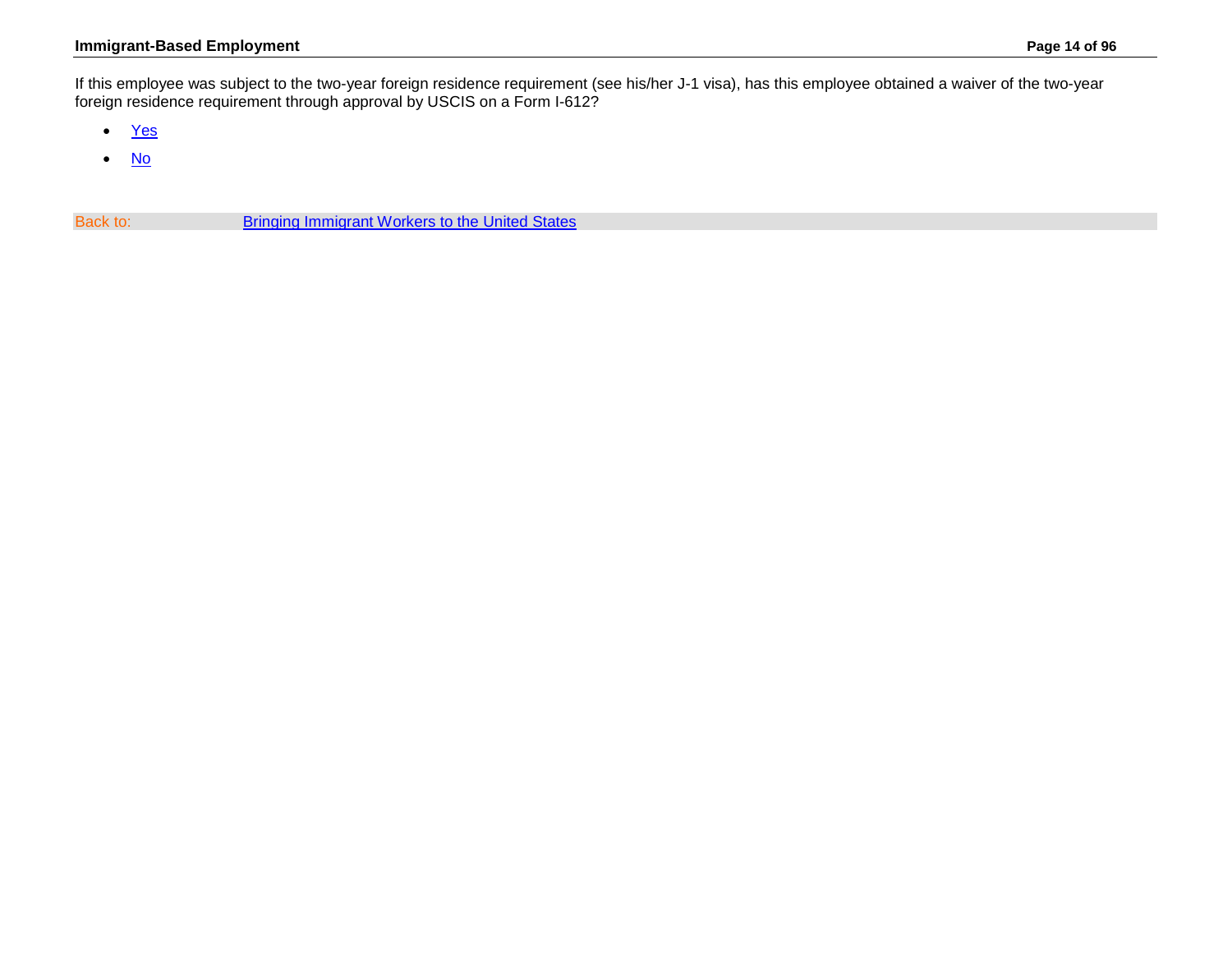If this employee was subject to the two-year foreign residence requirement (see his/her J-1 visa), has this employee obtained a waiver of the two-year foreign residence requirement through approval by USCIS on a Form I-612?

- Yes
- No

Back to: Bringing Immigrant Workers to the United States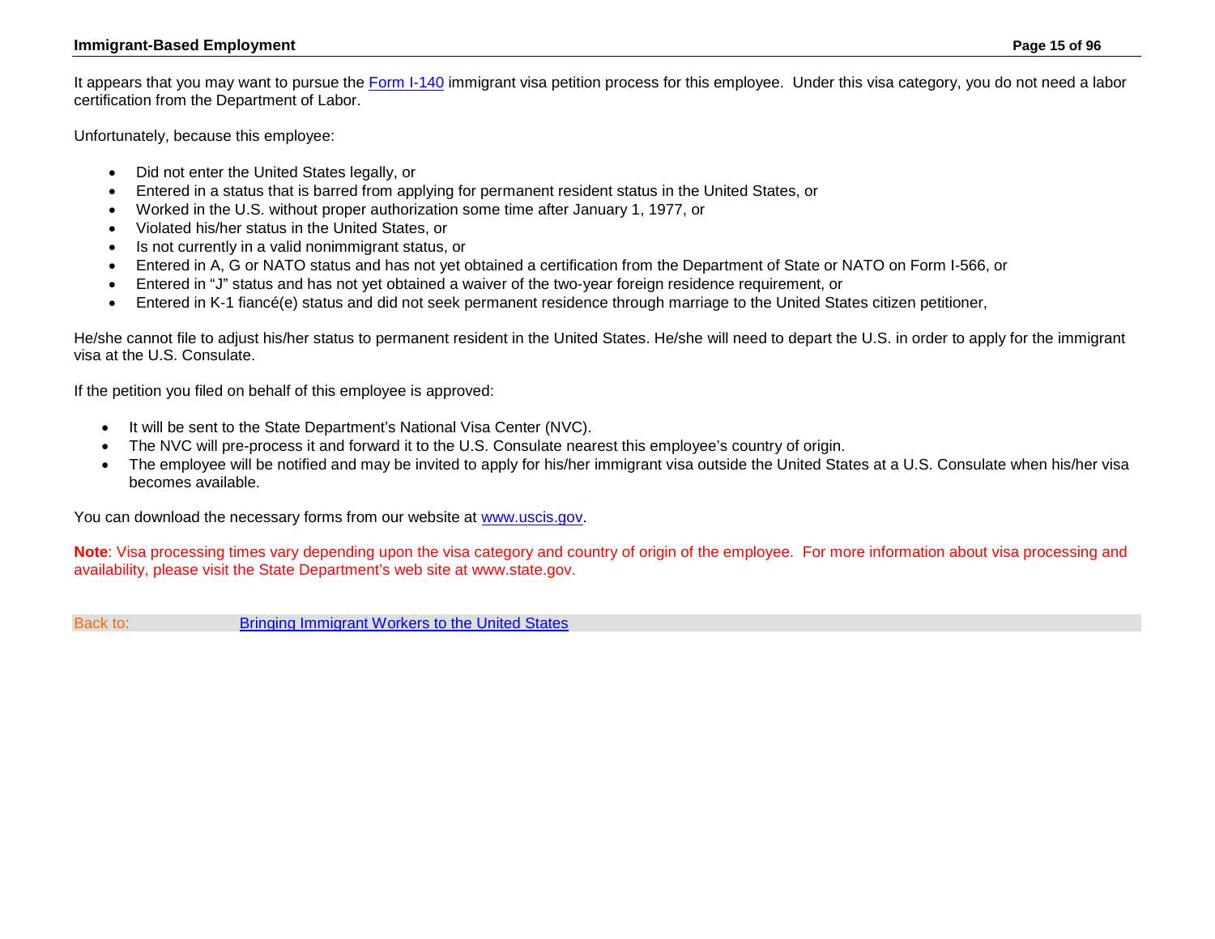It appears that you may want to pursue the [Form I-140](#) immigrant visa petition process for this employee. Under this visa category, you do not need a labor certification from the Department of Labor.

Unfortunately, because this employee:

- Did not enter the United States legally, or
- Entered in a status that is barred from applying for permanent resident status in the United States, or
- Worked in the U.S. without proper authorization some time after January 1, 1977, or
- Violated his/her status in the United States, or
- Is not currently in a valid nonimmigrant status, or
- Entered in A, G or NATO status and has not yet obtained a certification from the Department of State or NATO on Form I-566, or
- Entered in "J" status and has not yet obtained a waiver of the two-year foreign residence requirement, or
- Entered in K-1 fiancé(e) status and did not seek permanent residence through marriage to the United States citizen petitioner,

He/she cannot file to adjust his/her status to permanent resident in the United States. He/she will need to depart the U.S. in order to apply for the immigrant visa at the U.S. Consulate.

If the petition you filed on behalf of this employee is approved:

- It will be sent to the State Department's National Visa Center (NVC).
- The NVC will pre-process it and forward it to the U.S. Consulate nearest this employee's country of origin.
- The employee will be notified and may be invited to apply for his/her immigrant visa outside the United States at a U.S. Consulate when his/her visa becomes available.

You can download the necessary forms from our website at [www.uscis.gov](www.uscis.gov).

**Note**: Visa processing times vary depending upon the visa category and country of origin of the employee. For more information about visa processing and availability, please visit the State Department's web site at www.state.gov.

Back to: [Bringing Immigrant Workers to the United States](#)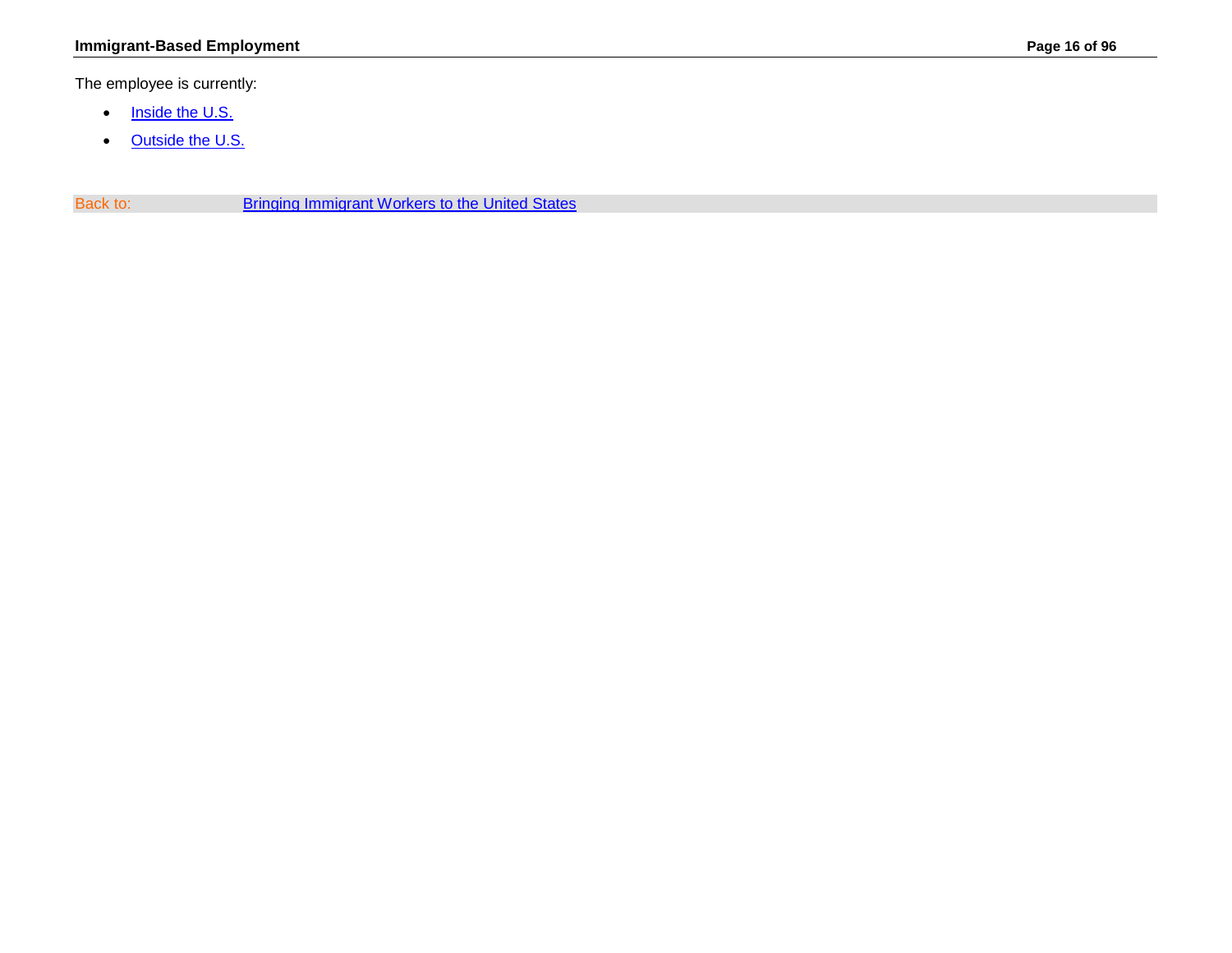The employee is currently:

- Inside the U.S.
- Outside the U.S.

Back to: Bringing Immigrant Workers to the United States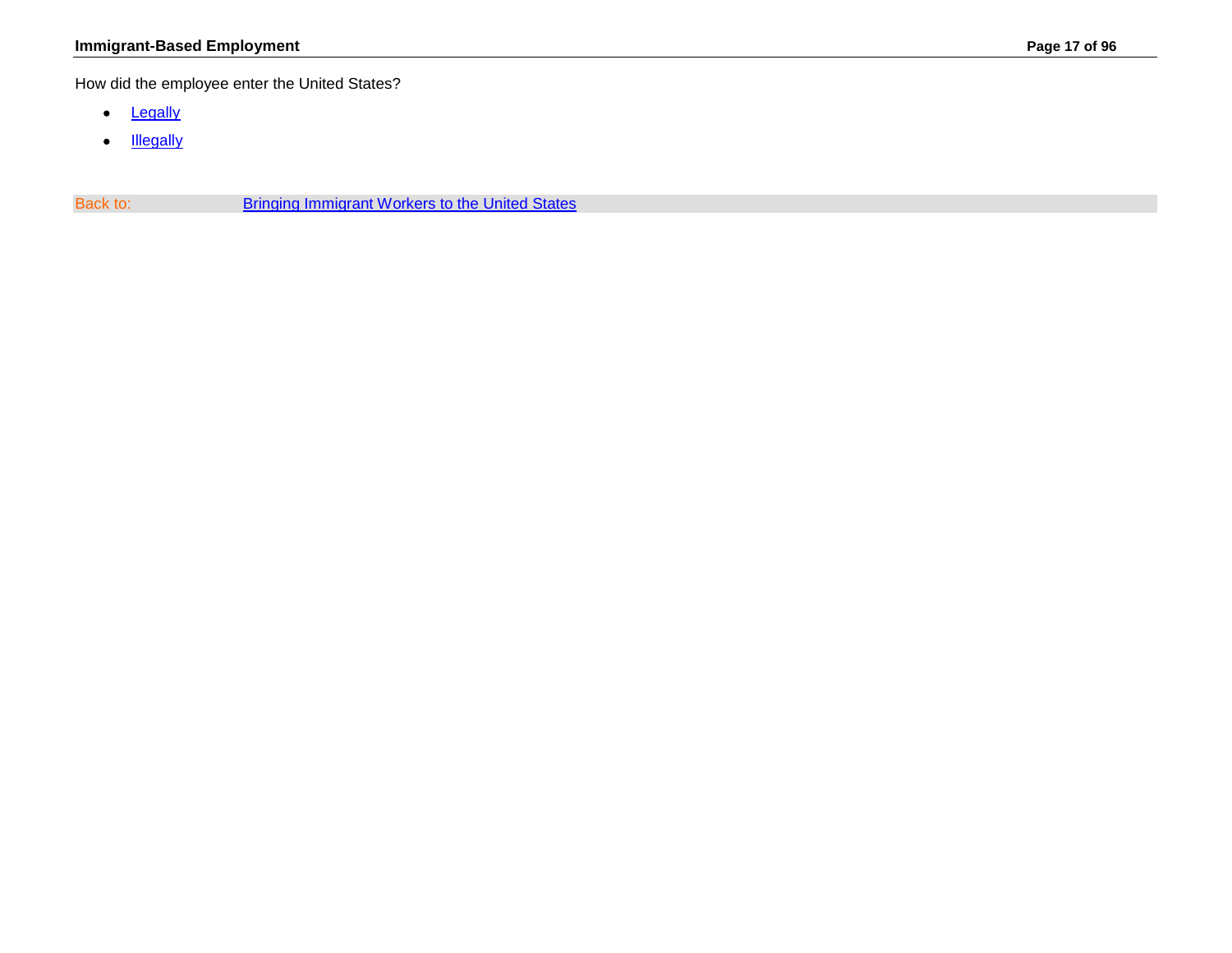How did the employee enter the United States?

- Legally
- Illegally

Back to: Bringing Immigrant Workers to the United States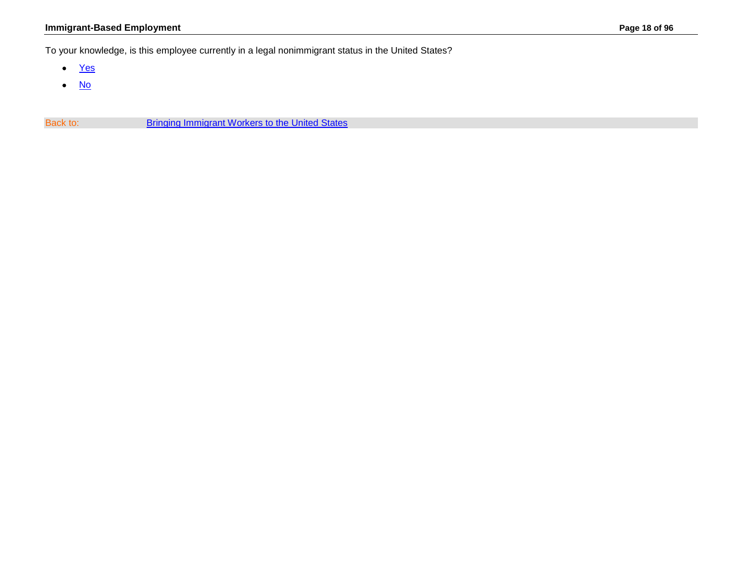To your knowledge, is this employee currently in a legal nonimmigrant status in the United States?

- Yes
- No

Back to: Bringing Immigrant Workers to the United States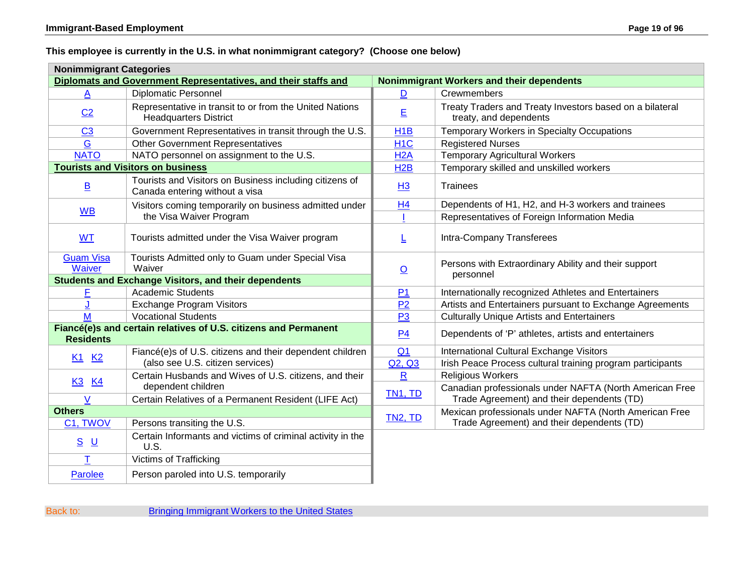**This employee is currently in the U.S. in what nonimmigrant category? (Choose one below)**

| Nonimmigrant Categories | | | |
|---|---|---|---|
| **Diplomats and Government Representatives, and their staffs and** | | **Nonimmigrant Workers and their dependents** | |
| A | Diplomatic Personnel | D | Crewmembers |
| C2 | Representative in transit to or from the United Nations Headquarters District | E | Treaty Traders and Treaty Investors based on a bilateral treaty, and dependents |
| C3 | Government Representatives in transit through the U.S. | H1B | Temporary Workers in Specialty Occupations |
| G | Other Government Representatives | H1C | Registered Nurses |
| NATO | NATO personnel on assignment to the U.S. | H2A | Temporary Agricultural Workers |
| **Tourists and Visitors on business** | | H2B | Temporary skilled and unskilled workers |
| B | Tourists and Visitors on Business including citizens of Canada entering without a visa | H3 | Trainees |
| WB | Visitors coming temporarily on business admitted under the Visa Waiver Program | H4 | Dependents of H1, H2, and H-3 workers and trainees |
| | | I | Representatives of Foreign Information Media |
| WT | Tourists admitted under the Visa Waiver program | L | Intra-Company Transferees |
| Guam Visa Waiver | Tourists Admitted only to Guam under Special Visa Waiver | O | Persons with Extraordinary Ability and their support personnel |
| **Students and Exchange Visitors, and their dependents** | | | |
| F | Academic Students | P1 | Internationally recognized Athletes and Entertainers |
| J | Exchange Program Visitors | P2 | Artists and Entertainers pursuant to Exchange Agreements |
| M | Vocational Students | P3 | Culturally Unique Artists and Entertainers |
| **Fiancé(e)s and certain relatives of U.S. citizens and Permanent Residents** | | P4 | Dependents of 'P' athletes, artists and entertainers |
| K1 K2 | Fiancé(e)s of U.S. citizens and their dependent children (also see U.S. citizen services) | Q1 | International Cultural Exchange Visitors |
| | | Q2, Q3 | Irish Peace Process cultural training program participants |
| K3 K4 | Certain Husbands and Wives of U.S. citizens, and their dependent children | R | Religious Workers |
| V | Certain Relatives of a Permanent Resident (LIFE Act) | TN1, TD | Canadian professionals under NAFTA (North American Free Trade Agreement) and their dependents (TD) |
| **Others** | | | |
| C1, TWOV | Persons transiting the U.S. | TN2, TD | Mexican professionals under NAFTA (North American Free Trade Agreement) and their dependents (TD) |
| S U | Certain Informants and victims of criminal activity in the U.S. | | |
| T | Victims of Trafficking | | |
| Parolee | Person paroled into U.S. temporarily | | |

Back to: Bringing Immigrant Workers to the United States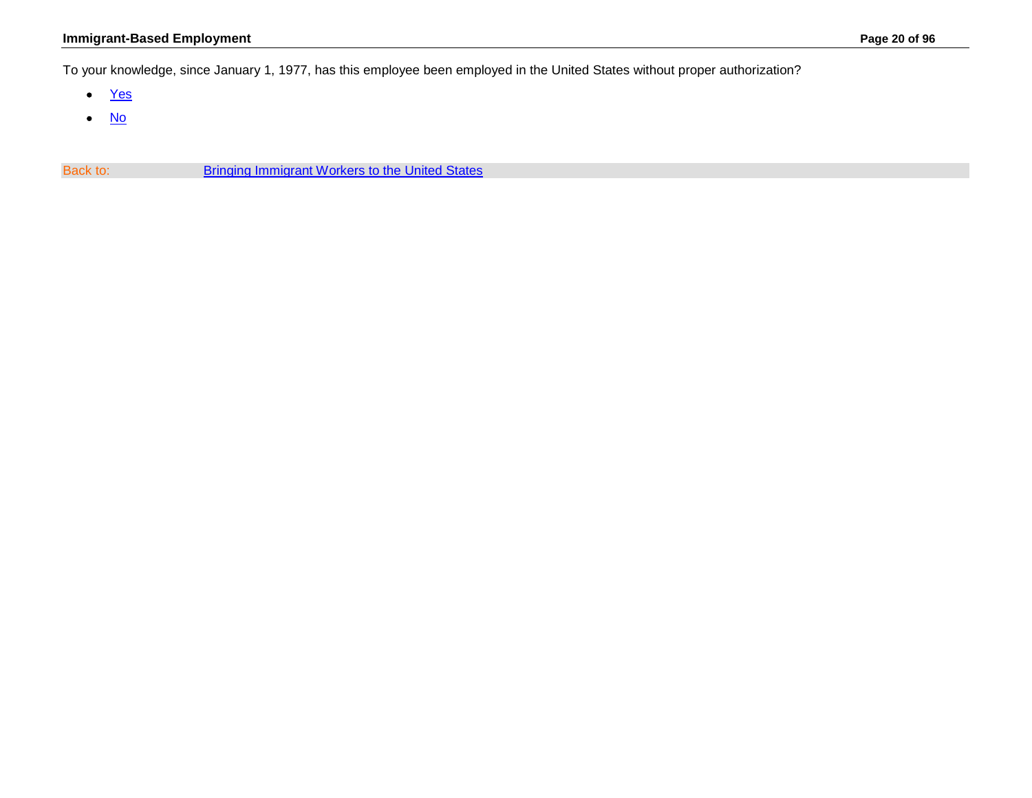To your knowledge, since January 1, 1977, has this employee been employed in the United States without proper authorization?

- Yes
- No

Back to: Bringing Immigrant Workers to the United States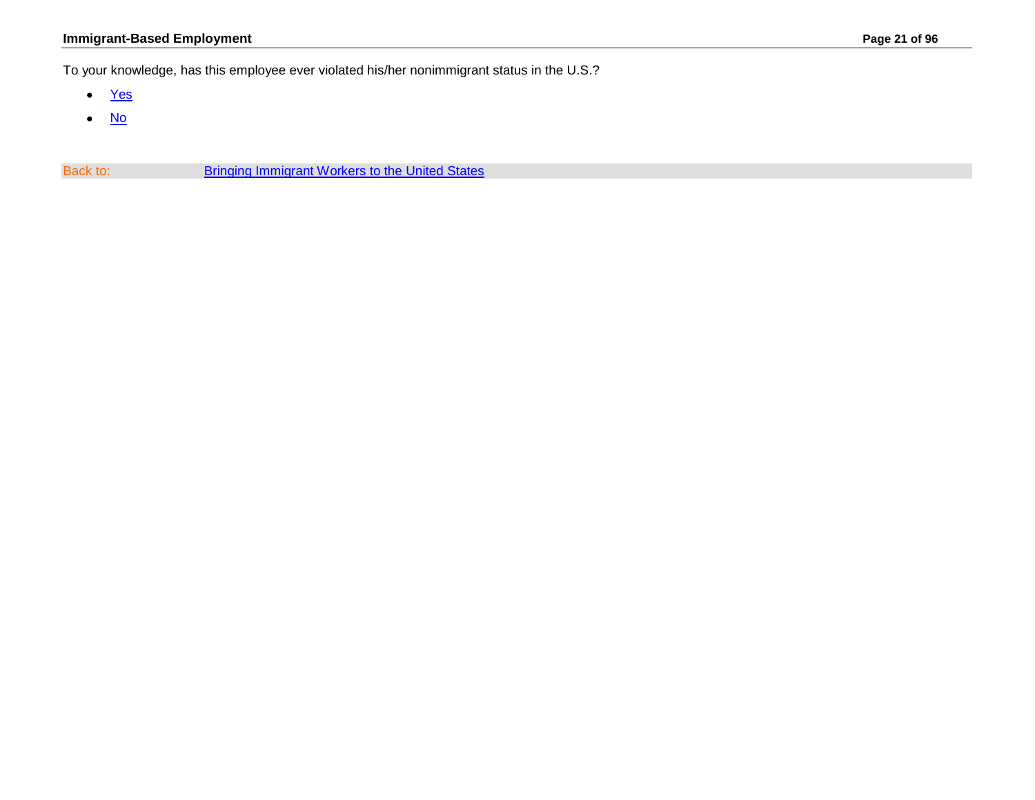To your knowledge, has this employee ever violated his/her nonimmigrant status in the U.S.?

- Yes
- No

Back to: Bringing Immigrant Workers to the United States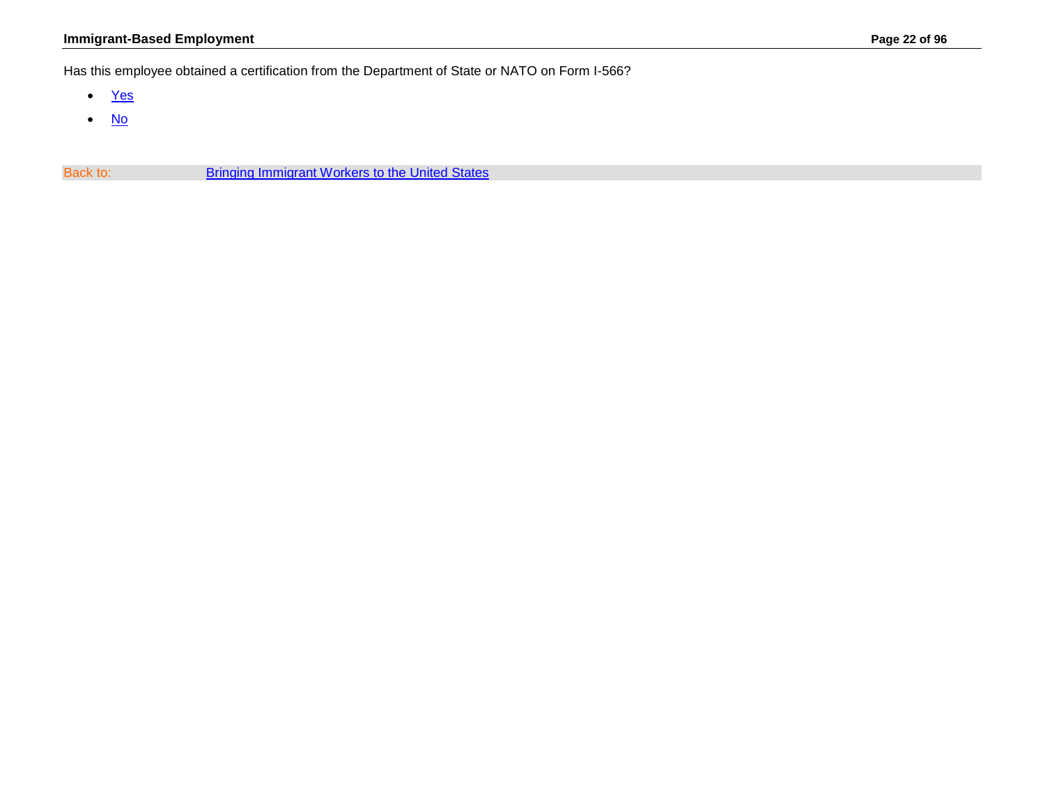Has this employee obtained a certification from the Department of State or NATO on Form I-566?

- Yes
- No

Back to: Bringing Immigrant Workers to the United States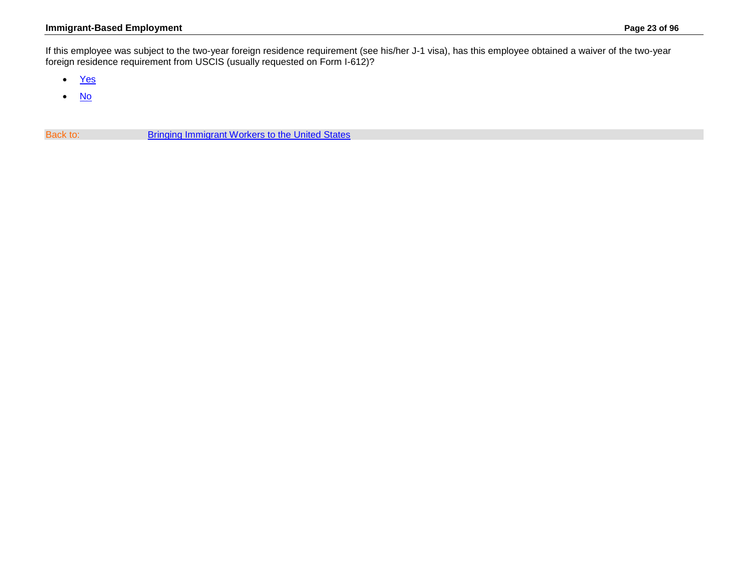If this employee was subject to the two-year foreign residence requirement (see his/her J-1 visa), has this employee obtained a waiver of the two-year foreign residence requirement from USCIS (usually requested on Form I-612)?

- Yes
- No

| Back to: | Bringing Immigrant Workers to the United States |
|---|---|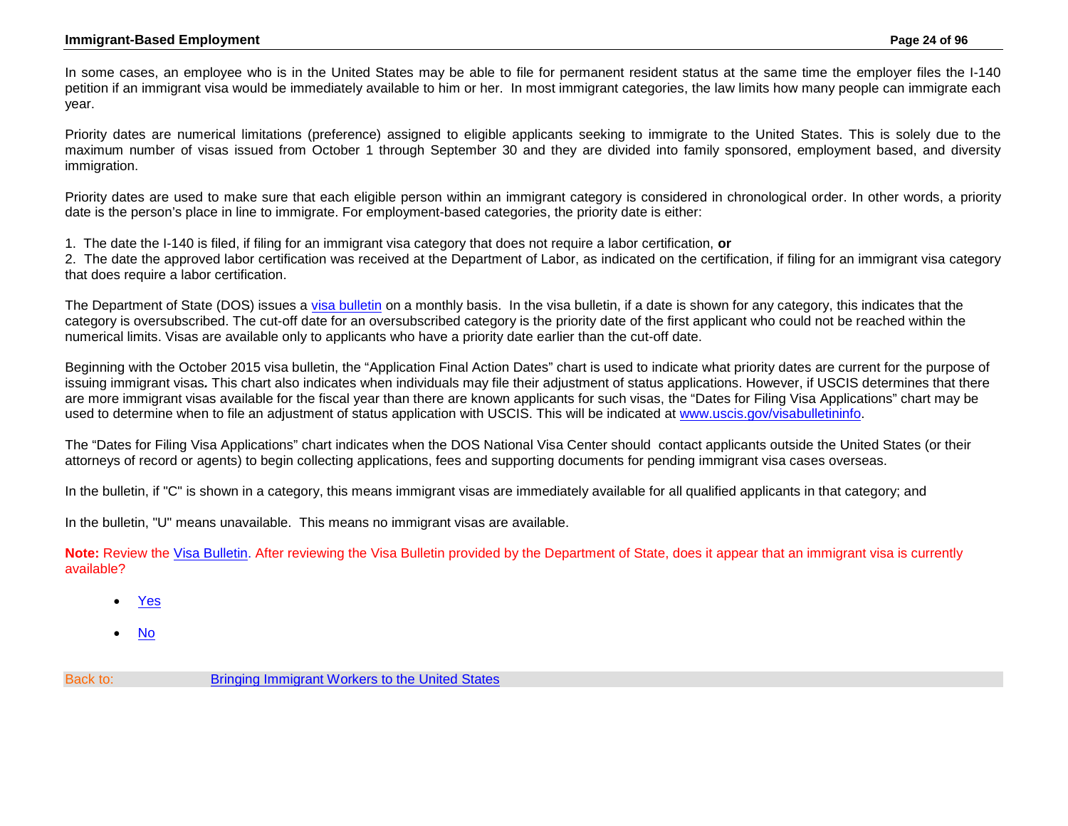In some cases, an employee who is in the United States may be able to file for permanent resident status at the same time the employer files the I-140 petition if an immigrant visa would be immediately available to him or her. In most immigrant categories, the law limits how many people can immigrate each year.

Priority dates are numerical limitations (preference) assigned to eligible applicants seeking to immigrate to the United States. This is solely due to the maximum number of visas issued from October 1 through September 30 and they are divided into family sponsored, employment based, and diversity immigration.

Priority dates are used to make sure that each eligible person within an immigrant category is considered in chronological order. In other words, a priority date is the person's place in line to immigrate. For employment-based categories, the priority date is either:

1. The date the I-140 is filed, if filing for an immigrant visa category that does not require a labor certification, **or**
2. The date the approved labor certification was received at the Department of Labor, as indicated on the certification, if filing for an immigrant visa category that does require a labor certification.

The Department of State (DOS) issues a visa bulletin on a monthly basis. In the visa bulletin, if a date is shown for any category, this indicates that the category is oversubscribed. The cut-off date for an oversubscribed category is the priority date of the first applicant who could not be reached within the numerical limits. Visas are available only to applicants who have a priority date earlier than the cut-off date.

Beginning with the October 2015 visa bulletin, the "Application Final Action Dates" chart is used to indicate what priority dates are current for the purpose of issuing immigrant visas**.** This chart also indicates when individuals may file their adjustment of status applications. However, if USCIS determines that there are more immigrant visas available for the fiscal year than there are known applicants for such visas, the "Dates for Filing Visa Applications" chart may be used to determine when to file an adjustment of status application with USCIS. This will be indicated at www.uscis.gov/visabulletininfo.

The "Dates for Filing Visa Applications" chart indicates when the DOS National Visa Center should contact applicants outside the United States (or their attorneys of record or agents) to begin collecting applications, fees and supporting documents for pending immigrant visa cases overseas.

In the bulletin, if "C" is shown in a category, this means immigrant visas are immediately available for all qualified applicants in that category; and

In the bulletin, "U" means unavailable. This means no immigrant visas are available.

**Note:** Review the Visa Bulletin. After reviewing the Visa Bulletin provided by the Department of State, does it appear that an immigrant visa is currently available?

- Yes
- No

Back to: Bringing Immigrant Workers to the United States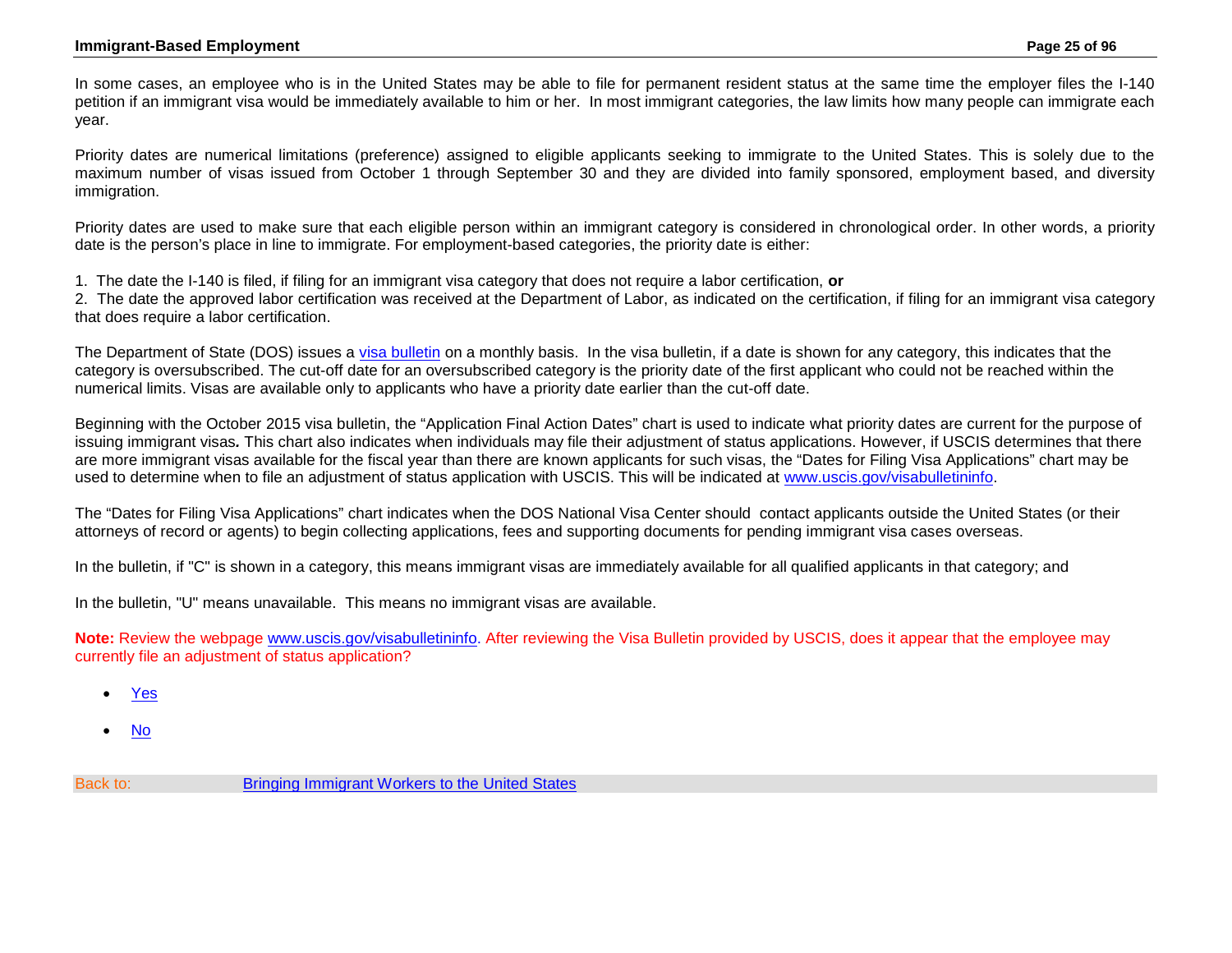In some cases, an employee who is in the United States may be able to file for permanent resident status at the same time the employer files the I-140 petition if an immigrant visa would be immediately available to him or her. In most immigrant categories, the law limits how many people can immigrate each year.

Priority dates are numerical limitations (preference) assigned to eligible applicants seeking to immigrate to the United States. This is solely due to the maximum number of visas issued from October 1 through September 30 and they are divided into family sponsored, employment based, and diversity immigration.

Priority dates are used to make sure that each eligible person within an immigrant category is considered in chronological order. In other words, a priority date is the person's place in line to immigrate. For employment-based categories, the priority date is either:

1. The date the I-140 is filed, if filing for an immigrant visa category that does not require a labor certification, **or**
2. The date the approved labor certification was received at the Department of Labor, as indicated on the certification, if filing for an immigrant visa category that does require a labor certification.

The Department of State (DOS) issues a visa bulletin on a monthly basis. In the visa bulletin, if a date is shown for any category, this indicates that the category is oversubscribed. The cut-off date for an oversubscribed category is the priority date of the first applicant who could not be reached within the numerical limits. Visas are available only to applicants who have a priority date earlier than the cut-off date.

Beginning with the October 2015 visa bulletin, the "Application Final Action Dates" chart is used to indicate what priority dates are current for the purpose of issuing immigrant visas**.** This chart also indicates when individuals may file their adjustment of status applications. However, if USCIS determines that there are more immigrant visas available for the fiscal year than there are known applicants for such visas, the "Dates for Filing Visa Applications" chart may be used to determine when to file an adjustment of status application with USCIS. This will be indicated at www.uscis.gov/visabulletininfo.

The "Dates for Filing Visa Applications" chart indicates when the DOS National Visa Center should contact applicants outside the United States (or their attorneys of record or agents) to begin collecting applications, fees and supporting documents for pending immigrant visa cases overseas.

In the bulletin, if "C" is shown in a category, this means immigrant visas are immediately available for all qualified applicants in that category; and

In the bulletin, "U" means unavailable. This means no immigrant visas are available.

**Note:** Review the webpage www.uscis.gov/visabulletininfo. After reviewing the Visa Bulletin provided by USCIS, does it appear that the employee may currently file an adjustment of status application?

- Yes
- No

Back to: Bringing Immigrant Workers to the United States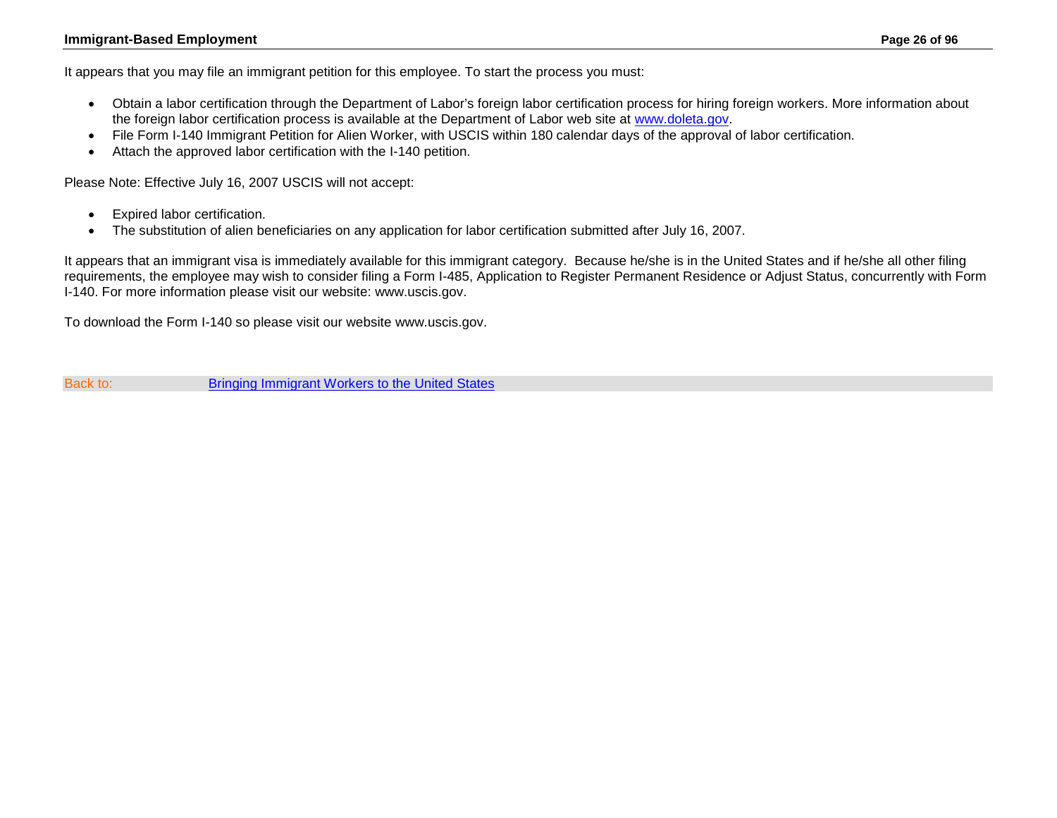It appears that you may file an immigrant petition for this employee. To start the process you must:

- Obtain a labor certification through the Department of Labor's foreign labor certification process for hiring foreign workers. More information about the foreign labor certification process is available at the Department of Labor web site at [www.doleta.gov](http://www.doleta.gov).
- File Form I-140 Immigrant Petition for Alien Worker, with USCIS within 180 calendar days of the approval of labor certification.
- Attach the approved labor certification with the I-140 petition.

Please Note: Effective July 16, 2007 USCIS will not accept:

- Expired labor certification.
- The substitution of alien beneficiaries on any application for labor certification submitted after July 16, 2007.

It appears that an immigrant visa is immediately available for this immigrant category. Because he/she is in the United States and if he/she all other filing requirements, the employee may wish to consider filing a Form I-485, Application to Register Permanent Residence or Adjust Status, concurrently with Form I-140. For more information please visit our website: www.uscis.gov.

To download the Form I-140 so please visit our website www.uscis.gov.

Back to: [Bringing Immigrant Workers to the United States]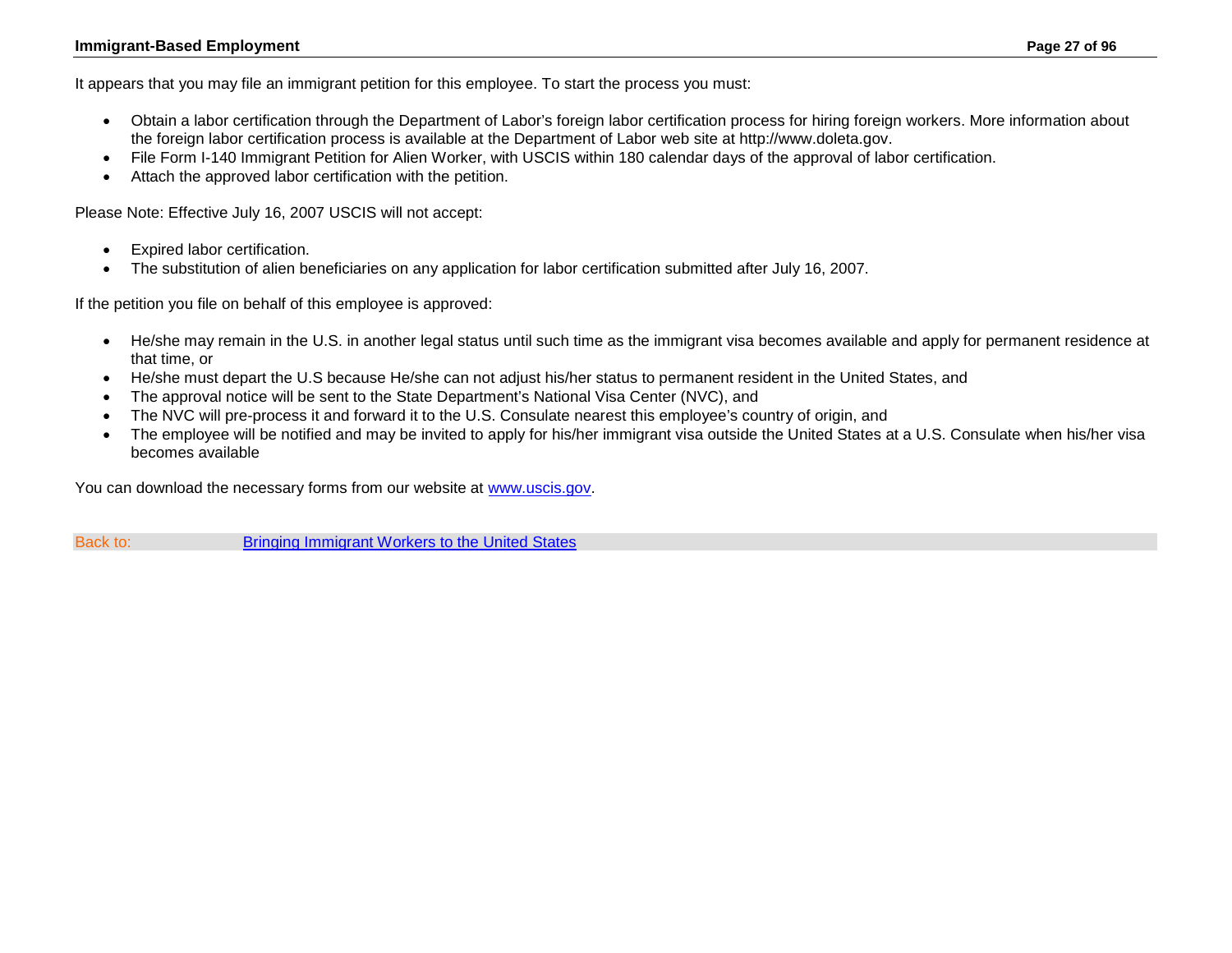It appears that you may file an immigrant petition for this employee. To start the process you must:

- Obtain a labor certification through the Department of Labor's foreign labor certification process for hiring foreign workers. More information about the foreign labor certification process is available at the Department of Labor web site at http://www.doleta.gov.
- File Form I-140 Immigrant Petition for Alien Worker, with USCIS within 180 calendar days of the approval of labor certification.
- Attach the approved labor certification with the petition.

Please Note: Effective July 16, 2007 USCIS will not accept:

- Expired labor certification.
- The substitution of alien beneficiaries on any application for labor certification submitted after July 16, 2007.

If the petition you file on behalf of this employee is approved:

- He/she may remain in the U.S. in another legal status until such time as the immigrant visa becomes available and apply for permanent residence at that time, or
- He/she must depart the U.S because He/she can not adjust his/her status to permanent resident in the United States, and
- The approval notice will be sent to the State Department's National Visa Center (NVC), and
- The NVC will pre-process it and forward it to the U.S. Consulate nearest this employee's country of origin, and
- The employee will be notified and may be invited to apply for his/her immigrant visa outside the United States at a U.S. Consulate when his/her visa becomes available

You can download the necessary forms from our website at [www.uscis.gov](http://www.uscis.gov).

Back to: [Bringing Immigrant Workers to the United States]()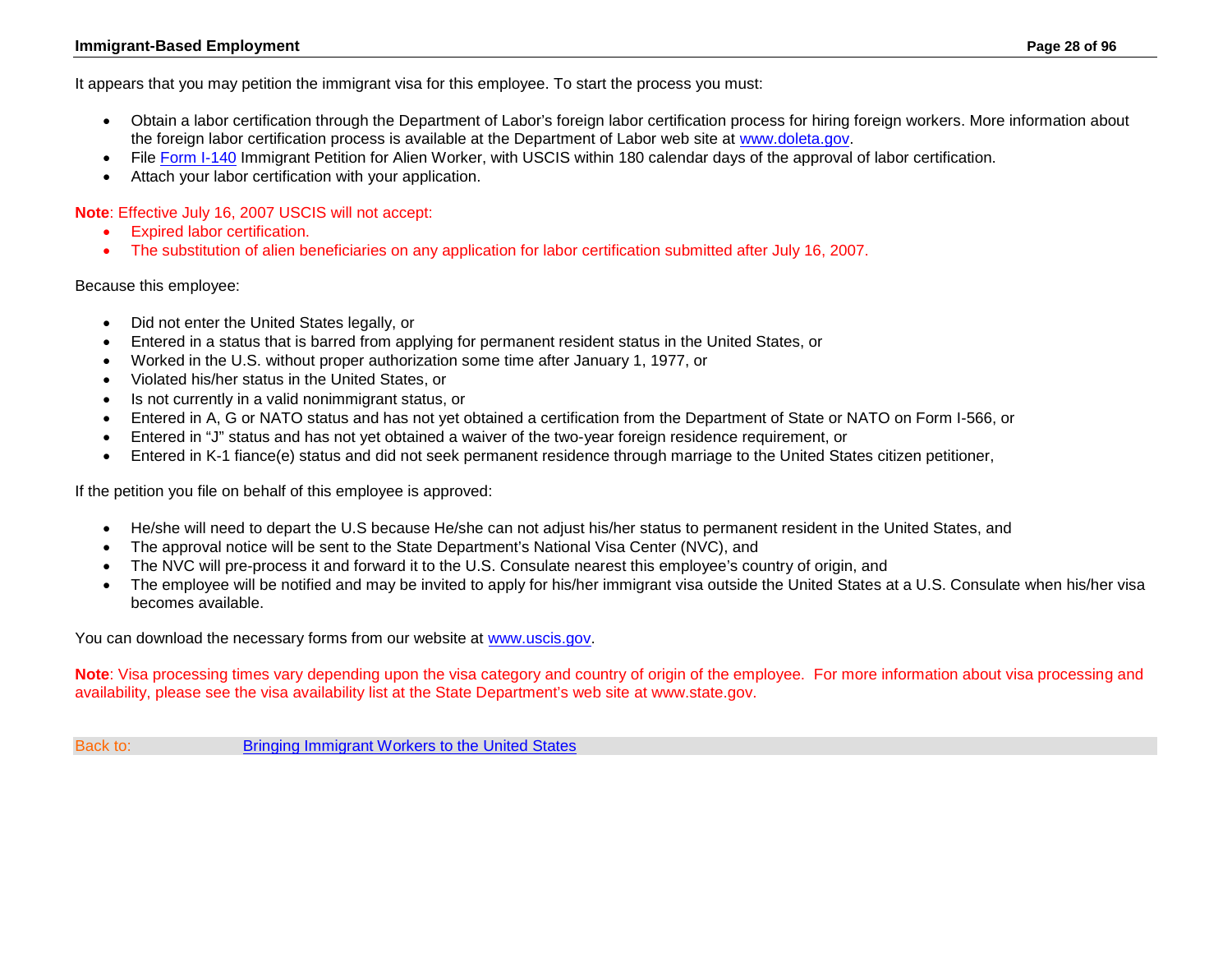It appears that you may petition the immigrant visa for this employee. To start the process you must:

- Obtain a labor certification through the Department of Labor's foreign labor certification process for hiring foreign workers. More information about the foreign labor certification process is available at the Department of Labor web site at [www.doleta.gov](http://www.doleta.gov).
- File [Form I-140](#) Immigrant Petition for Alien Worker, with USCIS within 180 calendar days of the approval of labor certification.
- Attach your labor certification with your application.

**Note**: Effective July 16, 2007 USCIS will not accept:

- Expired labor certification.
- The substitution of alien beneficiaries on any application for labor certification submitted after July 16, 2007.

Because this employee:

- Did not enter the United States legally, or
- Entered in a status that is barred from applying for permanent resident status in the United States, or
- Worked in the U.S. without proper authorization some time after January 1, 1977, or
- Violated his/her status in the United States, or
- Is not currently in a valid nonimmigrant status, or
- Entered in A, G or NATO status and has not yet obtained a certification from the Department of State or NATO on Form I-566, or
- Entered in "J" status and has not yet obtained a waiver of the two-year foreign residence requirement, or
- Entered in K-1 fiance(e) status and did not seek permanent residence through marriage to the United States citizen petitioner,

If the petition you file on behalf of this employee is approved:

- He/she will need to depart the U.S because He/she can not adjust his/her status to permanent resident in the United States, and
- The approval notice will be sent to the State Department's National Visa Center (NVC), and
- The NVC will pre-process it and forward it to the U.S. Consulate nearest this employee's country of origin, and
- The employee will be notified and may be invited to apply for his/her immigrant visa outside the United States at a U.S. Consulate when his/her visa becomes available.

You can download the necessary forms from our website at [www.uscis.gov](http://www.uscis.gov).

**Note**: Visa processing times vary depending upon the visa category and country of origin of the employee. For more information about visa processing and availability, please see the visa availability list at the State Department's web site at www.state.gov.

Back to: [Bringing Immigrant Workers to the United States](#)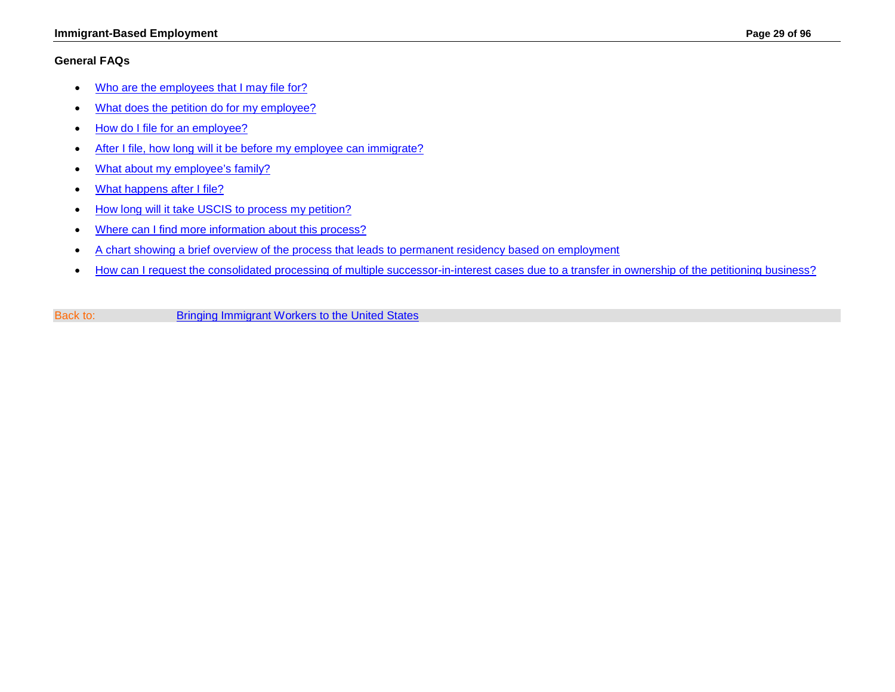### General FAQs

- Who are the employees that I may file for?
- What does the petition do for my employee?
- How do I file for an employee?
- After I file, how long will it be before my employee can immigrate?
- What about my employee's family?
- What happens after I file?
- How long will it take USCIS to process my petition?
- Where can I find more information about this process?
- A chart showing a brief overview of the process that leads to permanent residency based on employment
- How can I request the consolidated processing of multiple successor-in-interest cases due to a transfer in ownership of the petitioning business?

Back to: Bringing Immigrant Workers to the United States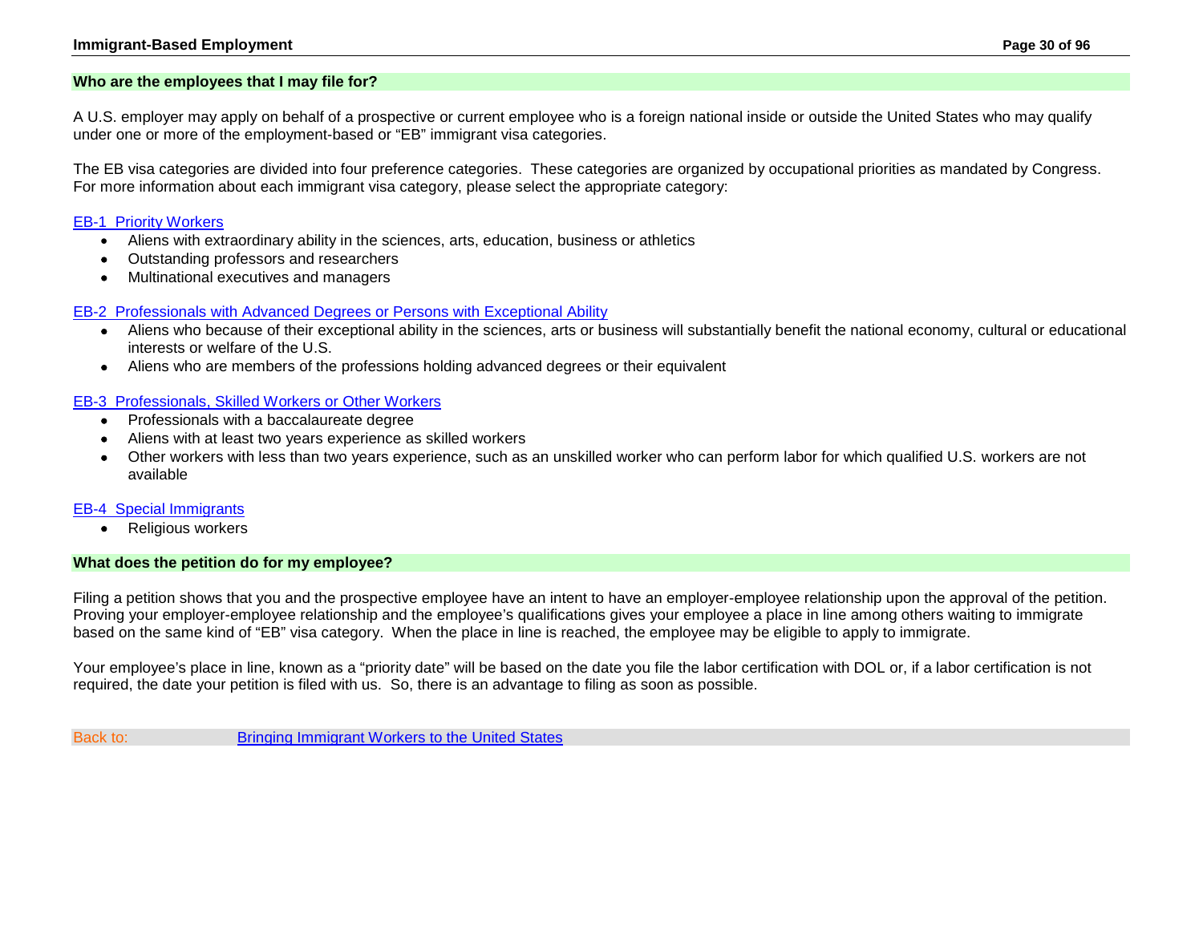## Who are the employees that I may file for?

A U.S. employer may apply on behalf of a prospective or current employee who is a foreign national inside or outside the United States who may qualify under one or more of the employment-based or “EB” immigrant visa categories.

The EB visa categories are divided into four preference categories. These categories are organized by occupational priorities as mandated by Congress. For more information about each immigrant visa category, please select the appropriate category:

EB-1 Priority Workers

- Aliens with extraordinary ability in the sciences, arts, education, business or athletics
- Outstanding professors and researchers
- Multinational executives and managers

EB-2 Professionals with Advanced Degrees or Persons with Exceptional Ability

- Aliens who because of their exceptional ability in the sciences, arts or business will substantially benefit the national economy, cultural or educational interests or welfare of the U.S.
- Aliens who are members of the professions holding advanced degrees or their equivalent

EB-3 Professionals, Skilled Workers or Other Workers

- Professionals with a baccalaureate degree
- Aliens with at least two years experience as skilled workers
- Other workers with less than two years experience, such as an unskilled worker who can perform labor for which qualified U.S. workers are not available

EB-4 Special Immigrants

- Religious workers

## What does the petition do for my employee?

Filing a petition shows that you and the prospective employee have an intent to have an employer-employee relationship upon the approval of the petition. Proving your employer-employee relationship and the employee’s qualifications gives your employee a place in line among others waiting to immigrate based on the same kind of “EB” visa category. When the place in line is reached, the employee may be eligible to apply to immigrate.

Your employee’s place in line, known as a “priority date” will be based on the date you file the labor certification with DOL or, if a labor certification is not required, the date your petition is filed with us. So, there is an advantage to filing as soon as possible.

Back to: Bringing Immigrant Workers to the United States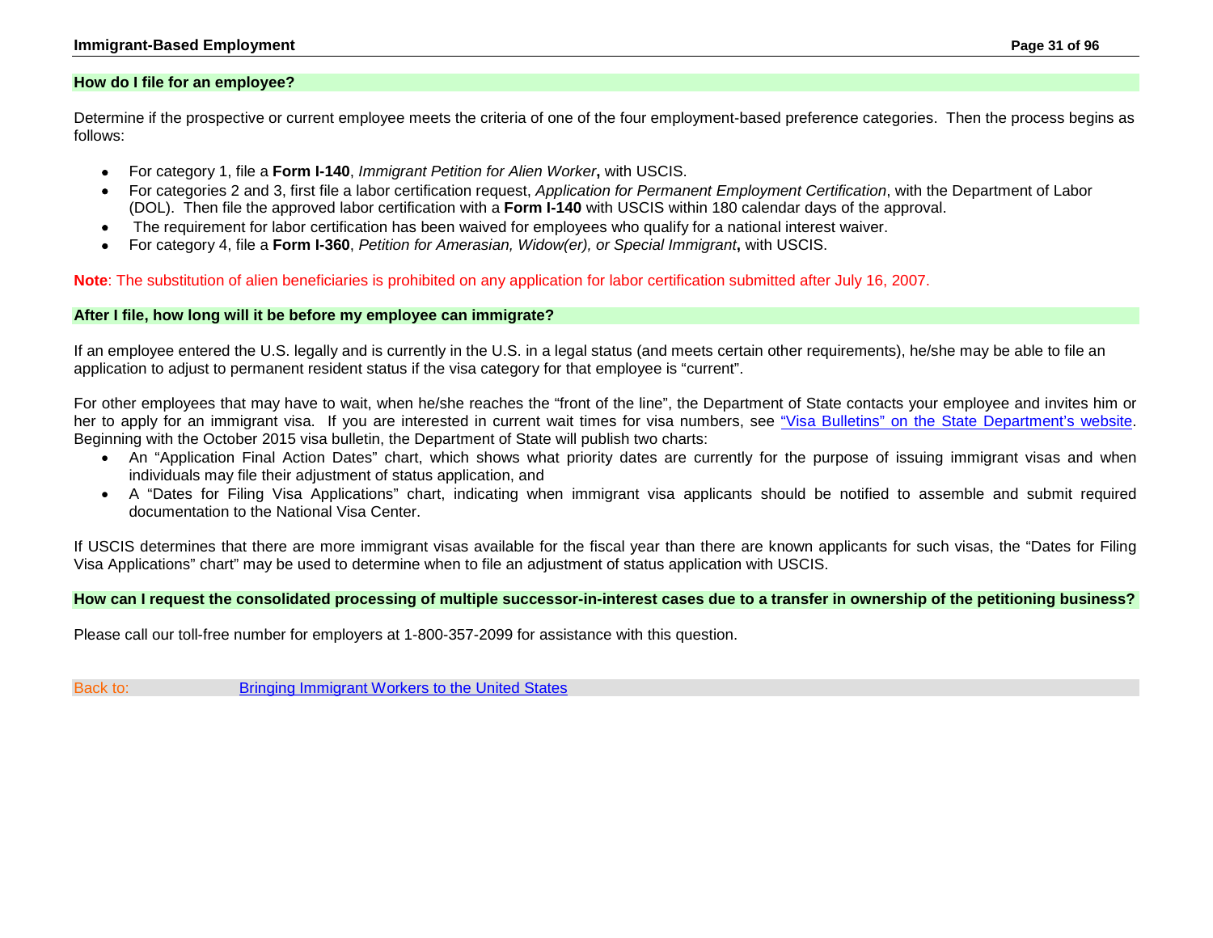## How do I file for an employee?

Determine if the prospective or current employee meets the criteria of one of the four employment-based preference categories. Then the process begins as follows:

- For category 1, file a **Form I-140**, *Immigrant Petition for Alien Worker***,** with USCIS.
- For categories 2 and 3, first file a labor certification request, *Application for Permanent Employment Certification*, with the Department of Labor (DOL). Then file the approved labor certification with a **Form I-140** with USCIS within 180 calendar days of the approval.
- The requirement for labor certification has been waived for employees who qualify for a national interest waiver.
- For category 4, file a **Form I-360**, *Petition for Amerasian, Widow(er), or Special Immigrant***,** with USCIS.

**Note**: The substitution of alien beneficiaries is prohibited on any application for labor certification submitted after July 16, 2007.

## After I file, how long will it be before my employee can immigrate?

If an employee entered the U.S. legally and is currently in the U.S. in a legal status (and meets certain other requirements), he/she may be able to file an application to adjust to permanent resident status if the visa category for that employee is "current".

For other employees that may have to wait, when he/she reaches the "front of the line", the Department of State contacts your employee and invites him or her to apply for an immigrant visa. If you are interested in current wait times for visa numbers, see "Visa Bulletins" on the State Department's website. Beginning with the October 2015 visa bulletin, the Department of State will publish two charts:

- An "Application Final Action Dates" chart, which shows what priority dates are currently for the purpose of issuing immigrant visas and when individuals may file their adjustment of status application, and
- A "Dates for Filing Visa Applications" chart, indicating when immigrant visa applicants should be notified to assemble and submit required documentation to the National Visa Center.

If USCIS determines that there are more immigrant visas available for the fiscal year than there are known applicants for such visas, the "Dates for Filing Visa Applications" chart" may be used to determine when to file an adjustment of status application with USCIS.

## How can I request the consolidated processing of multiple successor-in-interest cases due to a transfer in ownership of the petitioning business?

Please call our toll-free number for employers at 1-800-357-2099 for assistance with this question.

Back to: Bringing Immigrant Workers to the United States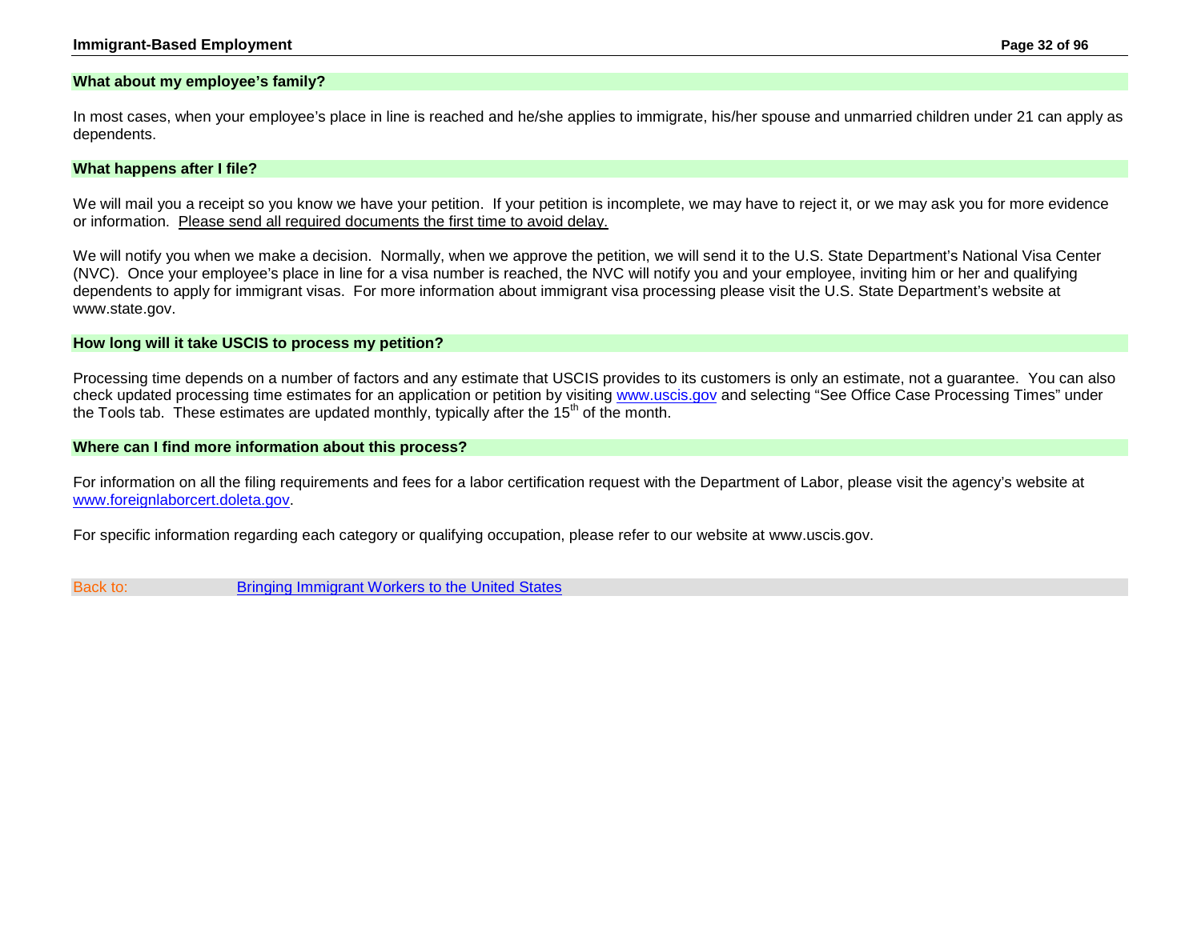### What about my employee's family?

In most cases, when your employee's place in line is reached and he/she applies to immigrate, his/her spouse and unmarried children under 21 can apply as dependents.

### What happens after I file?

We will mail you a receipt so you know we have your petition. If your petition is incomplete, we may have to reject it, or we may ask you for more evidence or information. <u>Please send all required documents the first time to avoid delay.</u>

We will notify you when we make a decision. Normally, when we approve the petition, we will send it to the U.S. State Department's National Visa Center (NVC). Once your employee's place in line for a visa number is reached, the NVC will notify you and your employee, inviting him or her and qualifying dependents to apply for immigrant visas. For more information about immigrant visa processing please visit the U.S. State Department's website at www.state.gov.

### How long will it take USCIS to process my petition?

Processing time depends on a number of factors and any estimate that USCIS provides to its customers is only an estimate, not a guarantee. You can also check updated processing time estimates for an application or petition by visiting [www.uscis.gov](www.uscis.gov) and selecting "See Office Case Processing Times" under the Tools tab. These estimates are updated monthly, typically after the 15th of the month.

### Where can I find more information about this process?

For information on all the filing requirements and fees for a labor certification request with the Department of Labor, please visit the agency's website at [www.foreignlaborcert.doleta.gov](www.foreignlaborcert.doleta.gov).

For specific information regarding each category or qualifying occupation, please refer to our website at www.uscis.gov.

Back to: [Bringing Immigrant Workers to the United States]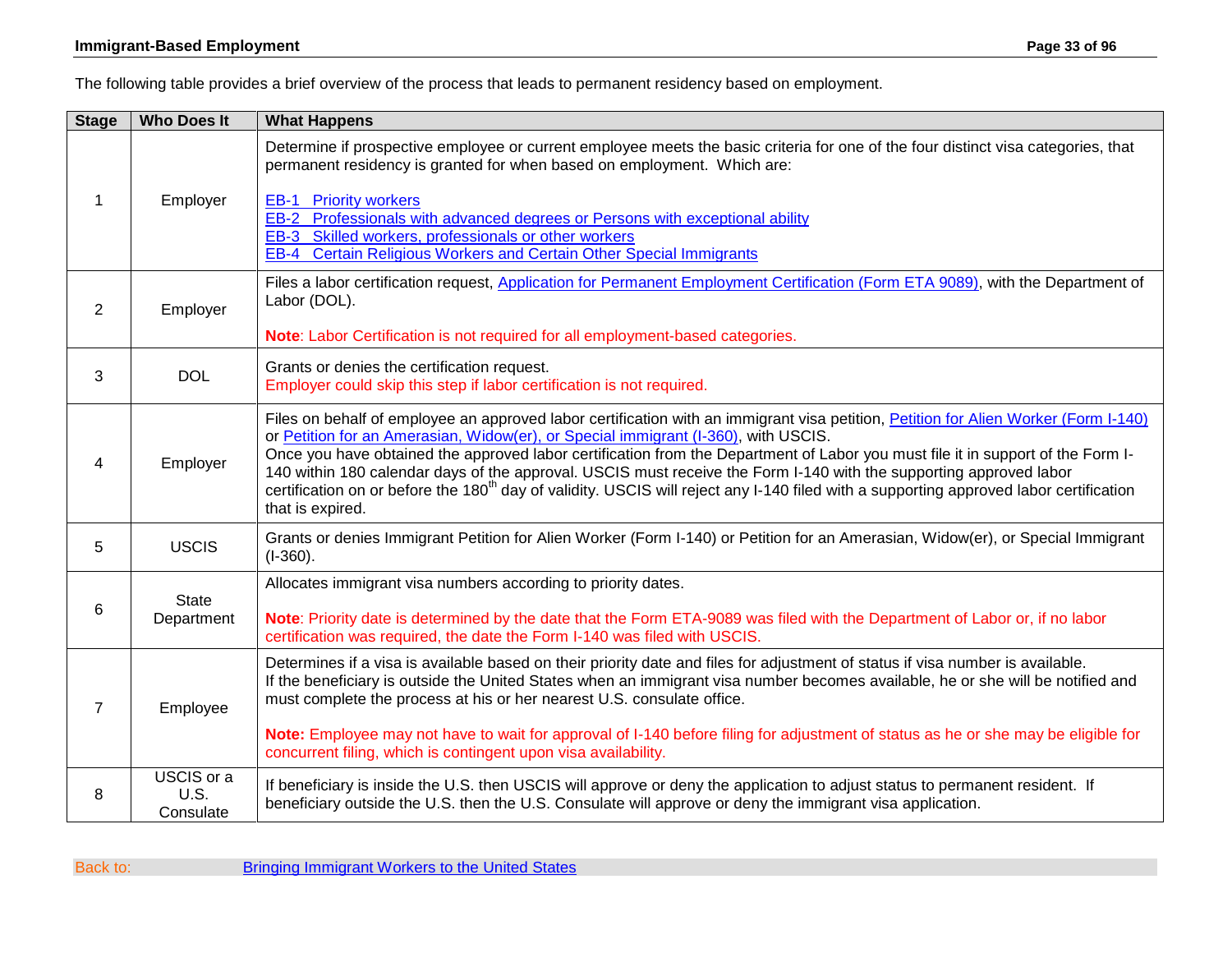The following table provides a brief overview of the process that leads to permanent residency based on employment.

| Stage | Who Does It | What Happens |
|---|---|---|
| 1 | Employer | Determine if prospective employee or current employee meets the basic criteria for one of the four distinct visa categories, that permanent residency is granted for when based on employment. Which are:<br><br>EB-1 Priority workers<br>EB-2 Professionals with advanced degrees or Persons with exceptional ability<br>EB-3 Skilled workers, professionals or other workers<br>EB-4 Certain Religious Workers and Certain Other Special Immigrants |
| 2 | Employer | Files a labor certification request, Application for Permanent Employment Certification (Form ETA 9089), with the Department of Labor (DOL).<br><br>**Note**: Labor Certification is not required for all employment-based categories. |
| 3 | DOL | Grants or denies the certification request.<br>Employer could skip this step if labor certification is not required. |
| 4 | Employer | Files on behalf of employee an approved labor certification with an immigrant visa petition, Petition for Alien Worker (Form I-140) or Petition for an Amerasian, Widow(er), or Special immigrant (I-360), with USCIS.<br>Once you have obtained the approved labor certification from the Department of Labor you must file it in support of the Form I-140 within 180 calendar days of the approval. USCIS must receive the Form I-140 with the supporting approved labor certification on or before the 180th day of validity. USCIS will reject any I-140 filed with a supporting approved labor certification that is expired. |
| 5 | USCIS | Grants or denies Immigrant Petition for Alien Worker (Form I-140) or Petition for an Amerasian, Widow(er), or Special Immigrant (I-360). |
| 6 | State Department | Allocates immigrant visa numbers according to priority dates.<br><br>**Note**: Priority date is determined by the date that the Form ETA-9089 was filed with the Department of Labor or, if no labor certification was required, the date the Form I-140 was filed with USCIS. |
| 7 | Employee | Determines if a visa is available based on their priority date and files for adjustment of status if visa number is available.<br>If the beneficiary is outside the United States when an immigrant visa number becomes available, he or she will be notified and must complete the process at his or her nearest U.S. consulate office.<br><br>**Note:** Employee may not have to wait for approval of I-140 before filing for adjustment of status as he or she may be eligible for concurrent filing, which is contingent upon visa availability. |
| 8 | USCIS or a U.S. Consulate | If beneficiary is inside the U.S. then USCIS will approve or deny the application to adjust status to permanent resident. If beneficiary outside the U.S. then the U.S. Consulate will approve or deny the immigrant visa application. |

Back to: Bringing Immigrant Workers to the United States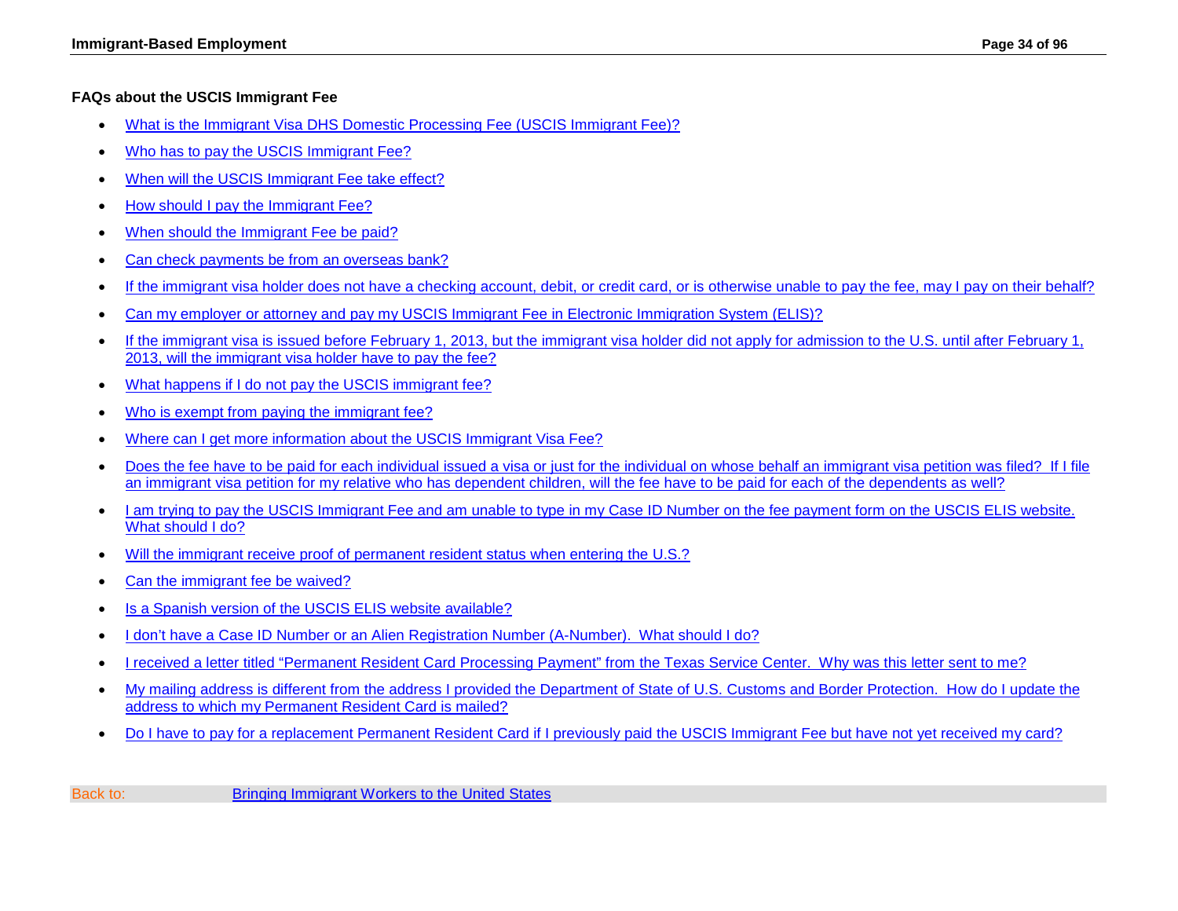**FAQs about the USCIS Immigrant Fee**

- What is the Immigrant Visa DHS Domestic Processing Fee (USCIS Immigrant Fee)?
- Who has to pay the USCIS Immigrant Fee?
- When will the USCIS Immigrant Fee take effect?
- How should I pay the Immigrant Fee?
- When should the Immigrant Fee be paid?
- Can check payments be from an overseas bank?
- If the immigrant visa holder does not have a checking account, debit, or credit card, or is otherwise unable to pay the fee, may I pay on their behalf?
- Can my employer or attorney and pay my USCIS Immigrant Fee in Electronic Immigration System (ELIS)?
- If the immigrant visa is issued before February 1, 2013, but the immigrant visa holder did not apply for admission to the U.S. until after February 1, 2013, will the immigrant visa holder have to pay the fee?
- What happens if I do not pay the USCIS immigrant fee?
- Who is exempt from paying the immigrant fee?
- Where can I get more information about the USCIS Immigrant Visa Fee?
- Does the fee have to be paid for each individual issued a visa or just for the individual on whose behalf an immigrant visa petition was filed? If I file an immigrant visa petition for my relative who has dependent children, will the fee have to be paid for each of the dependents as well?
- I am trying to pay the USCIS Immigrant Fee and am unable to type in my Case ID Number on the fee payment form on the USCIS ELIS website. What should I do?
- Will the immigrant receive proof of permanent resident status when entering the U.S.?
- Can the immigrant fee be waived?
- Is a Spanish version of the USCIS ELIS website available?
- I don't have a Case ID Number or an Alien Registration Number (A-Number). What should I do?
- I received a letter titled "Permanent Resident Card Processing Payment" from the Texas Service Center. Why was this letter sent to me?
- My mailing address is different from the address I provided the Department of State of U.S. Customs and Border Protection. How do I update the address to which my Permanent Resident Card is mailed?
- Do I have to pay for a replacement Permanent Resident Card if I previously paid the USCIS Immigrant Fee but have not yet received my card?

Back to: Bringing Immigrant Workers to the United States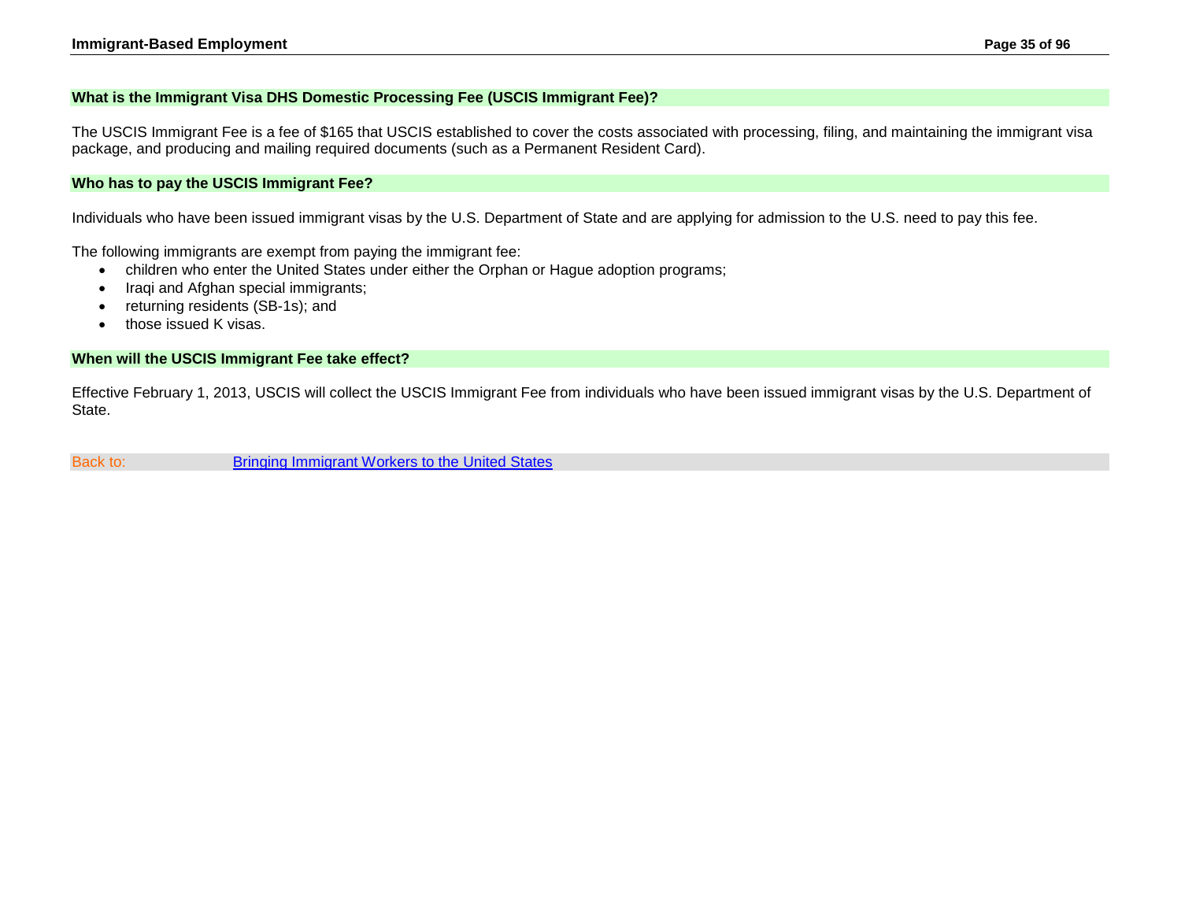### What is the Immigrant Visa DHS Domestic Processing Fee (USCIS Immigrant Fee)?

The USCIS Immigrant Fee is a fee of $165 that USCIS established to cover the costs associated with processing, filing, and maintaining the immigrant visa package, and producing and mailing required documents (such as a Permanent Resident Card).

### Who has to pay the USCIS Immigrant Fee?

Individuals who have been issued immigrant visas by the U.S. Department of State and are applying for admission to the U.S. need to pay this fee.

The following immigrants are exempt from paying the immigrant fee:

- children who enter the United States under either the Orphan or Hague adoption programs;
- Iraqi and Afghan special immigrants;
- returning residents (SB-1s); and
- those issued K visas.

### When will the USCIS Immigrant Fee take effect?

Effective February 1, 2013, USCIS will collect the USCIS Immigrant Fee from individuals who have been issued immigrant visas by the U.S. Department of State.

Back to: Bringing Immigrant Workers to the United States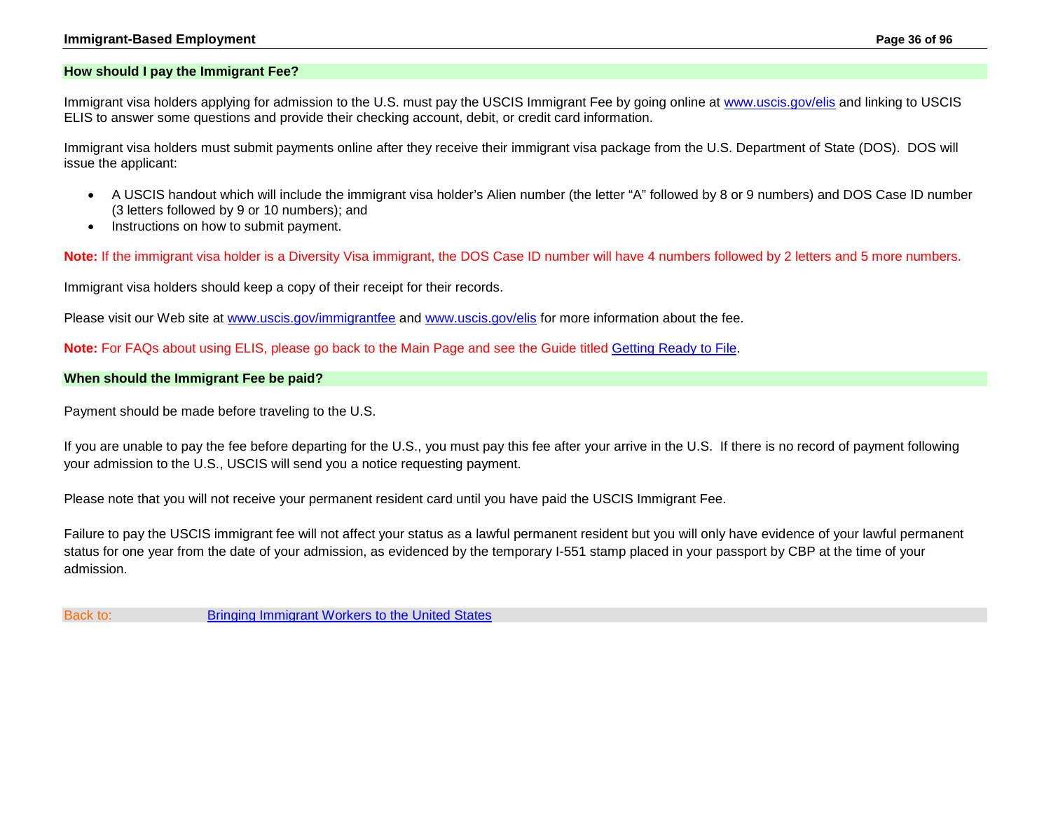### How should I pay the Immigrant Fee?

Immigrant visa holders applying for admission to the U.S. must pay the USCIS Immigrant Fee by going online at [www.uscis.gov/elis](www.uscis.gov/elis) and linking to USCIS ELIS to answer some questions and provide their checking account, debit, or credit card information.

Immigrant visa holders must submit payments online after they receive their immigrant visa package from the U.S. Department of State (DOS). DOS will issue the applicant:

- A USCIS handout which will include the immigrant visa holder's Alien number (the letter "A" followed by 8 or 9 numbers) and DOS Case ID number (3 letters followed by 9 or 10 numbers); and
- Instructions on how to submit payment.

**Note:** If the immigrant visa holder is a Diversity Visa immigrant, the DOS Case ID number will have 4 numbers followed by 2 letters and 5 more numbers.

Immigrant visa holders should keep a copy of their receipt for their records.

Please visit our Web site at [www.uscis.gov/immigrantfee](www.uscis.gov/immigrantfee) and [www.uscis.gov/elis](www.uscis.gov/elis) for more information about the fee.

**Note:** For FAQs about using ELIS, please go back to the Main Page and see the Guide titled Getting Ready to File.

### When should the Immigrant Fee be paid?

Payment should be made before traveling to the U.S.

If you are unable to pay the fee before departing for the U.S., you must pay this fee after your arrive in the U.S. If there is no record of payment following your admission to the U.S., USCIS will send you a notice requesting payment.

Please note that you will not receive your permanent resident card until you have paid the USCIS Immigrant Fee.

Failure to pay the USCIS immigrant fee will not affect your status as a lawful permanent resident but you will only have evidence of your lawful permanent status for one year from the date of your admission, as evidenced by the temporary I-551 stamp placed in your passport by CBP at the time of your admission.

Back to: Bringing Immigrant Workers to the United States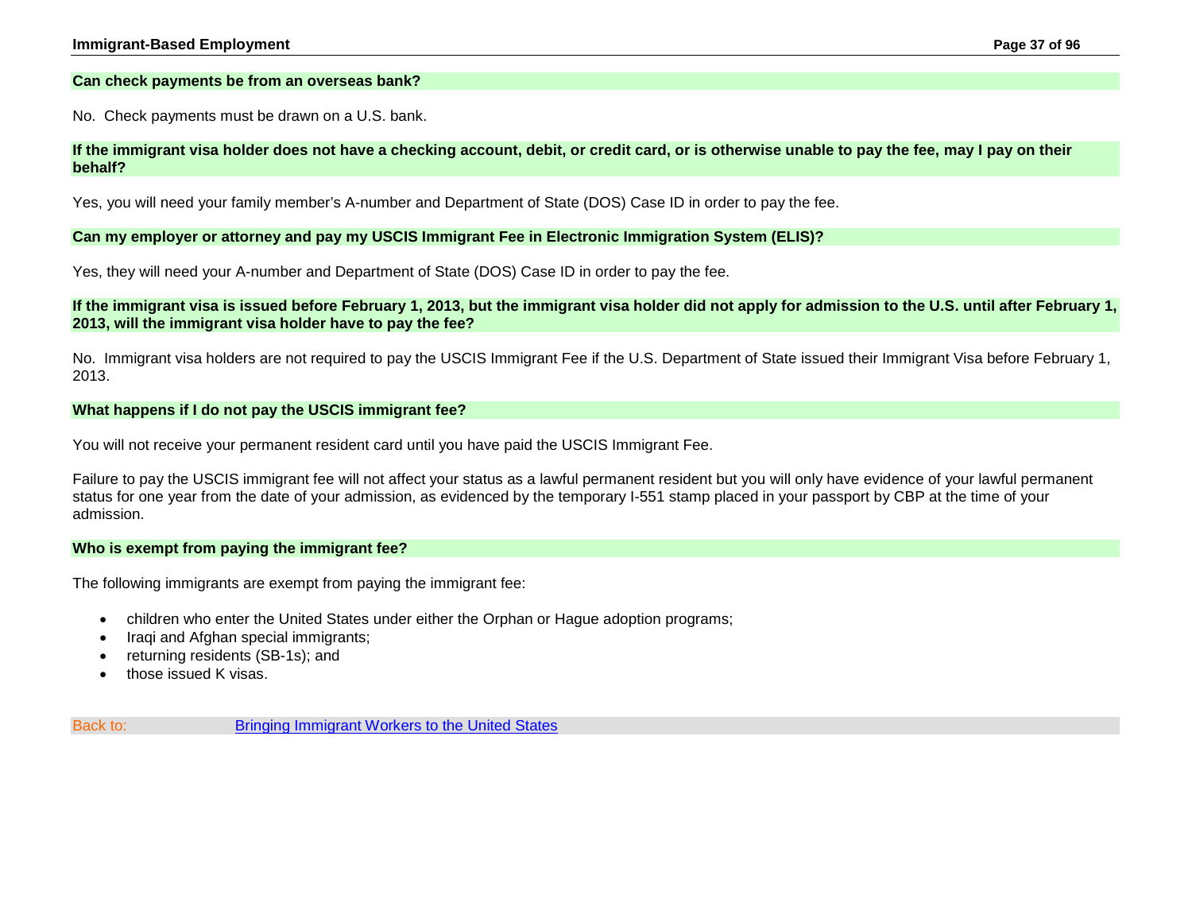### Can check payments be from an overseas bank?

No. Check payments must be drawn on a U.S. bank.

### If the immigrant visa holder does not have a checking account, debit, or credit card, or is otherwise unable to pay the fee, may I pay on their behalf?

Yes, you will need your family member's A-number and Department of State (DOS) Case ID in order to pay the fee.

### Can my employer or attorney and pay my USCIS Immigrant Fee in Electronic Immigration System (ELIS)?

Yes, they will need your A-number and Department of State (DOS) Case ID in order to pay the fee.

### If the immigrant visa is issued before February 1, 2013, but the immigrant visa holder did not apply for admission to the U.S. until after February 1, 2013, will the immigrant visa holder have to pay the fee?

No. Immigrant visa holders are not required to pay the USCIS Immigrant Fee if the U.S. Department of State issued their Immigrant Visa before February 1, 2013.

### What happens if I do not pay the USCIS immigrant fee?

You will not receive your permanent resident card until you have paid the USCIS Immigrant Fee.

Failure to pay the USCIS immigrant fee will not affect your status as a lawful permanent resident but you will only have evidence of your lawful permanent status for one year from the date of your admission, as evidenced by the temporary I-551 stamp placed in your passport by CBP at the time of your admission.

### Who is exempt from paying the immigrant fee?

The following immigrants are exempt from paying the immigrant fee:

- children who enter the United States under either the Orphan or Hague adoption programs;
- Iraqi and Afghan special immigrants;
- returning residents (SB-1s); and
- those issued K visas.

Back to: Bringing Immigrant Workers to the United States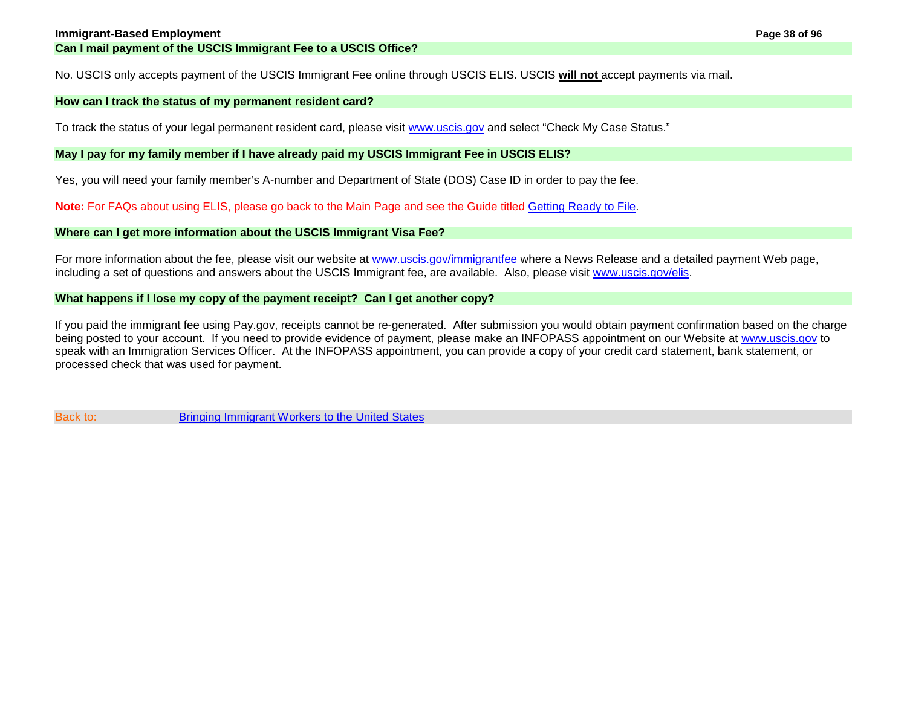### Can I mail payment of the USCIS Immigrant Fee to a USCIS Office?

No. USCIS only accepts payment of the USCIS Immigrant Fee online through USCIS ELIS. USCIS **will not** accept payments via mail.

### How can I track the status of my permanent resident card?

To track the status of your legal permanent resident card, please visit [www.uscis.gov](www.uscis.gov) and select "Check My Case Status."

### May I pay for my family member if I have already paid my USCIS Immigrant Fee in USCIS ELIS?

Yes, you will need your family member's A-number and Department of State (DOS) Case ID in order to pay the fee.

**Note:** For FAQs about using ELIS, please go back to the Main Page and see the Guide titled [Getting Ready to File](#).

### Where can I get more information about the USCIS Immigrant Visa Fee?

For more information about the fee, please visit our website at [www.uscis.gov/immigrantfee](www.uscis.gov/immigrantfee) where a News Release and a detailed payment Web page, including a set of questions and answers about the USCIS Immigrant fee, are available. Also, please visit [www.uscis.gov/elis](www.uscis.gov/elis).

### What happens if I lose my copy of the payment receipt? Can I get another copy?

If you paid the immigrant fee using Pay.gov, receipts cannot be re-generated. After submission you would obtain payment confirmation based on the charge being posted to your account. If you need to provide evidence of payment, please make an INFOPASS appointment on our Website at [www.uscis.gov](www.uscis.gov) to speak with an Immigration Services Officer. At the INFOPASS appointment, you can provide a copy of your credit card statement, bank statement, or processed check that was used for payment.

Back to: [Bringing Immigrant Workers to the United States](#)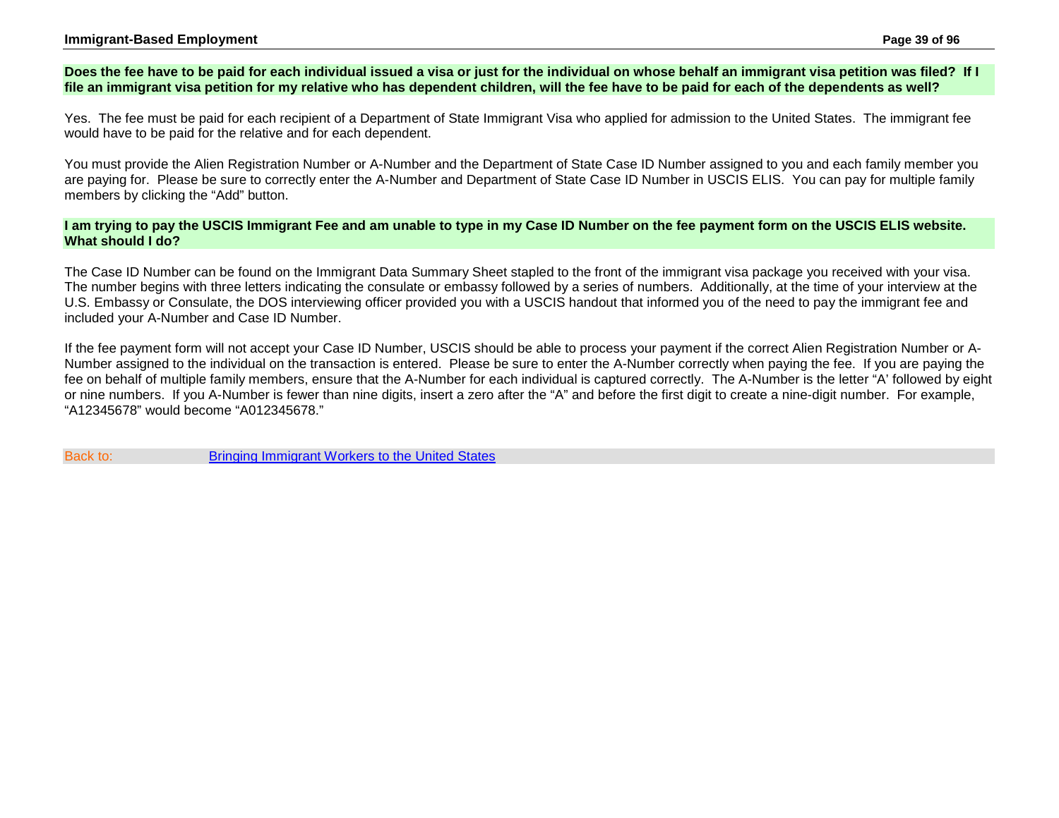**Does the fee have to be paid for each individual issued a visa or just for the individual on whose behalf an immigrant visa petition was filed? If I file an immigrant visa petition for my relative who has dependent children, will the fee have to be paid for each of the dependents as well?**

Yes. The fee must be paid for each recipient of a Department of State Immigrant Visa who applied for admission to the United States. The immigrant fee would have to be paid for the relative and for each dependent.

You must provide the Alien Registration Number or A-Number and the Department of State Case ID Number assigned to you and each family member you are paying for. Please be sure to correctly enter the A-Number and Department of State Case ID Number in USCIS ELIS. You can pay for multiple family members by clicking the "Add" button.

**I am trying to pay the USCIS Immigrant Fee and am unable to type in my Case ID Number on the fee payment form on the USCIS ELIS website. What should I do?**

The Case ID Number can be found on the Immigrant Data Summary Sheet stapled to the front of the immigrant visa package you received with your visa. The number begins with three letters indicating the consulate or embassy followed by a series of numbers. Additionally, at the time of your interview at the U.S. Embassy or Consulate, the DOS interviewing officer provided you with a USCIS handout that informed you of the need to pay the immigrant fee and included your A-Number and Case ID Number.

If the fee payment form will not accept your Case ID Number, USCIS should be able to process your payment if the correct Alien Registration Number or A-Number assigned to the individual on the transaction is entered. Please be sure to enter the A-Number correctly when paying the fee. If you are paying the fee on behalf of multiple family members, ensure that the A-Number for each individual is captured correctly. The A-Number is the letter "A' followed by eight or nine numbers. If you A-Number is fewer than nine digits, insert a zero after the "A" and before the first digit to create a nine-digit number. For example, "A12345678" would become "A012345678."

Back to: [Bringing Immigrant Workers to the United States]()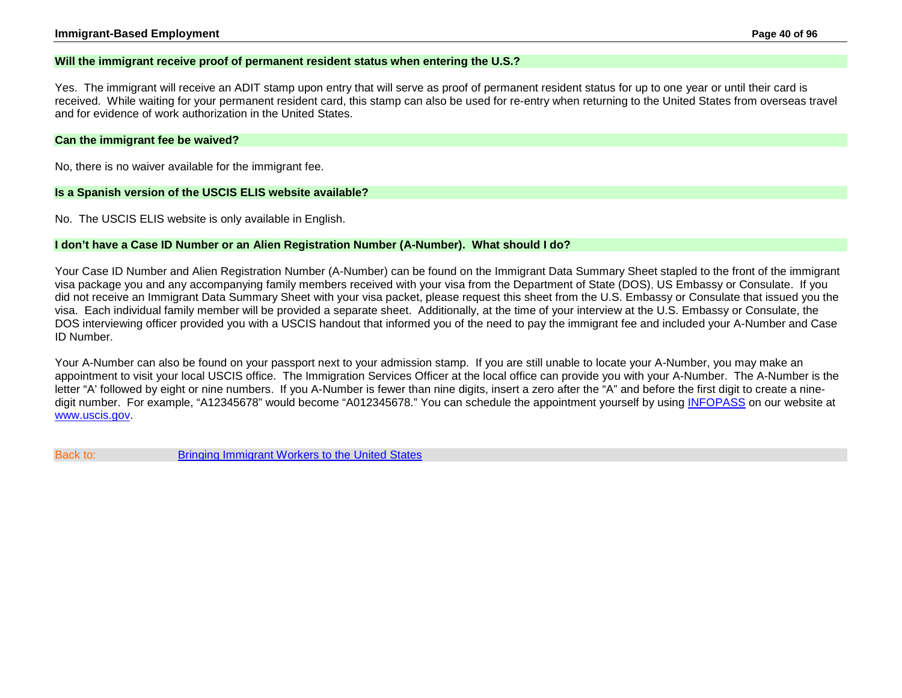### Will the immigrant receive proof of permanent resident status when entering the U.S.?

Yes. The immigrant will receive an ADIT stamp upon entry that will serve as proof of permanent resident status for up to one year or until their card is received. While waiting for your permanent resident card, this stamp can also be used for re-entry when returning to the United States from overseas travel and for evidence of work authorization in the United States.

### Can the immigrant fee be waived?

No, there is no waiver available for the immigrant fee.

### Is a Spanish version of the USCIS ELIS website available?

No. The USCIS ELIS website is only available in English.

### I don't have a Case ID Number or an Alien Registration Number (A-Number). What should I do?

Your Case ID Number and Alien Registration Number (A-Number) can be found on the Immigrant Data Summary Sheet stapled to the front of the immigrant visa package you and any accompanying family members received with your visa from the Department of State (DOS), US Embassy or Consulate. If you did not receive an Immigrant Data Summary Sheet with your visa packet, please request this sheet from the U.S. Embassy or Consulate that issued you the visa. Each individual family member will be provided a separate sheet. Additionally, at the time of your interview at the U.S. Embassy or Consulate, the DOS interviewing officer provided you with a USCIS handout that informed you of the need to pay the immigrant fee and included your A-Number and Case ID Number.

Your A-Number can also be found on your passport next to your admission stamp. If you are still unable to locate your A-Number, you may make an appointment to visit your local USCIS office. The Immigration Services Officer at the local office can provide you with your A-Number. The A-Number is the letter "A' followed by eight or nine numbers. If you A-Number is fewer than nine digits, insert a zero after the "A" and before the first digit to create a nine-digit number. For example, "A12345678" would become "A012345678." You can schedule the appointment yourself by using [INFOPASS]() on our website at [www.uscis.gov]().

Back to: [Bringing Immigrant Workers to the United States]()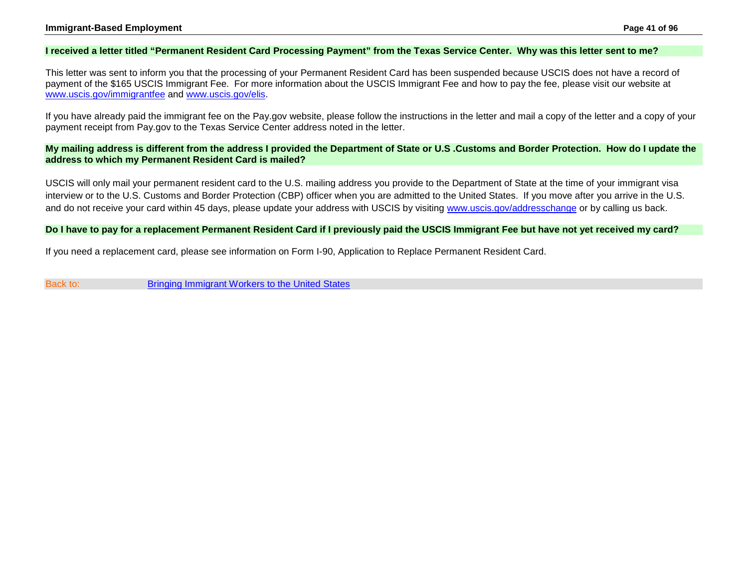**I received a letter titled "Permanent Resident Card Processing Payment" from the Texas Service Center. Why was this letter sent to me?**

This letter was sent to inform you that the processing of your Permanent Resident Card has been suspended because USCIS does not have a record of payment of the $165 USCIS Immigrant Fee. For more information about the USCIS Immigrant Fee and how to pay the fee, please visit our website at [www.uscis.gov/immigrantfee](http://www.uscis.gov/immigrantfee) and [www.uscis.gov/elis](http://www.uscis.gov/elis).

If you have already paid the immigrant fee on the Pay.gov website, please follow the instructions in the letter and mail a copy of the letter and a copy of your payment receipt from Pay.gov to the Texas Service Center address noted in the letter.

**My mailing address is different from the address I provided the Department of State or U.S .Customs and Border Protection. How do I update the address to which my Permanent Resident Card is mailed?**

USCIS will only mail your permanent resident card to the U.S. mailing address you provide to the Department of State at the time of your immigrant visa interview or to the U.S. Customs and Border Protection (CBP) officer when you are admitted to the United States. If you move after you arrive in the U.S. and do not receive your card within 45 days, please update your address with USCIS by visiting [www.uscis.gov/addresschange](http://www.uscis.gov/addresschange) or by calling us back.

**Do I have to pay for a replacement Permanent Resident Card if I previously paid the USCIS Immigrant Fee but have not yet received my card?**

If you need a replacement card, please see information on Form I-90, Application to Replace Permanent Resident Card.

Back to: [Bringing Immigrant Workers to the United States]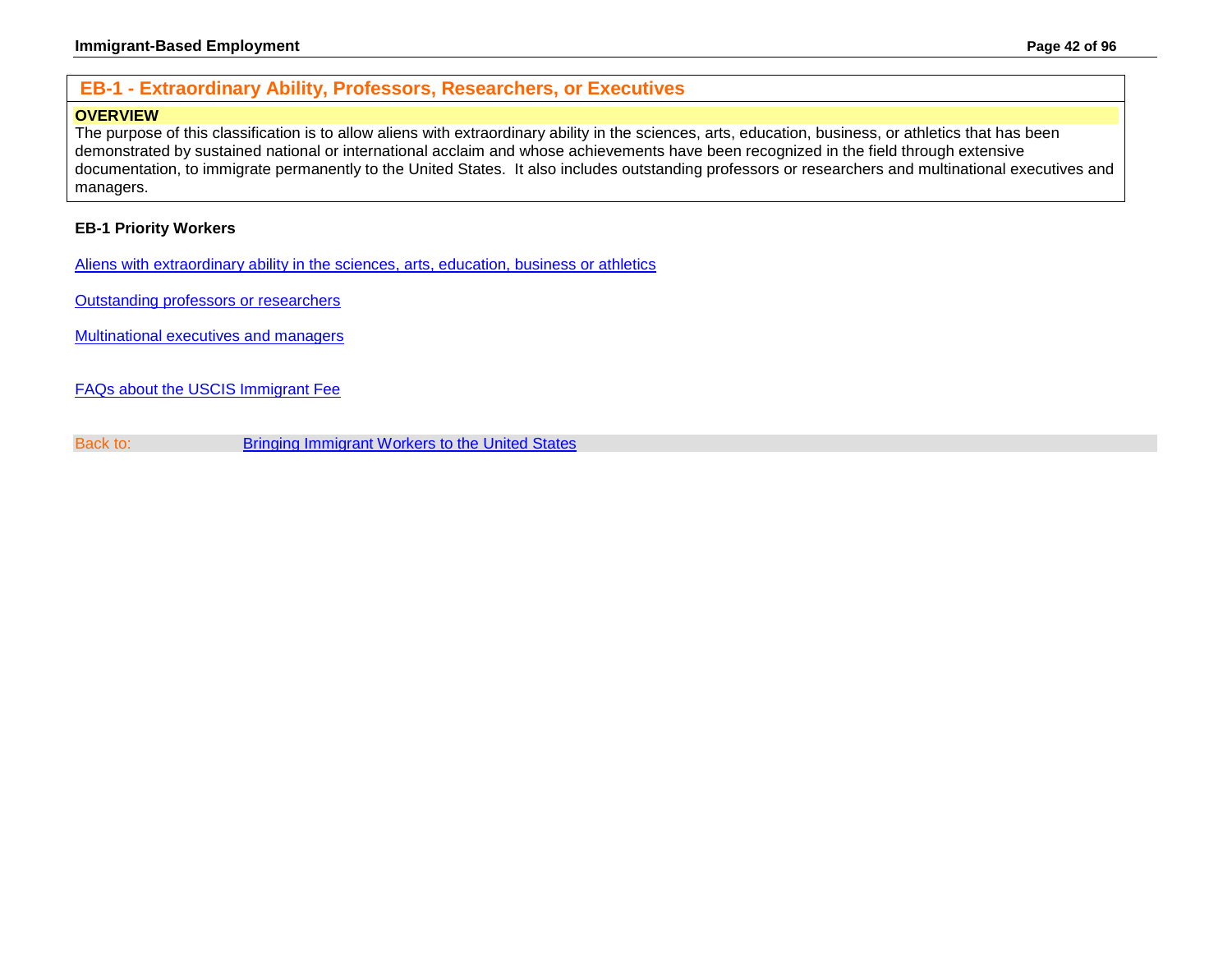## EB-1 - Extraordinary Ability, Professors, Researchers, or Executives

**OVERVIEW**

The purpose of this classification is to allow aliens with extraordinary ability in the sciences, arts, education, business, or athletics that has been demonstrated by sustained national or international acclaim and whose achievements have been recognized in the field through extensive documentation, to immigrate permanently to the United States. It also includes outstanding professors or researchers and multinational executives and managers.

**EB-1 Priority Workers**

Aliens with extraordinary ability in the sciences, arts, education, business or athletics

Outstanding professors or researchers

Multinational executives and managers

FAQs about the USCIS Immigrant Fee

Back to: Bringing Immigrant Workers to the United States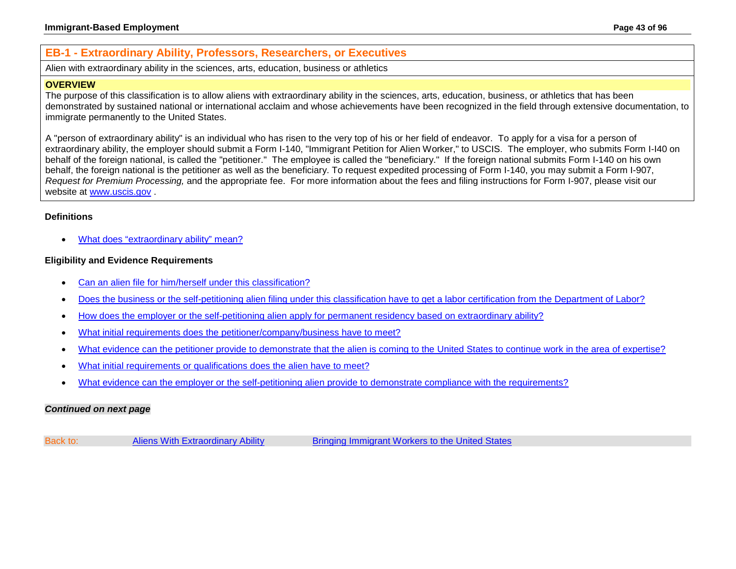## EB-1 - Extraordinary Ability, Professors, Researchers, or Executives

Alien with extraordinary ability in the sciences, arts, education, business or athletics

**OVERVIEW**

The purpose of this classification is to allow aliens with extraordinary ability in the sciences, arts, education, business, or athletics that has been demonstrated by sustained national or international acclaim and whose achievements have been recognized in the field through extensive documentation, to immigrate permanently to the United States.

A "person of extraordinary ability" is an individual who has risen to the very top of his or her field of endeavor. To apply for a visa for a person of extraordinary ability, the employer should submit a Form I-140, "Immigrant Petition for Alien Worker," to USCIS. The employer, who submits Form I-I40 on behalf of the foreign national, is called the "petitioner." The employee is called the "beneficiary." If the foreign national submits Form I-140 on his own behalf, the foreign national is the petitioner as well as the beneficiary. To request expedited processing of Form I-140, you may submit a Form I-907, *Request for Premium Processing,* and the appropriate fee. For more information about the fees and filing instructions for Form I-907, please visit our website at www.uscis.gov .

### Definitions

- What does "extraordinary ability" mean?

### Eligibility and Evidence Requirements

- Can an alien file for him/herself under this classification?
- Does the business or the self-petitioning alien filing under this classification have to get a labor certification from the Department of Labor?
- How does the employer or the self-petitioning alien apply for permanent residency based on extraordinary ability?
- What initial requirements does the petitioner/company/business have to meet?
- What evidence can the petitioner provide to demonstrate that the alien is coming to the United States to continue work in the area of expertise?
- What initial requirements or qualifications does the alien have to meet?
- What evidence can the employer or the self-petitioning alien provide to demonstrate compliance with the requirements?

***Continued on next page***

Back to: Aliens With Extraordinary Ability Bringing Immigrant Workers to the United States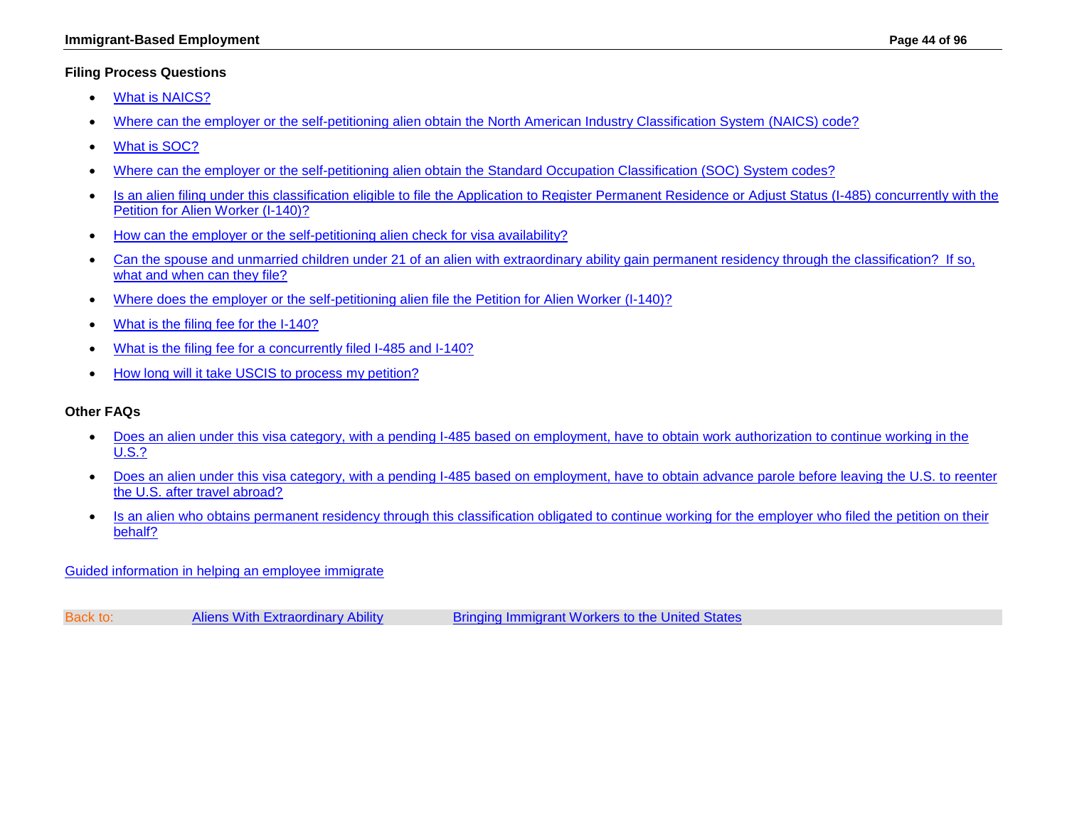### Filing Process Questions

- What is NAICS?
- Where can the employer or the self-petitioning alien obtain the North American Industry Classification System (NAICS) code?
- What is SOC?
- Where can the employer or the self-petitioning alien obtain the Standard Occupation Classification (SOC) System codes?
- Is an alien filing under this classification eligible to file the Application to Register Permanent Residence or Adjust Status (I-485) concurrently with the Petition for Alien Worker (I-140)?
- How can the employer or the self-petitioning alien check for visa availability?
- Can the spouse and unmarried children under 21 of an alien with extraordinary ability gain permanent residency through the classification? If so, what and when can they file?
- Where does the employer or the self-petitioning alien file the Petition for Alien Worker (I-140)?
- What is the filing fee for the I-140?
- What is the filing fee for a concurrently filed I-485 and I-140?
- How long will it take USCIS to process my petition?

### Other FAQs

- Does an alien under this visa category, with a pending I-485 based on employment, have to obtain work authorization to continue working in the U.S.?
- Does an alien under this visa category, with a pending I-485 based on employment, have to obtain advance parole before leaving the U.S. to reenter the U.S. after travel abroad?
- Is an alien who obtains permanent residency through this classification obligated to continue working for the employer who filed the petition on their behalf?

Guided information in helping an employee immigrate

Back to: Aliens With Extraordinary Ability Bringing Immigrant Workers to the United States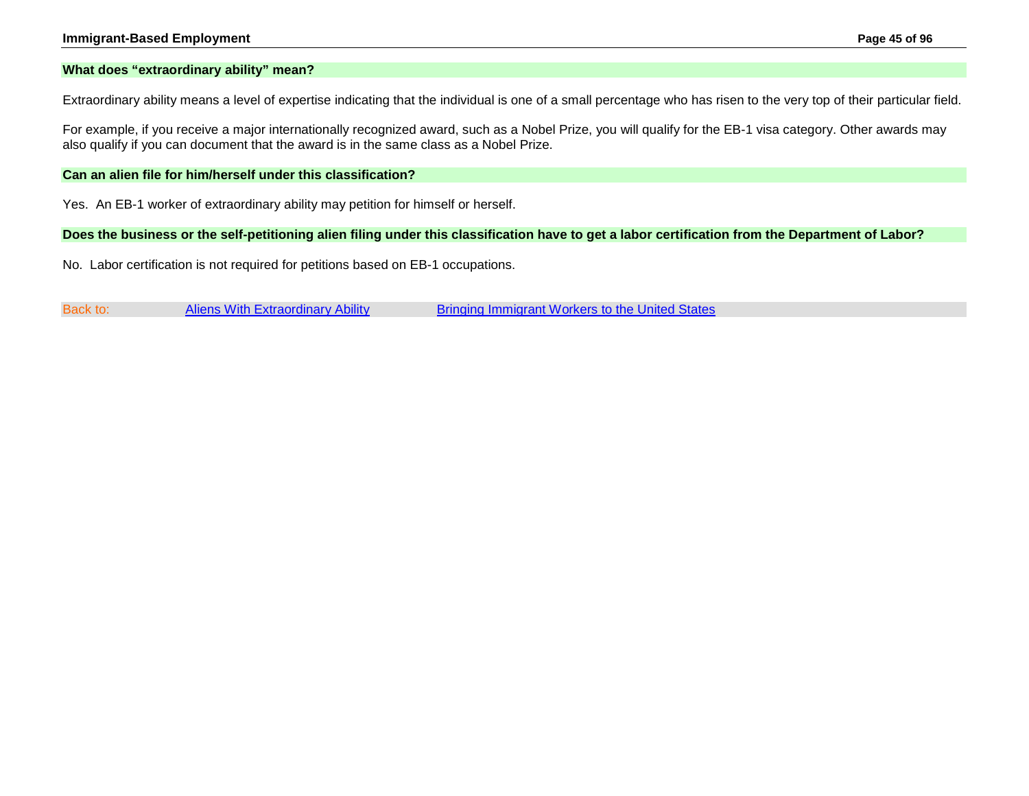### What does “extraordinary ability” mean?

Extraordinary ability means a level of expertise indicating that the individual is one of a small percentage who has risen to the very top of their particular field.

For example, if you receive a major internationally recognized award, such as a Nobel Prize, you will qualify for the EB-1 visa category. Other awards may also qualify if you can document that the award is in the same class as a Nobel Prize.

### Can an alien file for him/herself under this classification?

Yes. An EB-1 worker of extraordinary ability may petition for himself or herself.

### Does the business or the self-petitioning alien filing under this classification have to get a labor certification from the Department of Labor?

No. Labor certification is not required for petitions based on EB-1 occupations.

Back to: Aliens With Extraordinary Ability | Bringing Immigrant Workers to the United States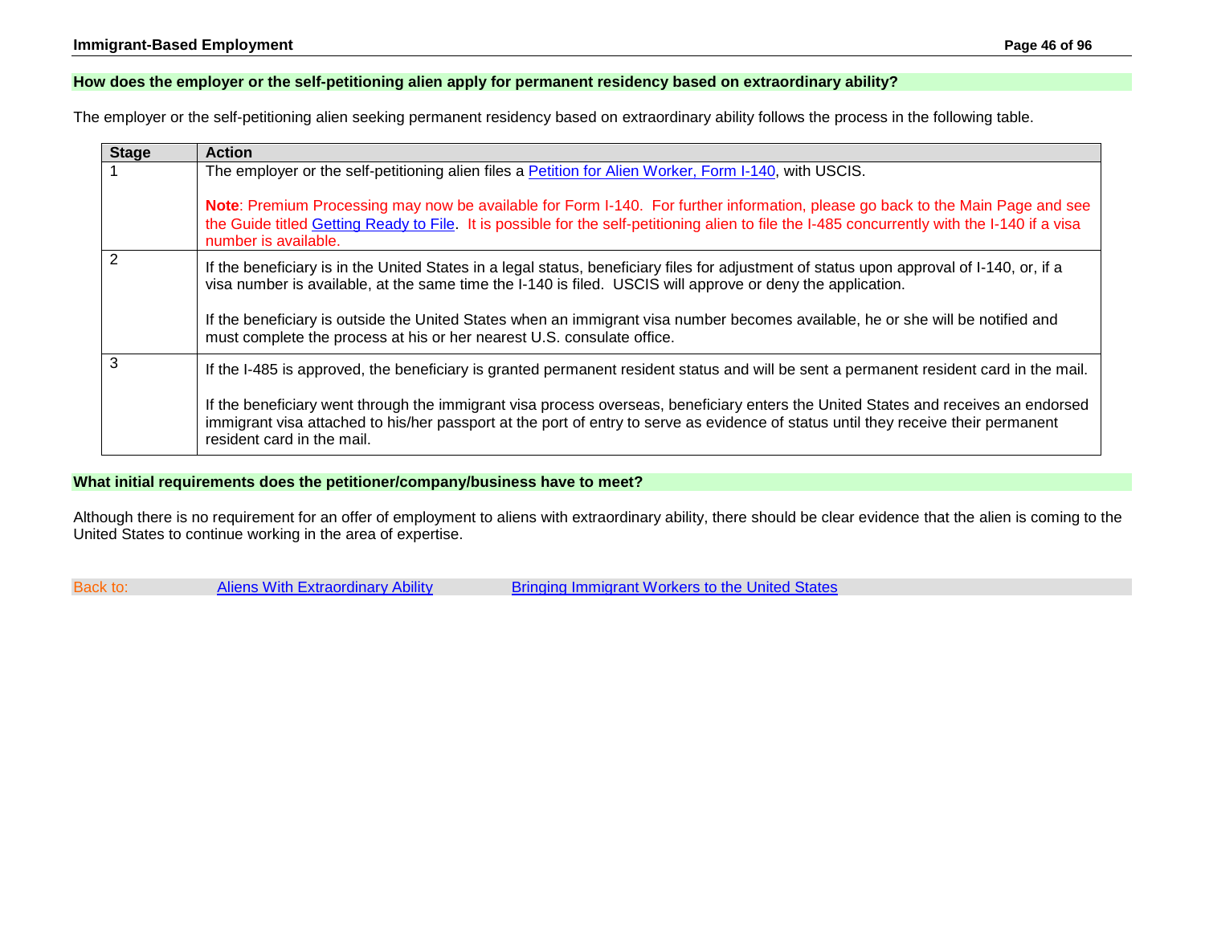## How does the employer or the self-petitioning alien apply for permanent residency based on extraordinary ability?

The employer or the self-petitioning alien seeking permanent residency based on extraordinary ability follows the process in the following table.

| Stage | Action |
|---|---|
| 1 | The employer or the self-petitioning alien files a Petition for Alien Worker, Form I-140, with USCIS.<br><br>**Note**: Premium Processing may now be available for Form I-140. For further information, please go back to the Main Page and see the Guide titled Getting Ready to File. It is possible for the self-petitioning alien to file the I-485 concurrently with the I-140 if a visa number is available. |
| 2 | If the beneficiary is in the United States in a legal status, beneficiary files for adjustment of status upon approval of I-140, or, if a visa number is available, at the same time the I-140 is filed. USCIS will approve or deny the application.<br><br>If the beneficiary is outside the United States when an immigrant visa number becomes available, he or she will be notified and must complete the process at his or her nearest U.S. consulate office. |
| 3 | If the I-485 is approved, the beneficiary is granted permanent resident status and will be sent a permanent resident card in the mail.<br><br>If the beneficiary went through the immigrant visa process overseas, beneficiary enters the United States and receives an endorsed immigrant visa attached to his/her passport at the port of entry to serve as evidence of status until they receive their permanent resident card in the mail. |

## What initial requirements does the petitioner/company/business have to meet?

Although there is no requirement for an offer of employment to aliens with extraordinary ability, there should be clear evidence that the alien is coming to the United States to continue working in the area of expertise.

Back to: Aliens With Extraordinary Ability Bringing Immigrant Workers to the United States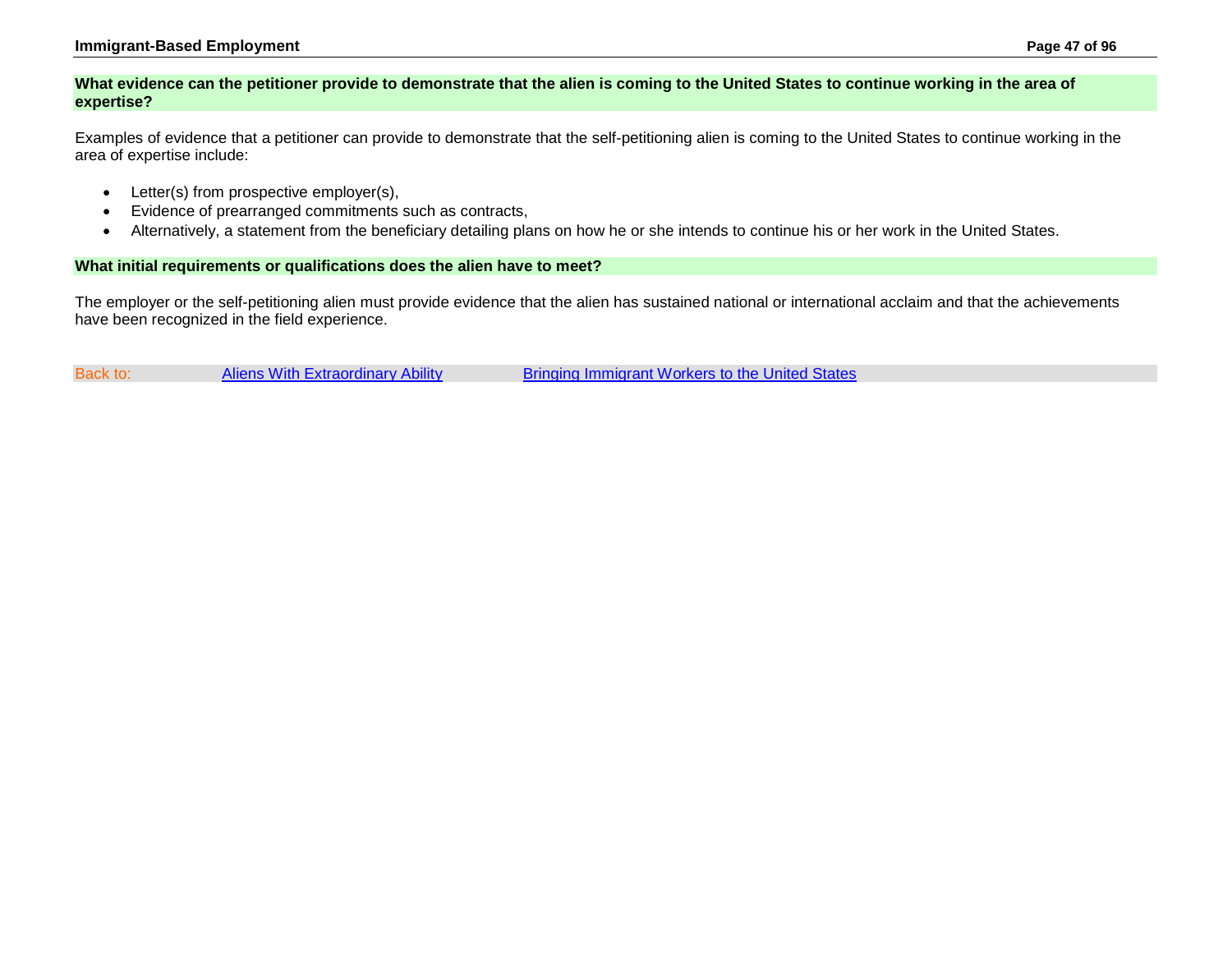### What evidence can the petitioner provide to demonstrate that the alien is coming to the United States to continue working in the area of expertise?

Examples of evidence that a petitioner can provide to demonstrate that the self-petitioning alien is coming to the United States to continue working in the area of expertise include:

- Letter(s) from prospective employer(s),
- Evidence of prearranged commitments such as contracts,
- Alternatively, a statement from the beneficiary detailing plans on how he or she intends to continue his or her work in the United States.

### What initial requirements or qualifications does the alien have to meet?

The employer or the self-petitioning alien must provide evidence that the alien has sustained national or international acclaim and that the achievements have been recognized in the field experience.

Back to: Aliens With Extraordinary Ability Bringing Immigrant Workers to the United States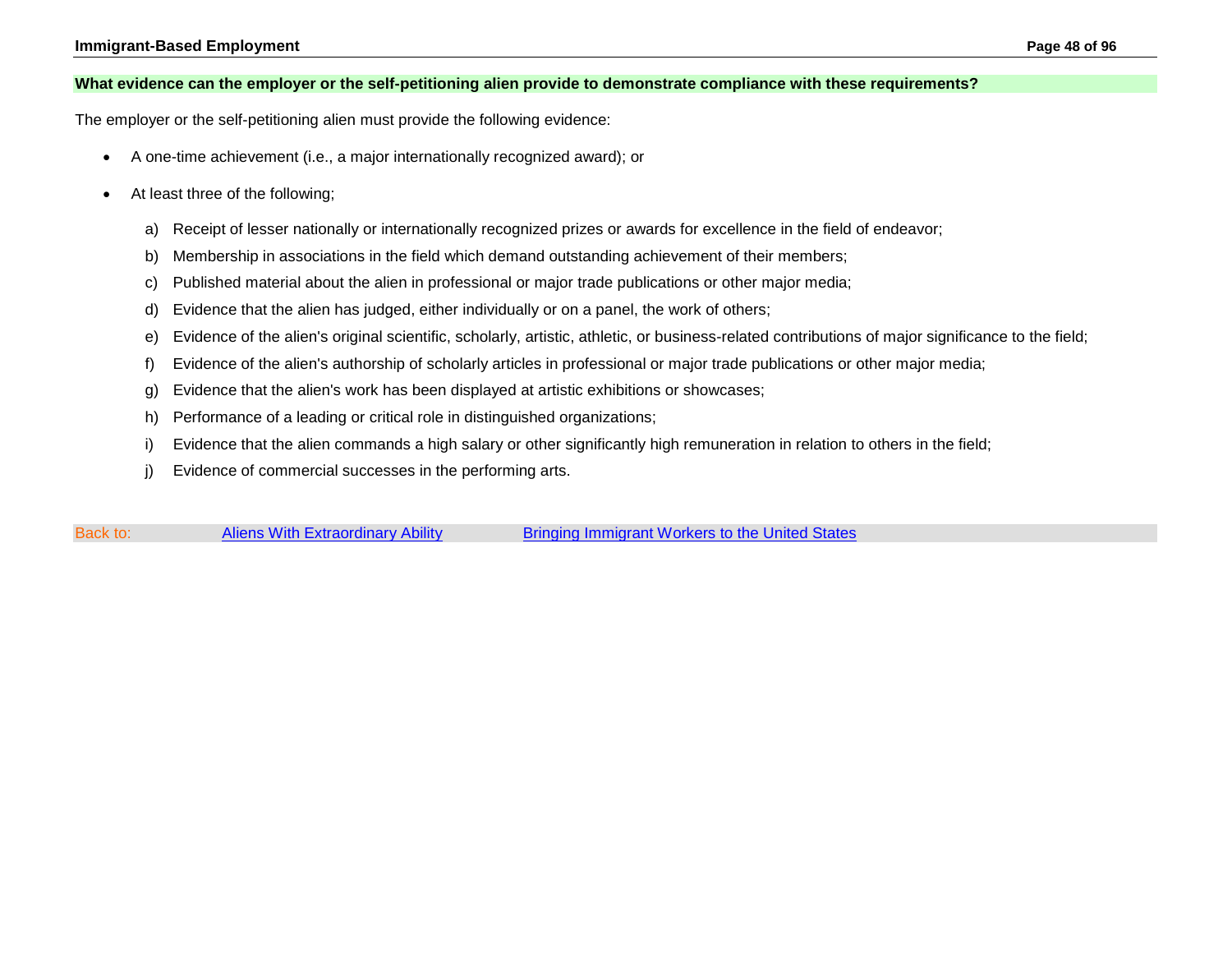### What evidence can the employer or the self-petitioning alien provide to demonstrate compliance with these requirements?

The employer or the self-petitioning alien must provide the following evidence:

- A one-time achievement (i.e., a major internationally recognized award); or
- At least three of the following;

  a) Receipt of lesser nationally or internationally recognized prizes or awards for excellence in the field of endeavor;
  b) Membership in associations in the field which demand outstanding achievement of their members;
  c) Published material about the alien in professional or major trade publications or other major media;
  d) Evidence that the alien has judged, either individually or on a panel, the work of others;
  e) Evidence of the alien's original scientific, scholarly, artistic, athletic, or business-related contributions of major significance to the field;
  f) Evidence of the alien's authorship of scholarly articles in professional or major trade publications or other major media;
  g) Evidence that the alien's work has been displayed at artistic exhibitions or showcases;
  h) Performance of a leading or critical role in distinguished organizations;
  i) Evidence that the alien commands a high salary or other significantly high remuneration in relation to others in the field;
  j) Evidence of commercial successes in the performing arts.

Back to: Aliens With Extraordinary Ability | Bringing Immigrant Workers to the United States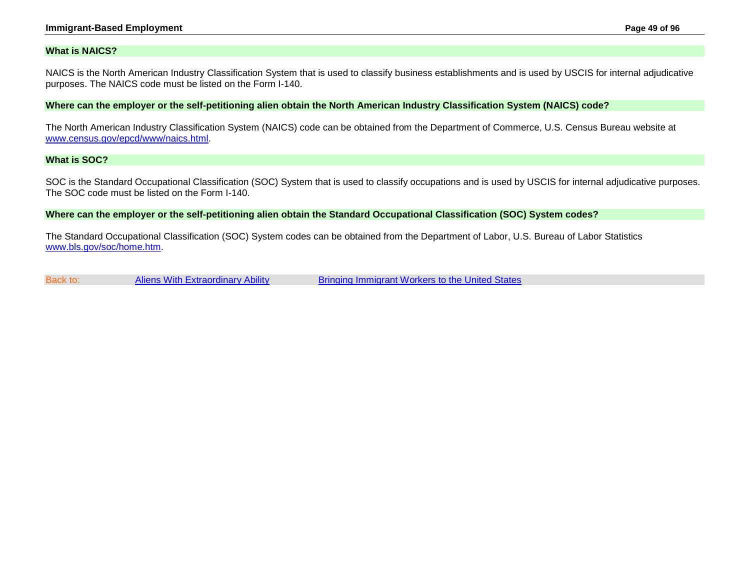### What is NAICS?

NAICS is the North American Industry Classification System that is used to classify business establishments and is used by USCIS for internal adjudicative purposes. The NAICS code must be listed on the Form I-140.

### Where can the employer or the self-petitioning alien obtain the North American Industry Classification System (NAICS) code?

The North American Industry Classification System (NAICS) code can be obtained from the Department of Commerce, U.S. Census Bureau website at [www.census.gov/epcd/www/naics.html](www.census.gov/epcd/www/naics.html).

### What is SOC?

SOC is the Standard Occupational Classification (SOC) System that is used to classify occupations and is used by USCIS for internal adjudicative purposes. The SOC code must be listed on the Form I-140.

### Where can the employer or the self-petitioning alien obtain the Standard Occupational Classification (SOC) System codes?

The Standard Occupational Classification (SOC) System codes can be obtained from the Department of Labor, U.S. Bureau of Labor Statistics [www.bls.gov/soc/home.htm](www.bls.gov/soc/home.htm).

Back to: Aliens With Extraordinary Ability | Bringing Immigrant Workers to the United States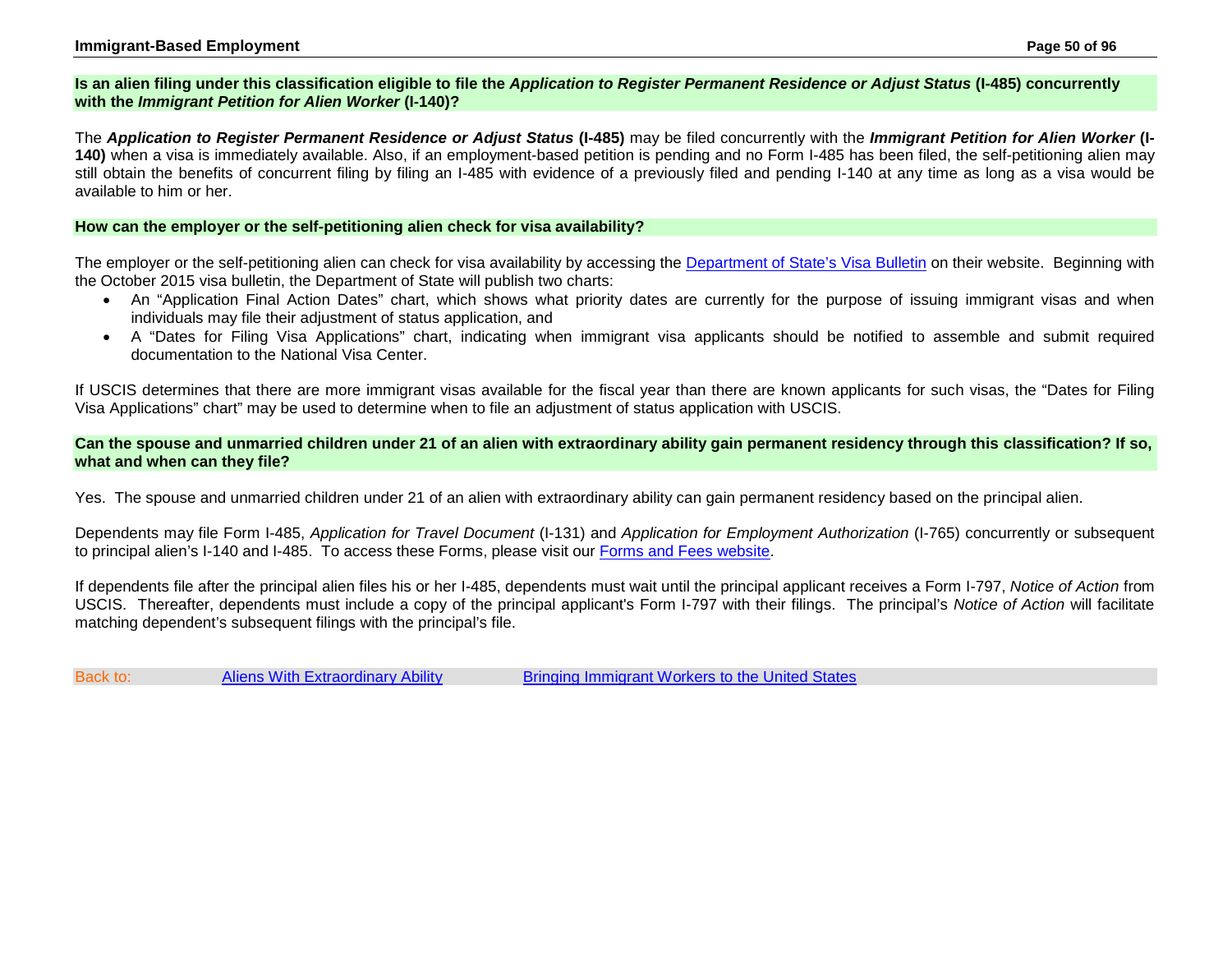### Is an alien filing under this classification eligible to file the *Application to Register Permanent Residence or Adjust Status* (I-485) concurrently with the *Immigrant Petition for Alien Worker* (I-140)?

The ***Application to Register Permanent Residence or Adjust Status* (I-485)** may be filed concurrently with the ***Immigrant Petition for Alien Worker* (I-140)** when a visa is immediately available. Also, if an employment-based petition is pending and no Form I-485 has been filed, the self-petitioning alien may still obtain the benefits of concurrent filing by filing an I-485 with evidence of a previously filed and pending I-140 at any time as long as a visa would be available to him or her.

### How can the employer or the self-petitioning alien check for visa availability?

The employer or the self-petitioning alien can check for visa availability by accessing the [Department of State's Visa Bulletin](#) on their website. Beginning with the October 2015 visa bulletin, the Department of State will publish two charts:

- An "Application Final Action Dates" chart, which shows what priority dates are currently for the purpose of issuing immigrant visas and when individuals may file their adjustment of status application, and
- A "Dates for Filing Visa Applications" chart, indicating when immigrant visa applicants should be notified to assemble and submit required documentation to the National Visa Center.

If USCIS determines that there are more immigrant visas available for the fiscal year than there are known applicants for such visas, the "Dates for Filing Visa Applications" chart" may be used to determine when to file an adjustment of status application with USCIS.

### Can the spouse and unmarried children under 21 of an alien with extraordinary ability gain permanent residency through this classification? If so, what and when can they file?

Yes. The spouse and unmarried children under 21 of an alien with extraordinary ability can gain permanent residency based on the principal alien.

Dependents may file Form I-485, *Application for Travel Document* (I-131) and *Application for Employment Authorization* (I-765) concurrently or subsequent to principal alien's I-140 and I-485. To access these Forms, please visit our [Forms and Fees website](#).

If dependents file after the principal alien files his or her I-485, dependents must wait until the principal applicant receives a Form I-797, *Notice of Action* from USCIS. Thereafter, dependents must include a copy of the principal applicant's Form I-797 with their filings. The principal's *Notice of Action* will facilitate matching dependent's subsequent filings with the principal's file.

Back to: [Aliens With Extraordinary Ability](#) [Bringing Immigrant Workers to the United States](#)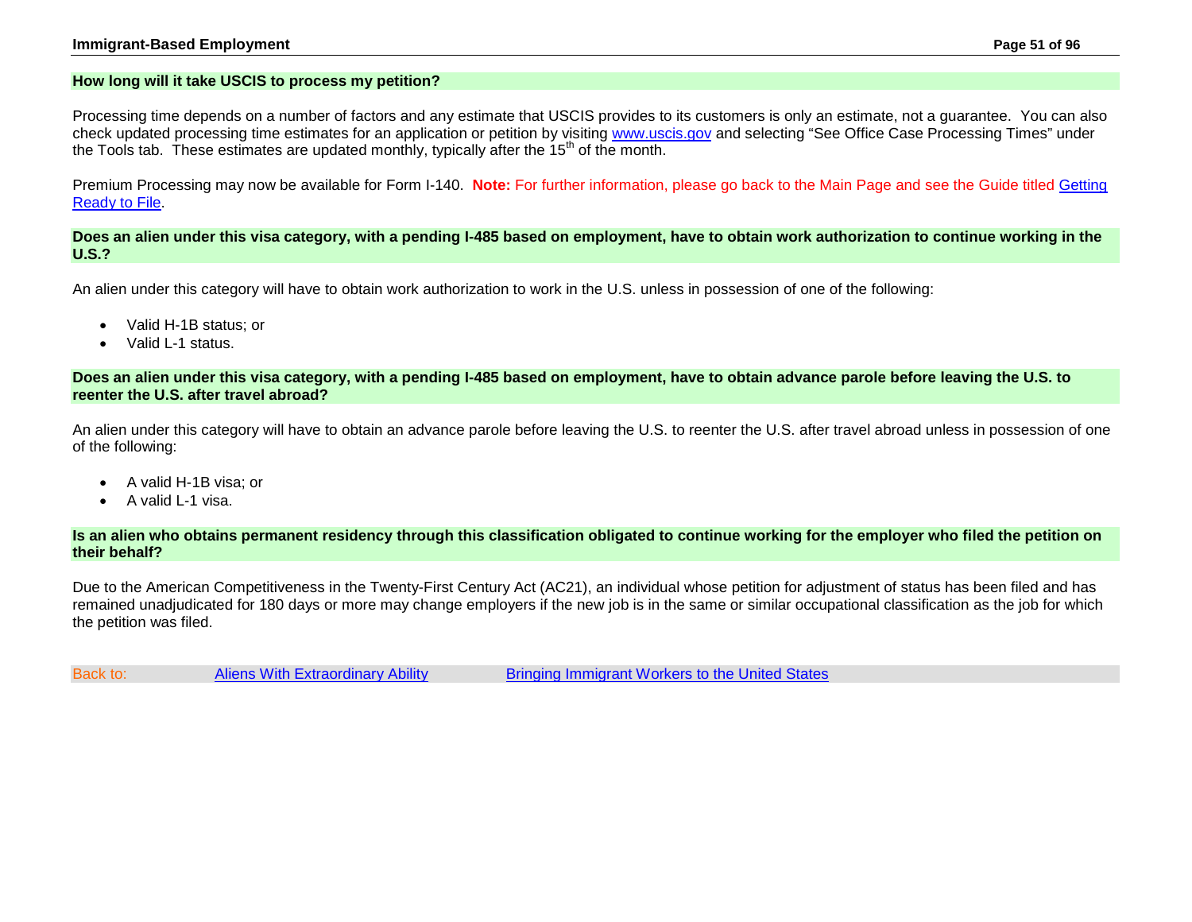### How long will it take USCIS to process my petition?

Processing time depends on a number of factors and any estimate that USCIS provides to its customers is only an estimate, not a guarantee. You can also check updated processing time estimates for an application or petition by visiting www.uscis.gov and selecting "See Office Case Processing Times" under the Tools tab. These estimates are updated monthly, typically after the 15th of the month.

Premium Processing may now be available for Form I-140. **Note:** For further information, please go back to the Main Page and see the Guide titled Getting Ready to File.

### Does an alien under this visa category, with a pending I-485 based on employment, have to obtain work authorization to continue working in the U.S.?

An alien under this category will have to obtain work authorization to work in the U.S. unless in possession of one of the following:

- Valid H-1B status; or
- Valid L-1 status.

### Does an alien under this visa category, with a pending I-485 based on employment, have to obtain advance parole before leaving the U.S. to reenter the U.S. after travel abroad?

An alien under this category will have to obtain an advance parole before leaving the U.S. to reenter the U.S. after travel abroad unless in possession of one of the following:

- A valid H-1B visa; or
- A valid L-1 visa.

### Is an alien who obtains permanent residency through this classification obligated to continue working for the employer who filed the petition on their behalf?

Due to the American Competitiveness in the Twenty-First Century Act (AC21), an individual whose petition for adjustment of status has been filed and has remained unadjudicated for 180 days or more may change employers if the new job is in the same or similar occupational classification as the job for which the petition was filed.

Back to: Aliens With Extraordinary Ability | Bringing Immigrant Workers to the United States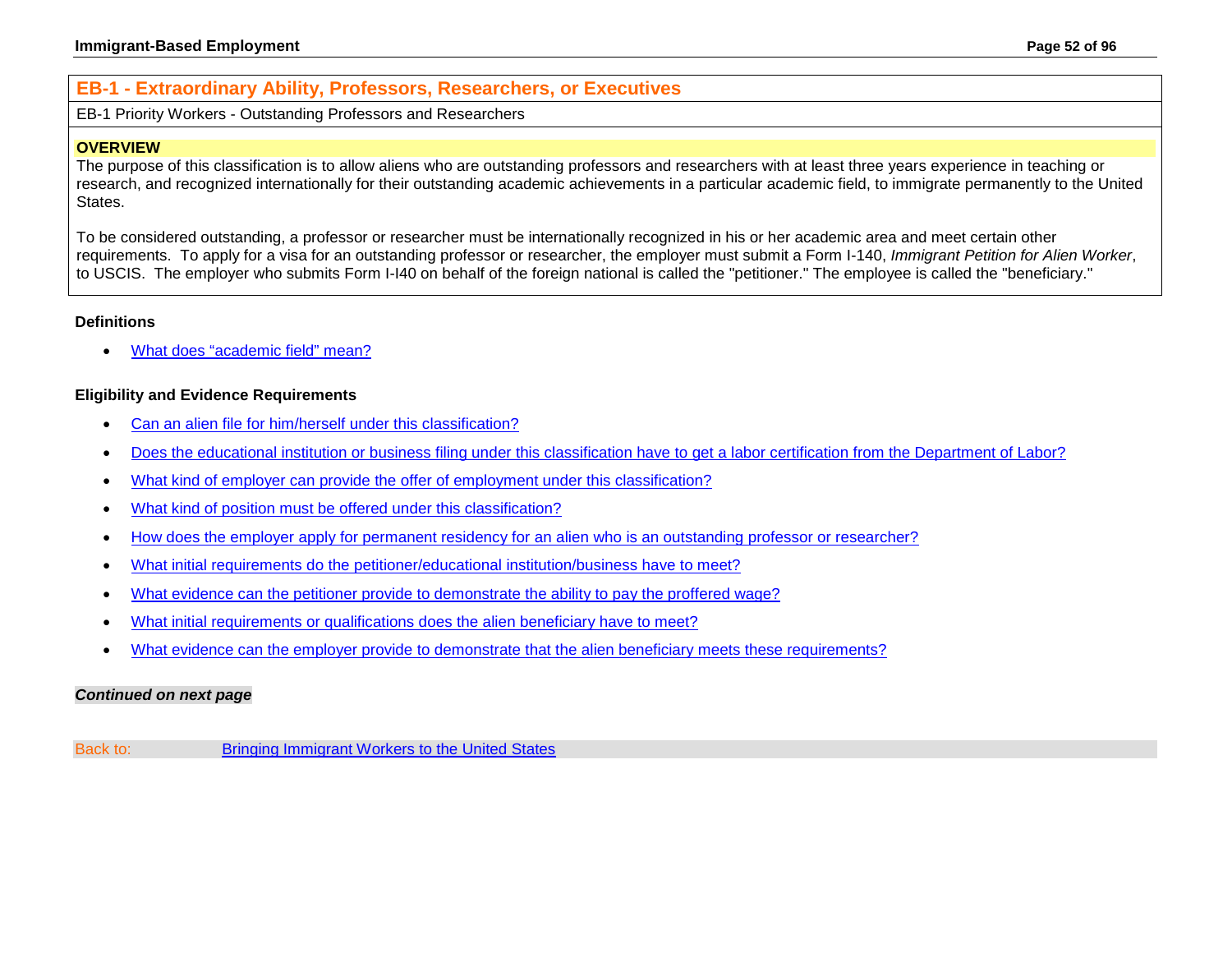## EB-1 - Extraordinary Ability, Professors, Researchers, or Executives

EB-1 Priority Workers - Outstanding Professors and Researchers

### OVERVIEW

The purpose of this classification is to allow aliens who are outstanding professors and researchers with at least three years experience in teaching or research, and recognized internationally for their outstanding academic achievements in a particular academic field, to immigrate permanently to the United States.

To be considered outstanding, a professor or researcher must be internationally recognized in his or her academic area and meet certain other requirements. To apply for a visa for an outstanding professor or researcher, the employer must submit a Form I-140, *Immigrant Petition for Alien Worker*, to USCIS. The employer who submits Form I-I40 on behalf of the foreign national is called the "petitioner." The employee is called the "beneficiary."

### Definitions

- What does "academic field" mean?

### Eligibility and Evidence Requirements

- Can an alien file for him/herself under this classification?
- Does the educational institution or business filing under this classification have to get a labor certification from the Department of Labor?
- What kind of employer can provide the offer of employment under this classification?
- What kind of position must be offered under this classification?
- How does the employer apply for permanent residency for an alien who is an outstanding professor or researcher?
- What initial requirements do the petitioner/educational institution/business have to meet?
- What evidence can the petitioner provide to demonstrate the ability to pay the proffered wage?
- What initial requirements or qualifications does the alien beneficiary have to meet?
- What evidence can the employer provide to demonstrate that the alien beneficiary meets these requirements?

***Continued on next page***

Back to: Bringing Immigrant Workers to the United States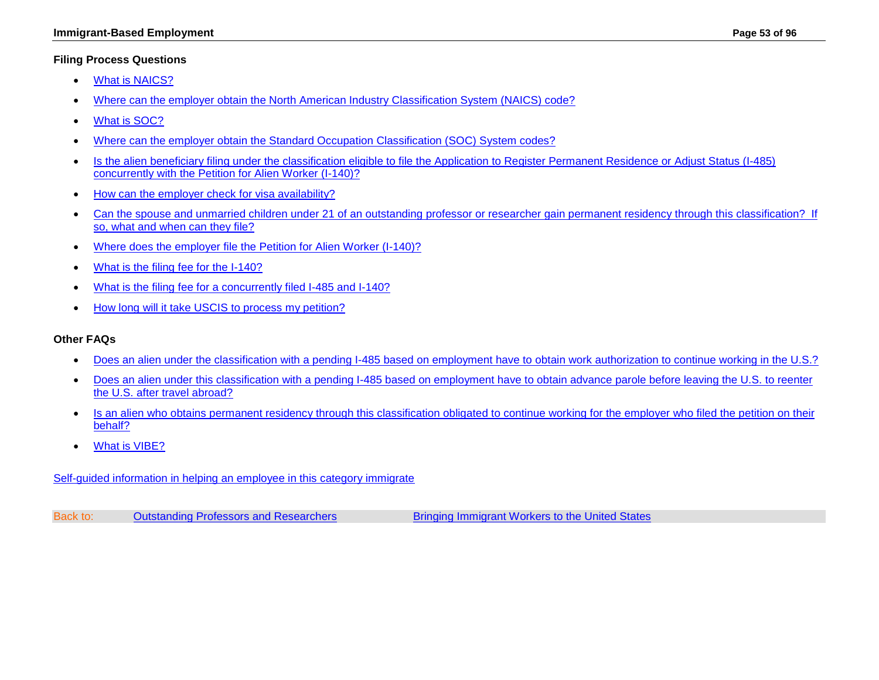### Filing Process Questions

- What is NAICS?
- Where can the employer obtain the North American Industry Classification System (NAICS) code?
- What is SOC?
- Where can the employer obtain the Standard Occupation Classification (SOC) System codes?
- Is the alien beneficiary filing under the classification eligible to file the Application to Register Permanent Residence or Adjust Status (I-485) concurrently with the Petition for Alien Worker (I-140)?
- How can the employer check for visa availability?
- Can the spouse and unmarried children under 21 of an outstanding professor or researcher gain permanent residency through this classification? If so, what and when can they file?
- Where does the employer file the Petition for Alien Worker (I-140)?
- What is the filing fee for the I-140?
- What is the filing fee for a concurrently filed I-485 and I-140?
- How long will it take USCIS to process my petition?

### Other FAQs

- Does an alien under the classification with a pending I-485 based on employment have to obtain work authorization to continue working in the U.S.?
- Does an alien under this classification with a pending I-485 based on employment have to obtain advance parole before leaving the U.S. to reenter the U.S. after travel abroad?
- Is an alien who obtains permanent residency through this classification obligated to continue working for the employer who filed the petition on their behalf?
- What is VIBE?

Self-guided information in helping an employee in this category immigrate

Back to: Outstanding Professors and Researchers | Bringing Immigrant Workers to the United States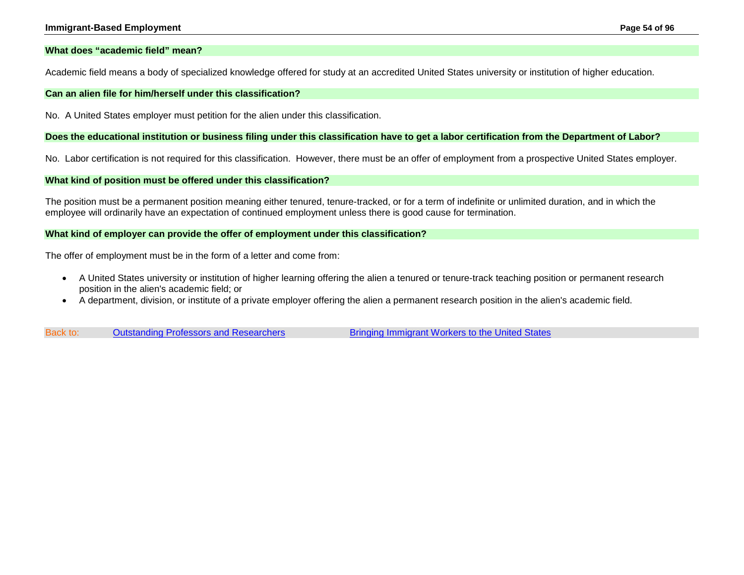### What does "academic field" mean?

Academic field means a body of specialized knowledge offered for study at an accredited United States university or institution of higher education.

### Can an alien file for him/herself under this classification?

No. A United States employer must petition for the alien under this classification.

### Does the educational institution or business filing under this classification have to get a labor certification from the Department of Labor?

No. Labor certification is not required for this classification. However, there must be an offer of employment from a prospective United States employer.

### What kind of position must be offered under this classification?

The position must be a permanent position meaning either tenured, tenure-tracked, or for a term of indefinite or unlimited duration, and in which the employee will ordinarily have an expectation of continued employment unless there is good cause for termination.

### What kind of employer can provide the offer of employment under this classification?

The offer of employment must be in the form of a letter and come from:

- A United States university or institution of higher learning offering the alien a tenured or tenure-track teaching position or permanent research position in the alien's academic field; or
- A department, division, or institute of a private employer offering the alien a permanent research position in the alien's academic field.

Back to: Outstanding Professors and Researchers    Bringing Immigrant Workers to the United States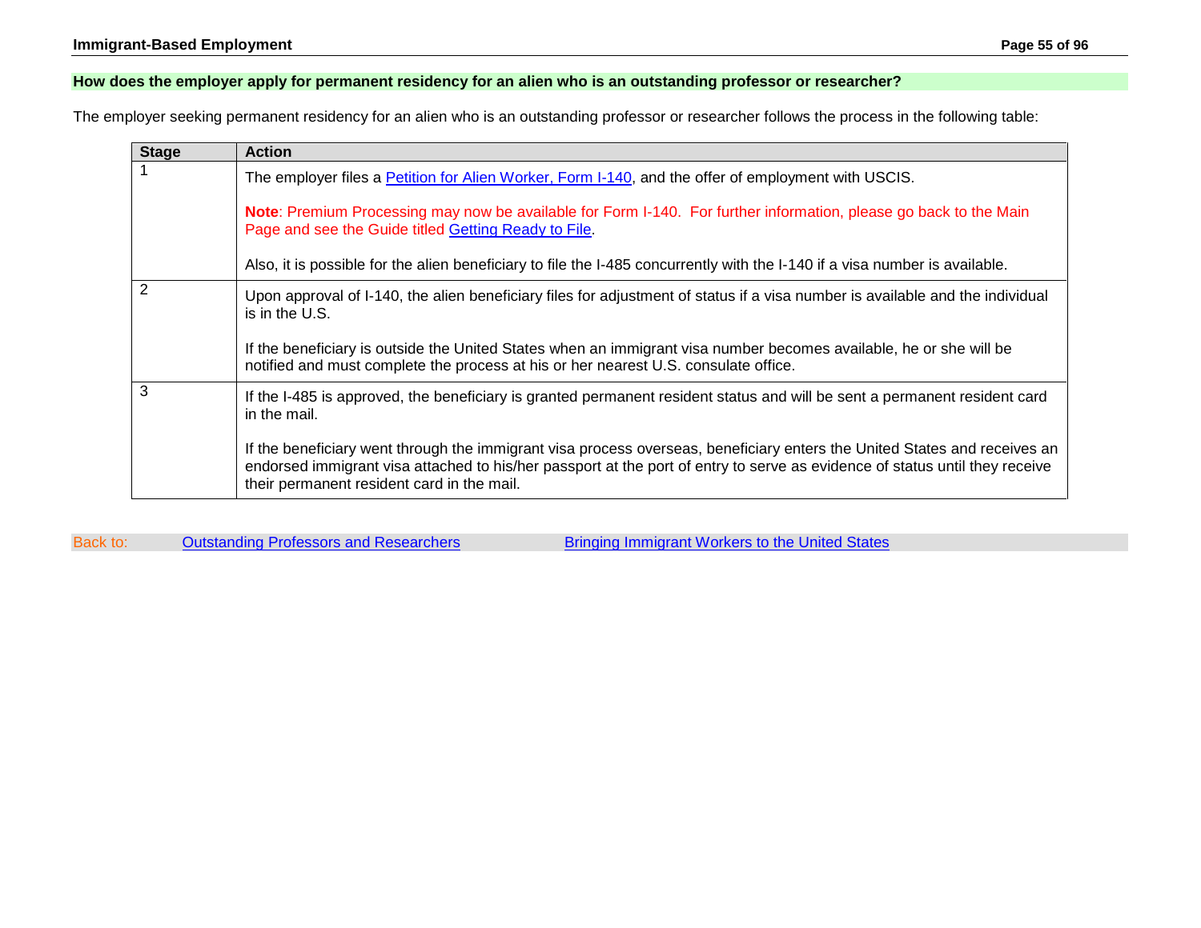## How does the employer apply for permanent residency for an alien who is an outstanding professor or researcher?

The employer seeking permanent residency for an alien who is an outstanding professor or researcher follows the process in the following table:

| Stage | Action |
|---|---|
| 1 | The employer files a Petition for Alien Worker, Form I-140, and the offer of employment with USCIS.<br><br>**Note**: Premium Processing may now be available for Form I-140. For further information, please go back to the Main Page and see the Guide titled Getting Ready to File.<br><br>Also, it is possible for the alien beneficiary to file the I-485 concurrently with the I-140 if a visa number is available. |
| 2 | Upon approval of I-140, the alien beneficiary files for adjustment of status if a visa number is available and the individual is in the U.S.<br><br>If the beneficiary is outside the United States when an immigrant visa number becomes available, he or she will be notified and must complete the process at his or her nearest U.S. consulate office. |
| 3 | If the I-485 is approved, the beneficiary is granted permanent resident status and will be sent a permanent resident card in the mail.<br><br>If the beneficiary went through the immigrant visa process overseas, beneficiary enters the United States and receives an endorsed immigrant visa attached to his/her passport at the port of entry to serve as evidence of status until they receive their permanent resident card in the mail. |

Back to: Outstanding Professors and Researchers | Bringing Immigrant Workers to the United States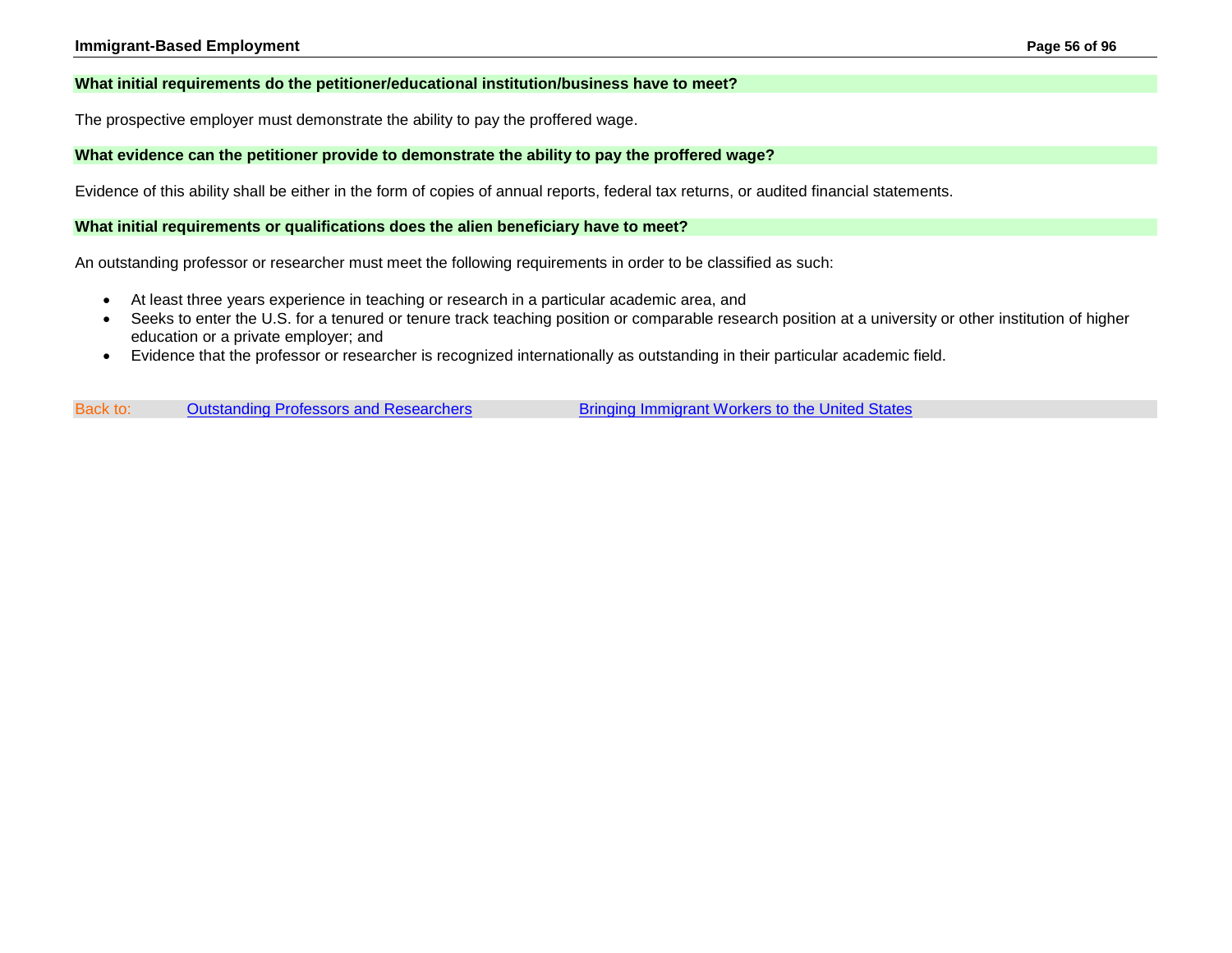### What initial requirements do the petitioner/educational institution/business have to meet?

The prospective employer must demonstrate the ability to pay the proffered wage.

### What evidence can the petitioner provide to demonstrate the ability to pay the proffered wage?

Evidence of this ability shall be either in the form of copies of annual reports, federal tax returns, or audited financial statements.

### What initial requirements or qualifications does the alien beneficiary have to meet?

An outstanding professor or researcher must meet the following requirements in order to be classified as such:

- At least three years experience in teaching or research in a particular academic area, and
- Seeks to enter the U.S. for a tenured or tenure track teaching position or comparable research position at a university or other institution of higher education or a private employer; and
- Evidence that the professor or researcher is recognized internationally as outstanding in their particular academic field.

Back to: Outstanding Professors and Researchers Bringing Immigrant Workers to the United States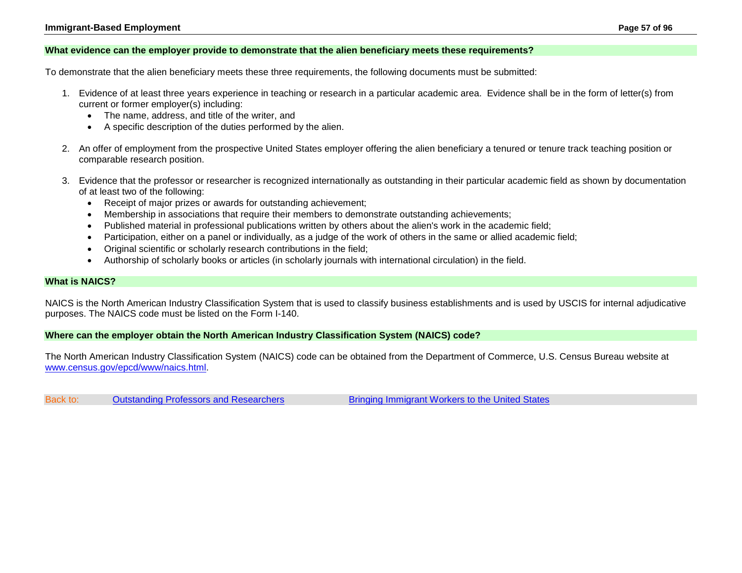## What evidence can the employer provide to demonstrate that the alien beneficiary meets these requirements?

To demonstrate that the alien beneficiary meets these three requirements, the following documents must be submitted:

1. Evidence of at least three years experience in teaching or research in a particular academic area. Evidence shall be in the form of letter(s) from current or former employer(s) including:
   - The name, address, and title of the writer, and
   - A specific description of the duties performed by the alien.

2. An offer of employment from the prospective United States employer offering the alien beneficiary a tenured or tenure track teaching position or comparable research position.

3. Evidence that the professor or researcher is recognized internationally as outstanding in their particular academic field as shown by documentation of at least two of the following:
   - Receipt of major prizes or awards for outstanding achievement;
   - Membership in associations that require their members to demonstrate outstanding achievements;
   - Published material in professional publications written by others about the alien's work in the academic field;
   - Participation, either on a panel or individually, as a judge of the work of others in the same or allied academic field;
   - Original scientific or scholarly research contributions in the field;
   - Authorship of scholarly books or articles (in scholarly journals with international circulation) in the field.

## What is NAICS?

NAICS is the North American Industry Classification System that is used to classify business establishments and is used by USCIS for internal adjudicative purposes. The NAICS code must be listed on the Form I-140.

## Where can the employer obtain the North American Industry Classification System (NAICS) code?

The North American Industry Classification System (NAICS) code can be obtained from the Department of Commerce, U.S. Census Bureau website at [www.census.gov/epcd/www/naics.html](www.census.gov/epcd/www/naics.html).

Back to: [Outstanding Professors and Researchers]() [Bringing Immigrant Workers to the United States]()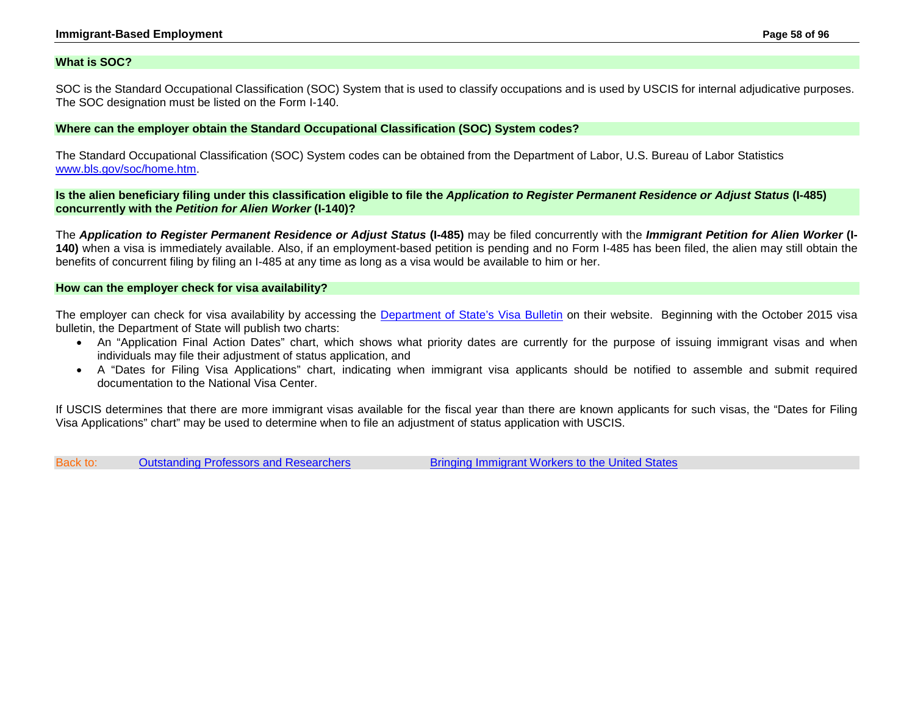### What is SOC?

SOC is the Standard Occupational Classification (SOC) System that is used to classify occupations and is used by USCIS for internal adjudicative purposes. The SOC designation must be listed on the Form I-140.

### Where can the employer obtain the Standard Occupational Classification (SOC) System codes?

The Standard Occupational Classification (SOC) System codes can be obtained from the Department of Labor, U.S. Bureau of Labor Statistics [www.bls.gov/soc/home.htm](www.bls.gov/soc/home.htm).

### Is the alien beneficiary filing under this classification eligible to file the *Application to Register Permanent Residence or Adjust Status* (I-485) concurrently with the *Petition for Alien Worker* (I-140)?

The ***Application to Register Permanent Residence or Adjust Status*** **(I-485)** may be filed concurrently with the ***Immigrant Petition for Alien Worker*** **(I-140)** when a visa is immediately available. Also, if an employment-based petition is pending and no Form I-485 has been filed, the alien may still obtain the benefits of concurrent filing by filing an I-485 at any time as long as a visa would be available to him or her.

### How can the employer check for visa availability?

The employer can check for visa availability by accessing the Department of State's Visa Bulletin on their website. Beginning with the October 2015 visa bulletin, the Department of State will publish two charts:

- An "Application Final Action Dates" chart, which shows what priority dates are currently for the purpose of issuing immigrant visas and when individuals may file their adjustment of status application, and
- A "Dates for Filing Visa Applications" chart, indicating when immigrant visa applicants should be notified to assemble and submit required documentation to the National Visa Center.

If USCIS determines that there are more immigrant visas available for the fiscal year than there are known applicants for such visas, the "Dates for Filing Visa Applications" chart" may be used to determine when to file an adjustment of status application with USCIS.

Back to: Outstanding Professors and Researchers | Bringing Immigrant Workers to the United States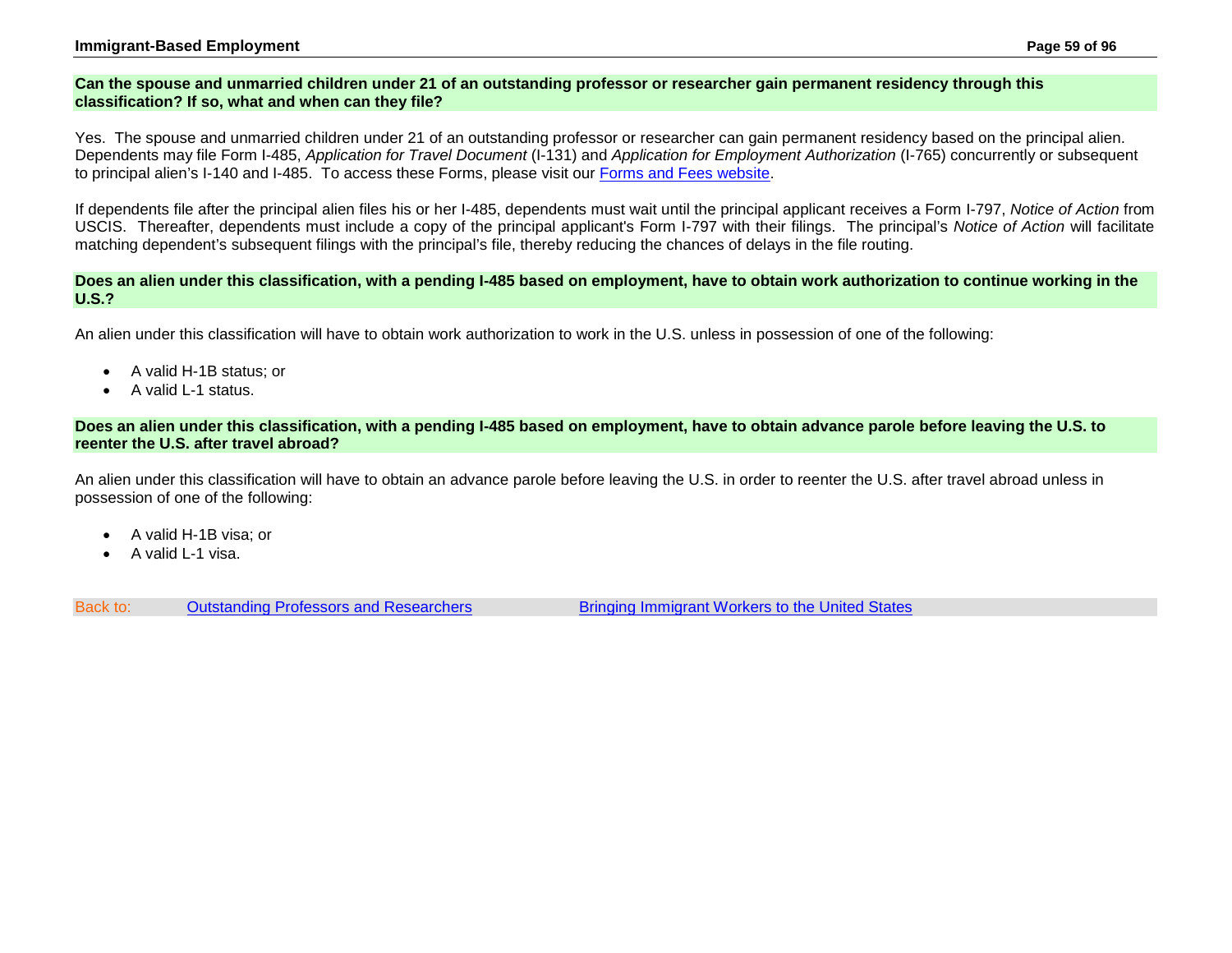**Can the spouse and unmarried children under 21 of an outstanding professor or researcher gain permanent residency through this classification? If so, what and when can they file?**

Yes. The spouse and unmarried children under 21 of an outstanding professor or researcher can gain permanent residency based on the principal alien. Dependents may file Form I-485, *Application for Travel Document* (I-131) and *Application for Employment Authorization* (I-765) concurrently or subsequent to principal alien's I-140 and I-485. To access these Forms, please visit our [Forms and Fees website](#).

If dependents file after the principal alien files his or her I-485, dependents must wait until the principal applicant receives a Form I-797, *Notice of Action* from USCIS. Thereafter, dependents must include a copy of the principal applicant's Form I-797 with their filings. The principal's *Notice of Action* will facilitate matching dependent's subsequent filings with the principal's file, thereby reducing the chances of delays in the file routing.

**Does an alien under this classification, with a pending I-485 based on employment, have to obtain work authorization to continue working in the U.S.?**

An alien under this classification will have to obtain work authorization to work in the U.S. unless in possession of one of the following:

- A valid H-1B status; or
- A valid L-1 status.

**Does an alien under this classification, with a pending I-485 based on employment, have to obtain advance parole before leaving the U.S. to reenter the U.S. after travel abroad?**

An alien under this classification will have to obtain an advance parole before leaving the U.S. in order to reenter the U.S. after travel abroad unless in possession of one of the following:

- A valid H-1B visa; or
- A valid L-1 visa.

Back to: [Outstanding Professors and Researchers](#) [Bringing Immigrant Workers to the United States](#)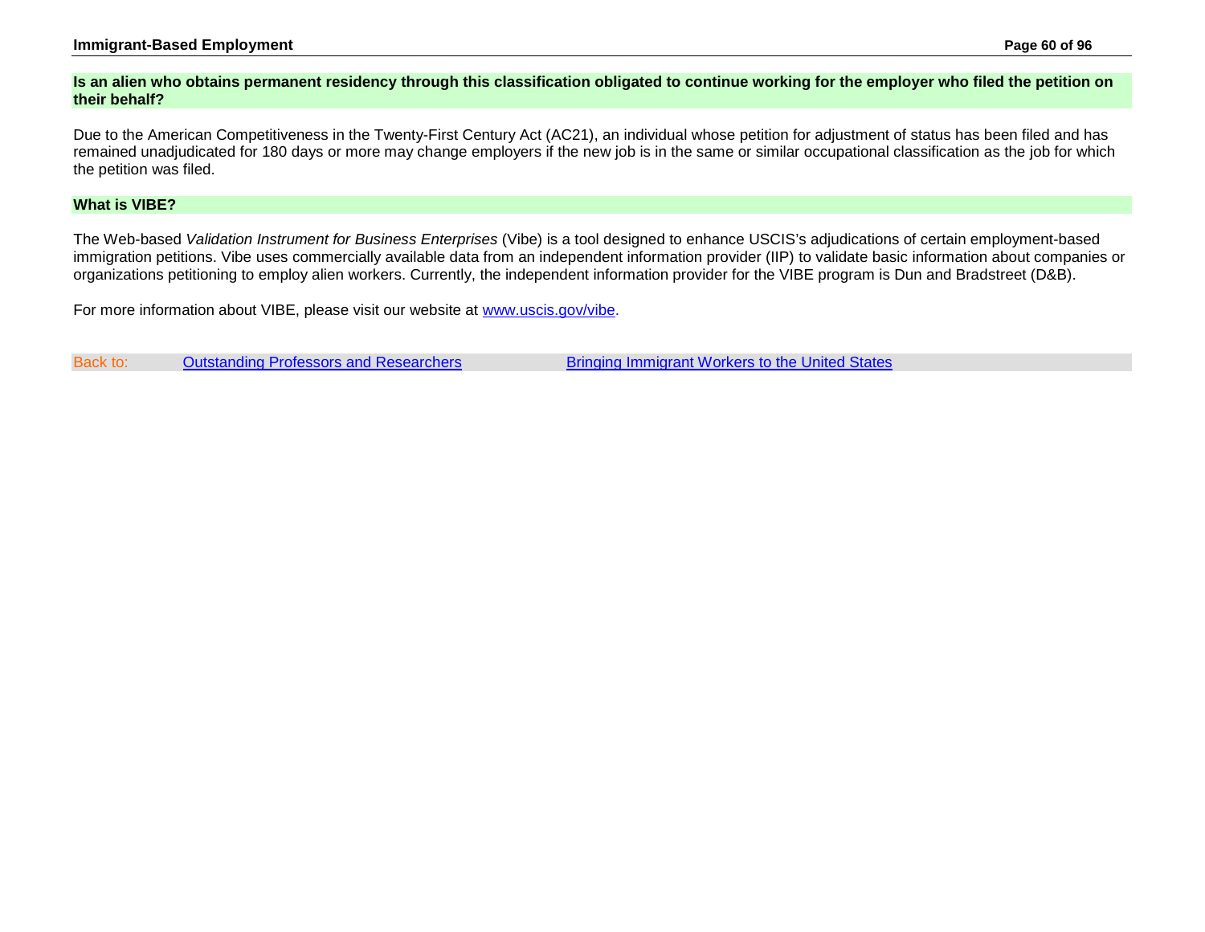### Is an alien who obtains permanent residency through this classification obligated to continue working for the employer who filed the petition on their behalf?

Due to the American Competitiveness in the Twenty-First Century Act (AC21), an individual whose petition for adjustment of status has been filed and has remained unadjudicated for 180 days or more may change employers if the new job is in the same or similar occupational classification as the job for which the petition was filed.

### What is VIBE?

The Web-based *Validation Instrument for Business Enterprises* (Vibe) is a tool designed to enhance USCIS's adjudications of certain employment-based immigration petitions. Vibe uses commercially available data from an independent information provider (IIP) to validate basic information about companies or organizations petitioning to employ alien workers. Currently, the independent information provider for the VIBE program is Dun and Bradstreet (D&B).

For more information about VIBE, please visit our website at [www.uscis.gov/vibe](www.uscis.gov/vibe).

Back to: [Outstanding Professors and Researchers]() [Bringing Immigrant Workers to the United States]()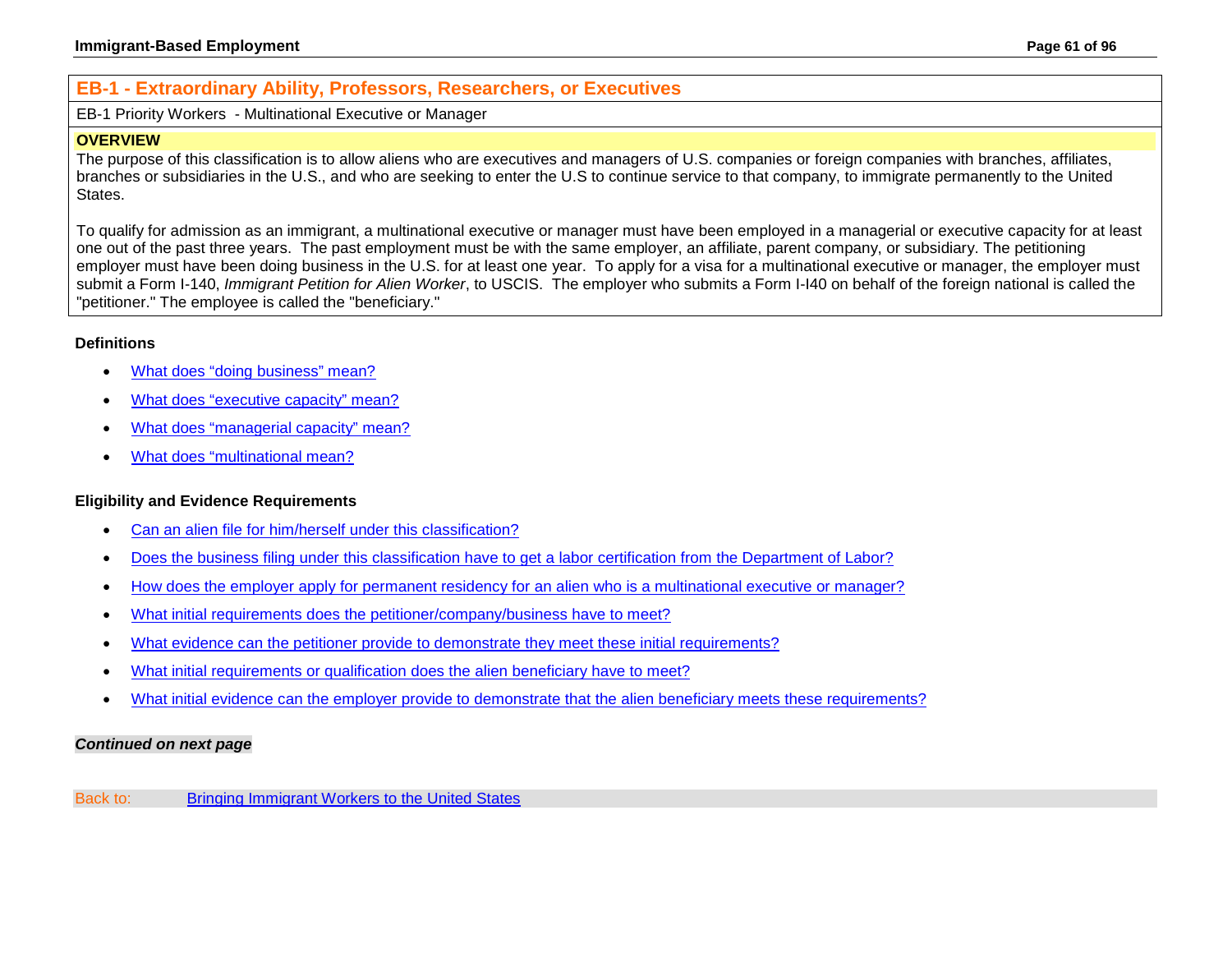## EB-1 - Extraordinary Ability, Professors, Researchers, or Executives

EB-1 Priority Workers - Multinational Executive or Manager

**OVERVIEW**

The purpose of this classification is to allow aliens who are executives and managers of U.S. companies or foreign companies with branches, affiliates, branches or subsidiaries in the U.S., and who are seeking to enter the U.S to continue service to that company, to immigrate permanently to the United States.

To qualify for admission as an immigrant, a multinational executive or manager must have been employed in a managerial or executive capacity for at least one out of the past three years. The past employment must be with the same employer, an affiliate, parent company, or subsidiary. The petitioning employer must have been doing business in the U.S. for at least one year. To apply for a visa for a multinational executive or manager, the employer must submit a Form I-140, *Immigrant Petition for Alien Worker*, to USCIS. The employer who submits a Form I-I40 on behalf of the foreign national is called the "petitioner." The employee is called the "beneficiary."

**Definitions**

- What does "doing business" mean?
- What does "executive capacity" mean?
- What does "managerial capacity" mean?
- What does "multinational mean?

**Eligibility and Evidence Requirements**

- Can an alien file for him/herself under this classification?
- Does the business filing under this classification have to get a labor certification from the Department of Labor?
- How does the employer apply for permanent residency for an alien who is a multinational executive or manager?
- What initial requirements does the petitioner/company/business have to meet?
- What evidence can the petitioner provide to demonstrate they meet these initial requirements?
- What initial requirements or qualification does the alien beneficiary have to meet?
- What initial evidence can the employer provide to demonstrate that the alien beneficiary meets these requirements?

***Continued on next page***

Back to: Bringing Immigrant Workers to the United States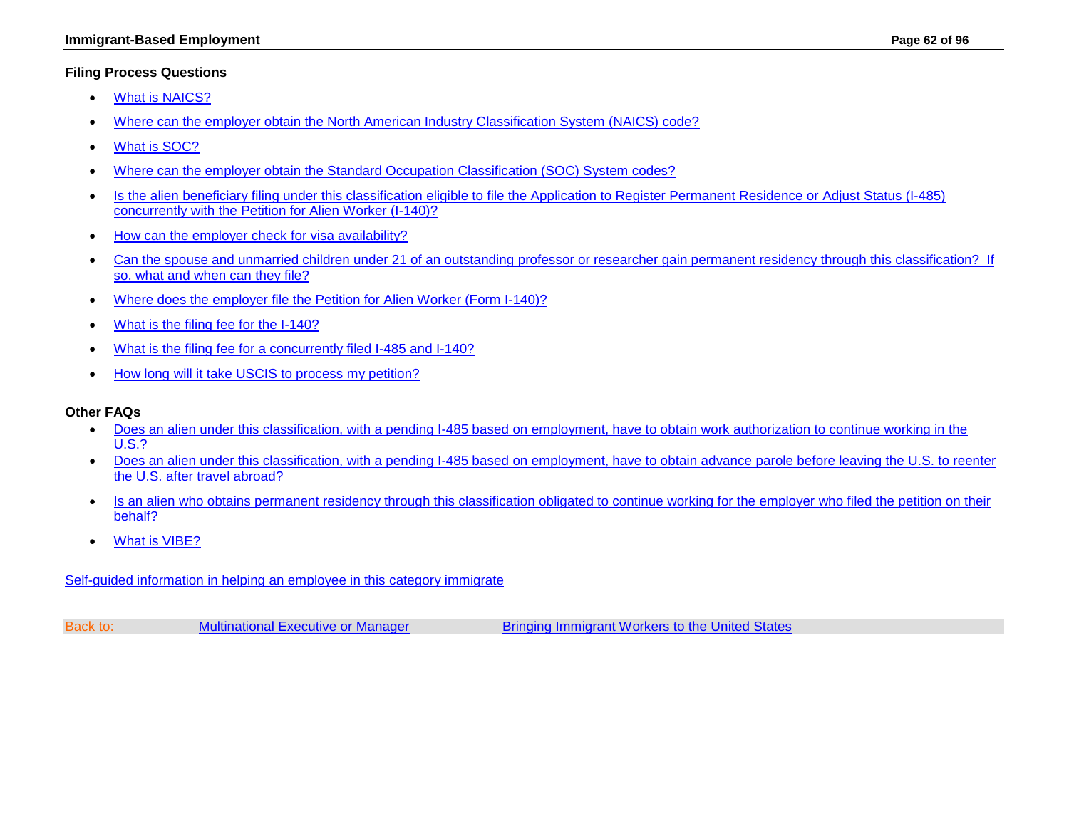### Filing Process Questions

- What is NAICS?
- Where can the employer obtain the North American Industry Classification System (NAICS) code?
- What is SOC?
- Where can the employer obtain the Standard Occupation Classification (SOC) System codes?
- Is the alien beneficiary filing under this classification eligible to file the Application to Register Permanent Residence or Adjust Status (I-485) concurrently with the Petition for Alien Worker (I-140)?
- How can the employer check for visa availability?
- Can the spouse and unmarried children under 21 of an outstanding professor or researcher gain permanent residency through this classification? If so, what and when can they file?
- Where does the employer file the Petition for Alien Worker (Form I-140)?
- What is the filing fee for the I-140?
- What is the filing fee for a concurrently filed I-485 and I-140?
- How long will it take USCIS to process my petition?

### Other FAQs

- Does an alien under this classification, with a pending I-485 based on employment, have to obtain work authorization to continue working in the U.S.?
- Does an alien under this classification, with a pending I-485 based on employment, have to obtain advance parole before leaving the U.S. to reenter the U.S. after travel abroad?
- Is an alien who obtains permanent residency through this classification obligated to continue working for the employer who filed the petition on their behalf?
- What is VIBE?

Self-guided information in helping an employee in this category immigrate

Back to: Multinational Executive or Manager | Bringing Immigrant Workers to the United States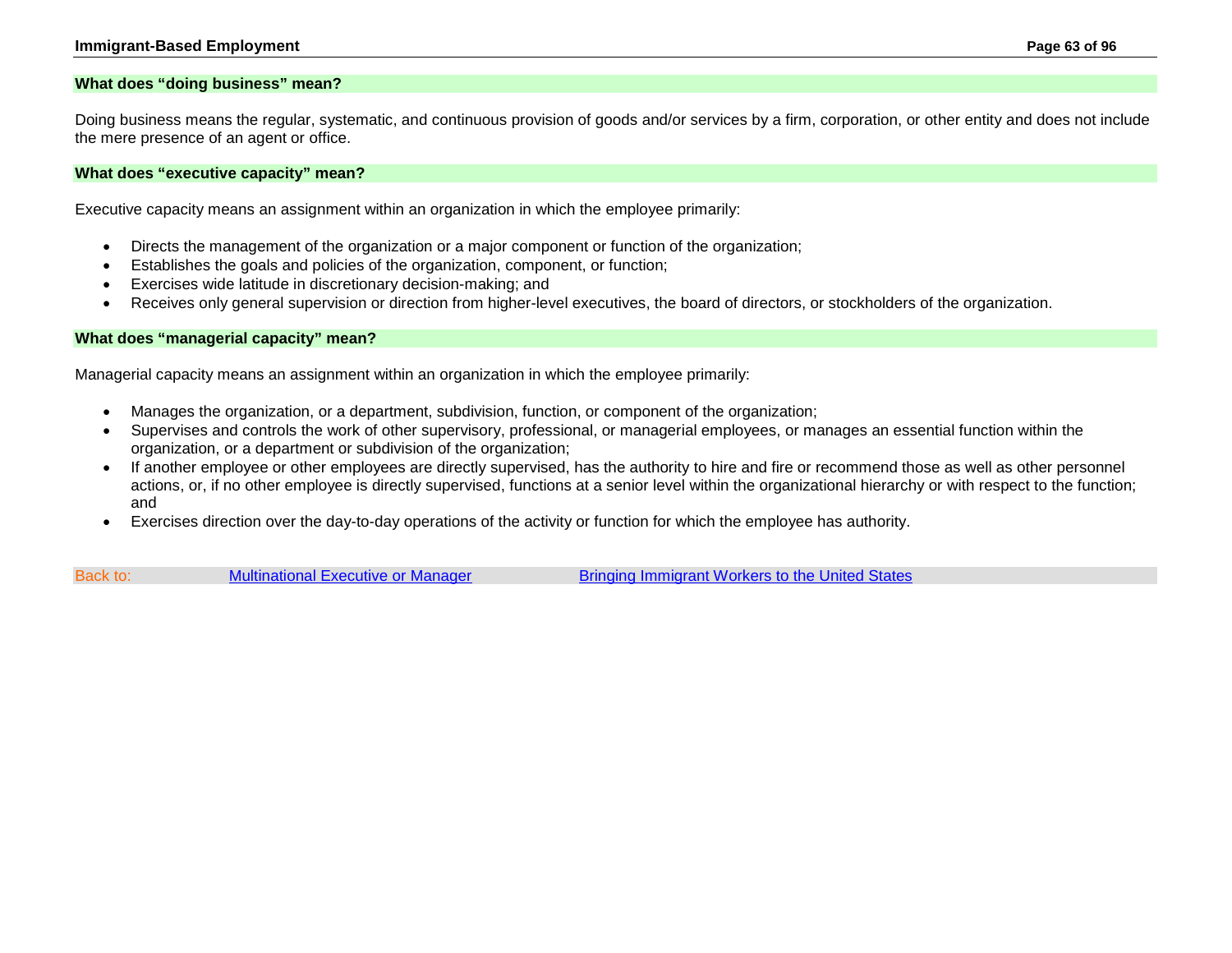## What does "doing business" mean?

Doing business means the regular, systematic, and continuous provision of goods and/or services by a firm, corporation, or other entity and does not include the mere presence of an agent or office.

## What does "executive capacity" mean?

Executive capacity means an assignment within an organization in which the employee primarily:

- Directs the management of the organization or a major component or function of the organization;
- Establishes the goals and policies of the organization, component, or function;
- Exercises wide latitude in discretionary decision-making; and
- Receives only general supervision or direction from higher-level executives, the board of directors, or stockholders of the organization.

## What does "managerial capacity" mean?

Managerial capacity means an assignment within an organization in which the employee primarily:

- Manages the organization, or a department, subdivision, function, or component of the organization;
- Supervises and controls the work of other supervisory, professional, or managerial employees, or manages an essential function within the organization, or a department or subdivision of the organization;
- If another employee or other employees are directly supervised, has the authority to hire and fire or recommend those as well as other personnel actions, or, if no other employee is directly supervised, functions at a senior level within the organizational hierarchy or with respect to the function; and
- Exercises direction over the day-to-day operations of the activity or function for which the employee has authority.

Back to: Multinational Executive or Manager Bringing Immigrant Workers to the United States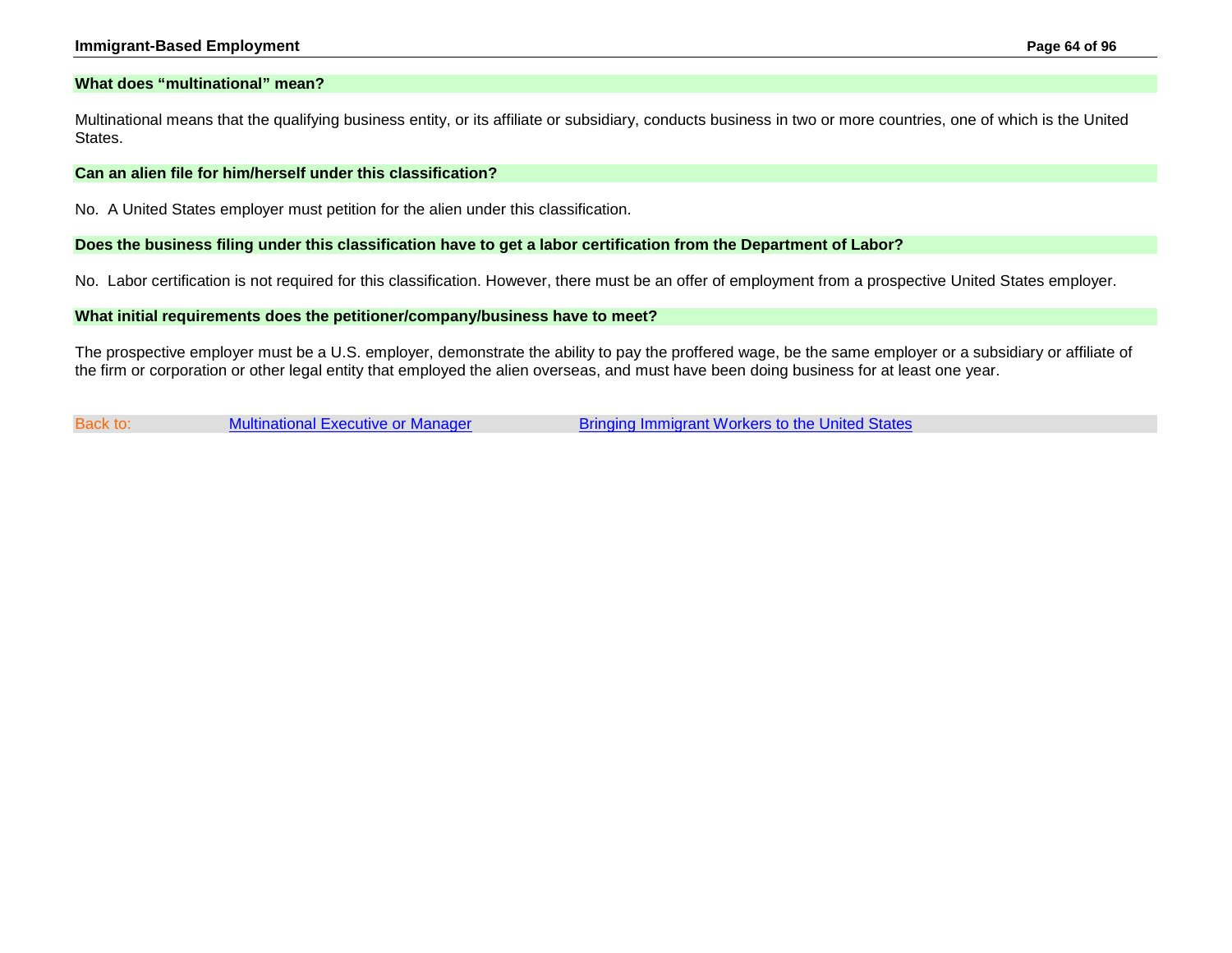### What does "multinational" mean?

Multinational means that the qualifying business entity, or its affiliate or subsidiary, conducts business in two or more countries, one of which is the United States.

### Can an alien file for him/herself under this classification?

No. A United States employer must petition for the alien under this classification.

### Does the business filing under this classification have to get a labor certification from the Department of Labor?

No. Labor certification is not required for this classification. However, there must be an offer of employment from a prospective United States employer.

### What initial requirements does the petitioner/company/business have to meet?

The prospective employer must be a U.S. employer, demonstrate the ability to pay the proffered wage, be the same employer or a subsidiary or affiliate of the firm or corporation or other legal entity that employed the alien overseas, and must have been doing business for at least one year.

Back to: Multinational Executive or Manager | Bringing Immigrant Workers to the United States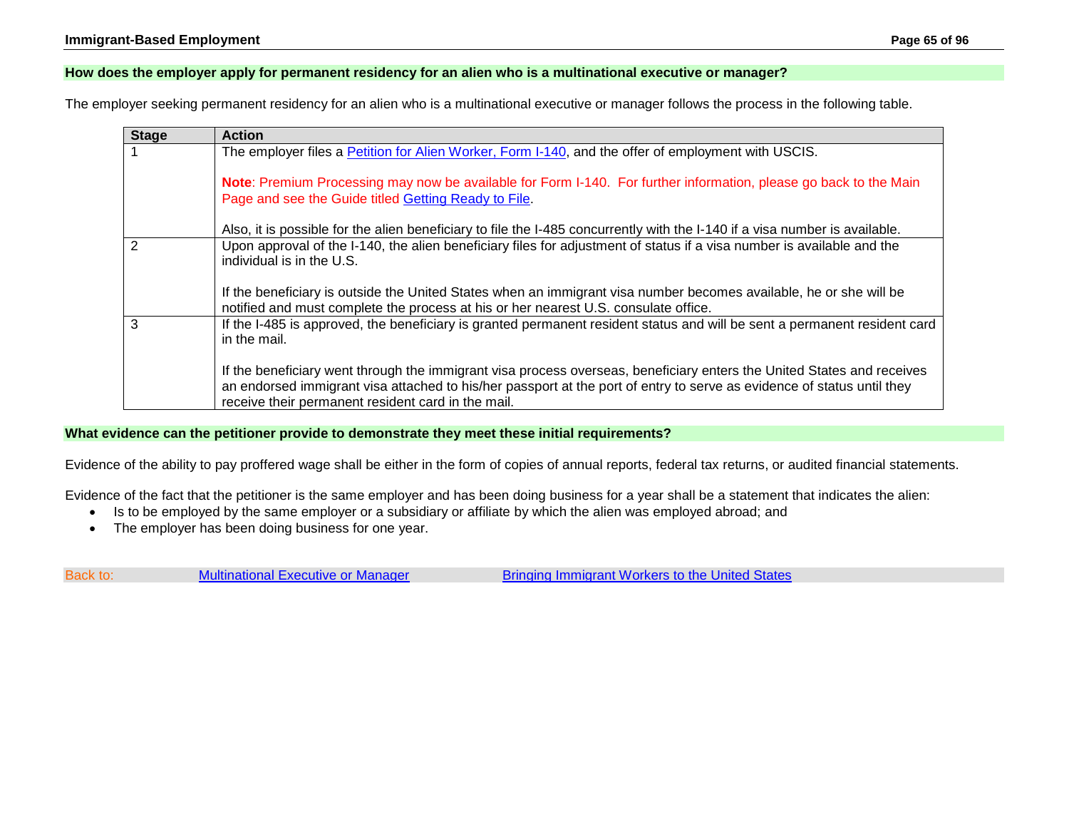### How does the employer apply for permanent residency for an alien who is a multinational executive or manager?

The employer seeking permanent residency for an alien who is a multinational executive or manager follows the process in the following table.

| Stage | Action |
|---|---|
| 1 | The employer files a Petition for Alien Worker, Form I-140, and the offer of employment with USCIS.<br><br>**Note**: Premium Processing may now be available for Form I-140. For further information, please go back to the Main Page and see the Guide titled Getting Ready to File.<br><br>Also, it is possible for the alien beneficiary to file the I-485 concurrently with the I-140 if a visa number is available. |
| 2 | Upon approval of the I-140, the alien beneficiary files for adjustment of status if a visa number is available and the individual is in the U.S.<br><br>If the beneficiary is outside the United States when an immigrant visa number becomes available, he or she will be notified and must complete the process at his or her nearest U.S. consulate office. |
| 3 | If the I-485 is approved, the beneficiary is granted permanent resident status and will be sent a permanent resident card in the mail.<br><br>If the beneficiary went through the immigrant visa process overseas, beneficiary enters the United States and receives an endorsed immigrant visa attached to his/her passport at the port of entry to serve as evidence of status until they receive their permanent resident card in the mail. |

### What evidence can the petitioner provide to demonstrate they meet these initial requirements?

Evidence of the ability to pay proffered wage shall be either in the form of copies of annual reports, federal tax returns, or audited financial statements.

Evidence of the fact that the petitioner is the same employer and has been doing business for a year shall be a statement that indicates the alien:

- Is to be employed by the same employer or a subsidiary or affiliate by which the alien was employed abroad; and
- The employer has been doing business for one year.

Back to: Multinational Executive or Manager Bringing Immigrant Workers to the United States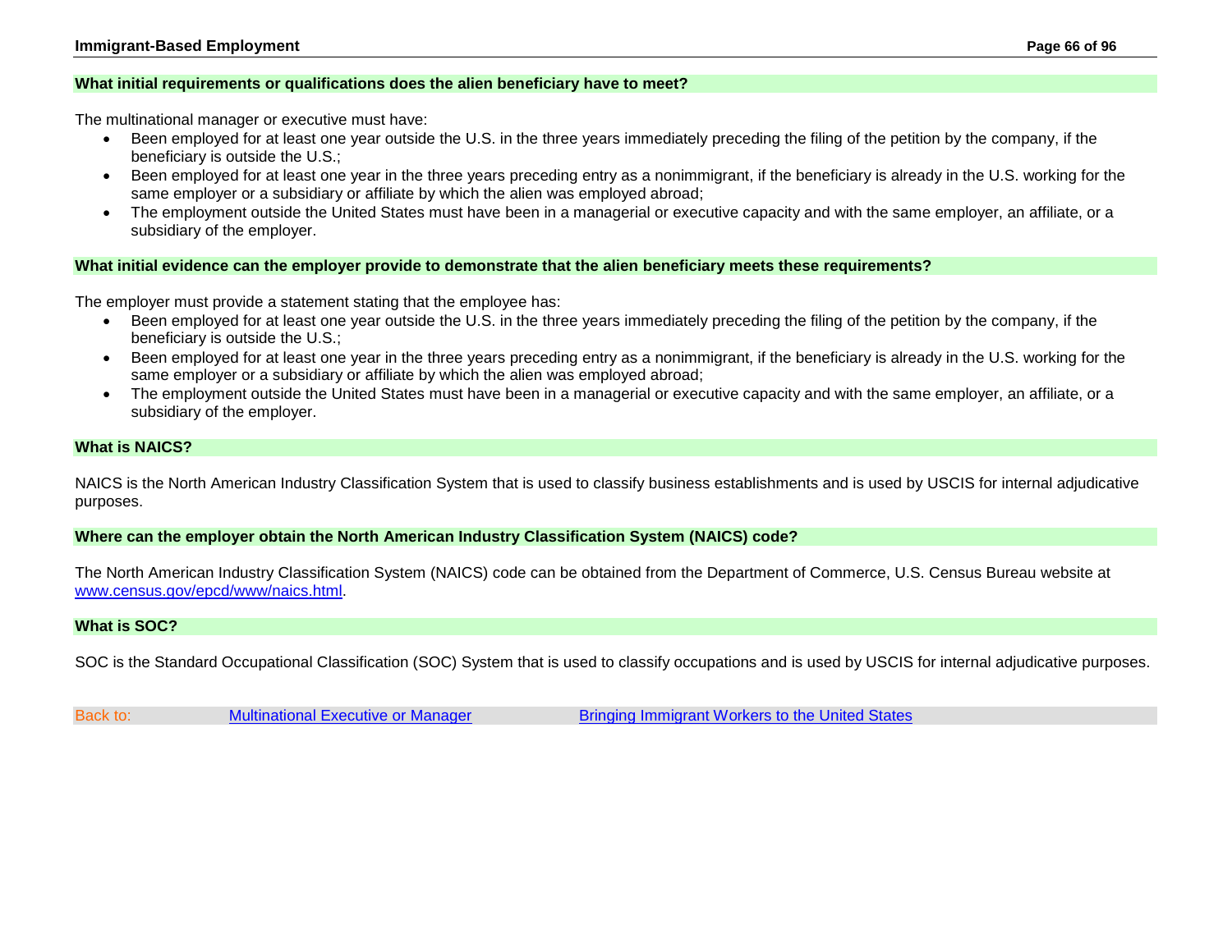### What initial requirements or qualifications does the alien beneficiary have to meet?

The multinational manager or executive must have:

- Been employed for at least one year outside the U.S. in the three years immediately preceding the filing of the petition by the company, if the beneficiary is outside the U.S.;
- Been employed for at least one year in the three years preceding entry as a nonimmigrant, if the beneficiary is already in the U.S. working for the same employer or a subsidiary or affiliate by which the alien was employed abroad;
- The employment outside the United States must have been in a managerial or executive capacity and with the same employer, an affiliate, or a subsidiary of the employer.

### What initial evidence can the employer provide to demonstrate that the alien beneficiary meets these requirements?

The employer must provide a statement stating that the employee has:

- Been employed for at least one year outside the U.S. in the three years immediately preceding the filing of the petition by the company, if the beneficiary is outside the U.S.;
- Been employed for at least one year in the three years preceding entry as a nonimmigrant, if the beneficiary is already in the U.S. working for the same employer or a subsidiary or affiliate by which the alien was employed abroad;
- The employment outside the United States must have been in a managerial or executive capacity and with the same employer, an affiliate, or a subsidiary of the employer.

### What is NAICS?

NAICS is the North American Industry Classification System that is used to classify business establishments and is used by USCIS for internal adjudicative purposes.

### Where can the employer obtain the North American Industry Classification System (NAICS) code?

The North American Industry Classification System (NAICS) code can be obtained from the Department of Commerce, U.S. Census Bureau website at [www.census.gov/epcd/www/naics.html](www.census.gov/epcd/www/naics.html).

### What is SOC?

SOC is the Standard Occupational Classification (SOC) System that is used to classify occupations and is used by USCIS for internal adjudicative purposes.

Back to: Multinational Executive or Manager | Bringing Immigrant Workers to the United States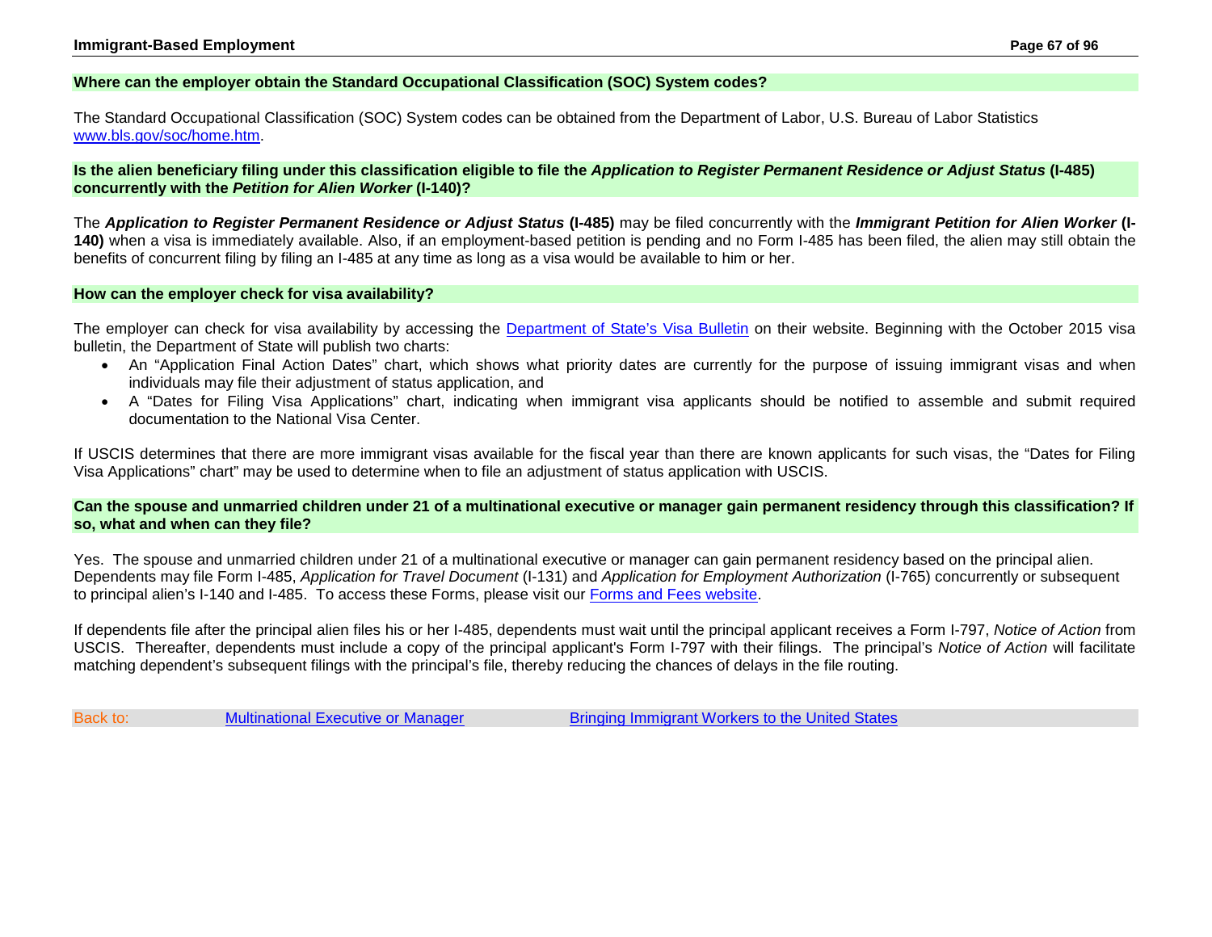### Where can the employer obtain the Standard Occupational Classification (SOC) System codes?

The Standard Occupational Classification (SOC) System codes can be obtained from the Department of Labor, U.S. Bureau of Labor Statistics [www.bls.gov/soc/home.htm](www.bls.gov/soc/home.htm).

### Is the alien beneficiary filing under this classification eligible to file the *Application to Register Permanent Residence or Adjust Status* (I-485) concurrently with the *Petition for Alien Worker* (I-140)?

The ***Application to Register Permanent Residence or Adjust Status*** **(I-485)** may be filed concurrently with the ***Immigrant Petition for Alien Worker*** **(I-140)** when a visa is immediately available. Also, if an employment-based petition is pending and no Form I-485 has been filed, the alien may still obtain the benefits of concurrent filing by filing an I-485 at any time as long as a visa would be available to him or her.

### How can the employer check for visa availability?

The employer can check for visa availability by accessing the Department of State's Visa Bulletin on their website. Beginning with the October 2015 visa bulletin, the Department of State will publish two charts:

- An "Application Final Action Dates" chart, which shows what priority dates are currently for the purpose of issuing immigrant visas and when individuals may file their adjustment of status application, and
- A "Dates for Filing Visa Applications" chart, indicating when immigrant visa applicants should be notified to assemble and submit required documentation to the National Visa Center.

If USCIS determines that there are more immigrant visas available for the fiscal year than there are known applicants for such visas, the "Dates for Filing Visa Applications" chart" may be used to determine when to file an adjustment of status application with USCIS.

### Can the spouse and unmarried children under 21 of a multinational executive or manager gain permanent residency through this classification? If so, what and when can they file?

Yes. The spouse and unmarried children under 21 of a multinational executive or manager can gain permanent residency based on the principal alien. Dependents may file Form I-485, *Application for Travel Document* (I-131) and *Application for Employment Authorization* (I-765) concurrently or subsequent to principal alien's I-140 and I-485. To access these Forms, please visit our Forms and Fees website.

If dependents file after the principal alien files his or her I-485, dependents must wait until the principal applicant receives a Form I-797, *Notice of Action* from USCIS. Thereafter, dependents must include a copy of the principal applicant's Form I-797 with their filings. The principal's *Notice of Action* will facilitate matching dependent's subsequent filings with the principal's file, thereby reducing the chances of delays in the file routing.

Back to: Multinational Executive or Manager | Bringing Immigrant Workers to the United States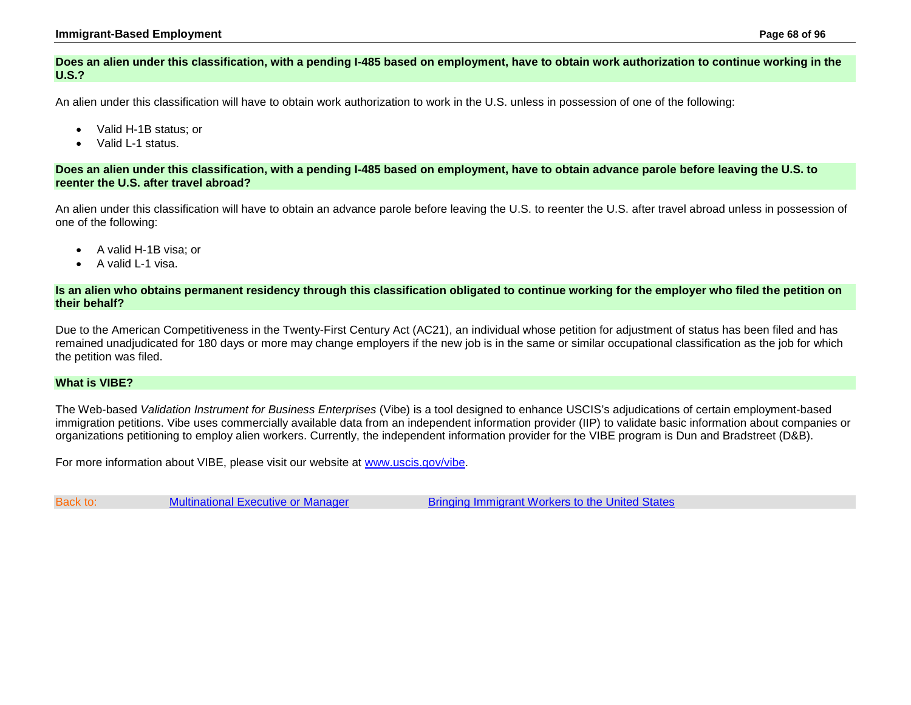**Does an alien under this classification, with a pending I-485 based on employment, have to obtain work authorization to continue working in the U.S.?**

An alien under this classification will have to obtain work authorization to work in the U.S. unless in possession of one of the following:

- Valid H-1B status; or
- Valid L-1 status.

**Does an alien under this classification, with a pending I-485 based on employment, have to obtain advance parole before leaving the U.S. to reenter the U.S. after travel abroad?**

An alien under this classification will have to obtain an advance parole before leaving the U.S. to reenter the U.S. after travel abroad unless in possession of one of the following:

- A valid H-1B visa; or
- A valid L-1 visa.

**Is an alien who obtains permanent residency through this classification obligated to continue working for the employer who filed the petition on their behalf?**

Due to the American Competitiveness in the Twenty-First Century Act (AC21), an individual whose petition for adjustment of status has been filed and has remained unadjudicated for 180 days or more may change employers if the new job is in the same or similar occupational classification as the job for which the petition was filed.

**What is VIBE?**

The Web-based *Validation Instrument for Business Enterprises* (Vibe) is a tool designed to enhance USCIS's adjudications of certain employment-based immigration petitions. Vibe uses commercially available data from an independent information provider (IIP) to validate basic information about companies or organizations petitioning to employ alien workers. Currently, the independent information provider for the VIBE program is Dun and Bradstreet (D&B).

For more information about VIBE, please visit our website at [www.uscis.gov/vibe](www.uscis.gov/vibe).

Back to: Multinational Executive or Manager | Bringing Immigrant Workers to the United States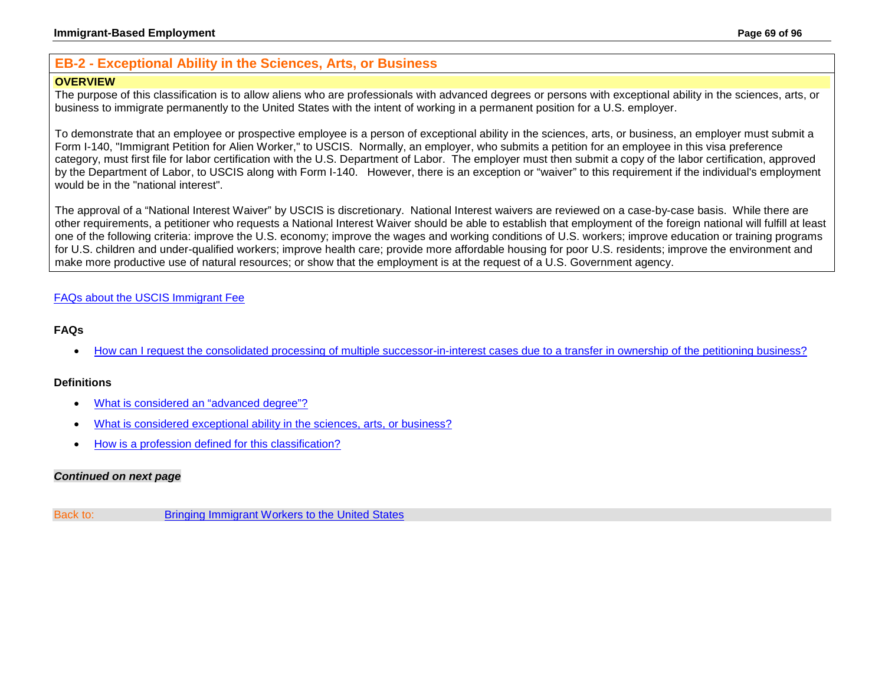## EB-2 - Exceptional Ability in the Sciences, Arts, or Business

**OVERVIEW**

The purpose of this classification is to allow aliens who are professionals with advanced degrees or persons with exceptional ability in the sciences, arts, or business to immigrate permanently to the United States with the intent of working in a permanent position for a U.S. employer.

To demonstrate that an employee or prospective employee is a person of exceptional ability in the sciences, arts, or business, an employer must submit a Form I-140, "Immigrant Petition for Alien Worker," to USCIS. Normally, an employer, who submits a petition for an employee in this visa preference category, must first file for labor certification with the U.S. Department of Labor. The employer must then submit a copy of the labor certification, approved by the Department of Labor, to USCIS along with Form I-140. However, there is an exception or "waiver" to this requirement if the individual's employment would be in the "national interest".

The approval of a "National Interest Waiver" by USCIS is discretionary. National Interest waivers are reviewed on a case-by-case basis. While there are other requirements, a petitioner who requests a National Interest Waiver should be able to establish that employment of the foreign national will fulfill at least one of the following criteria: improve the U.S. economy; improve the wages and working conditions of U.S. workers; improve education or training programs for U.S. children and under-qualified workers; improve health care; provide more affordable housing for poor U.S. residents; improve the environment and make more productive use of natural resources; or show that the employment is at the request of a U.S. Government agency.

FAQs about the USCIS Immigrant Fee

**FAQs**

- How can I request the consolidated processing of multiple successor-in-interest cases due to a transfer in ownership of the petitioning business?

**Definitions**

- What is considered an "advanced degree"?
- What is considered exceptional ability in the sciences, arts, or business?
- How is a profession defined for this classification?

***Continued on next page***

Back to: Bringing Immigrant Workers to the United States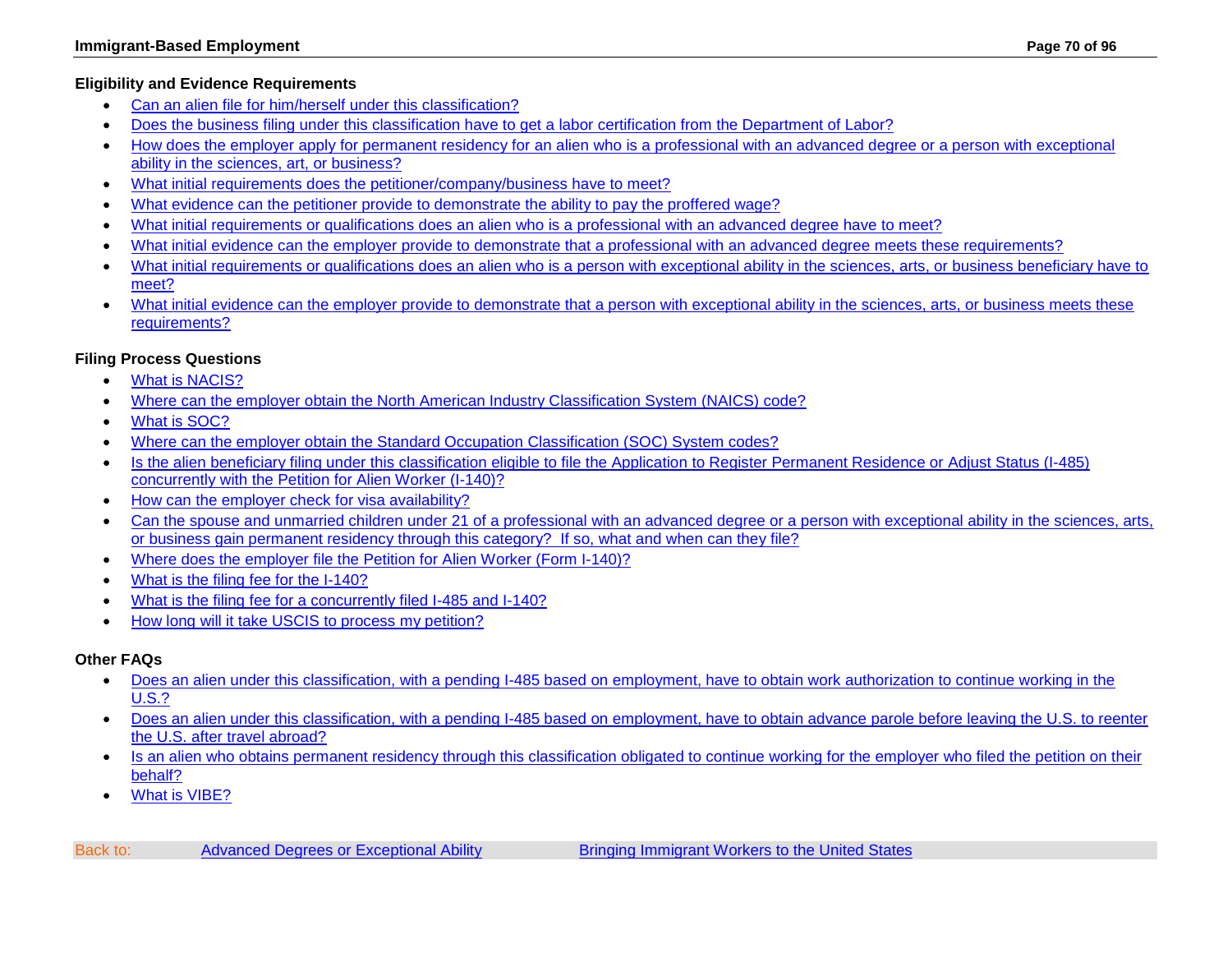### Eligibility and Evidence Requirements

- Can an alien file for him/herself under this classification?
- Does the business filing under this classification have to get a labor certification from the Department of Labor?
- How does the employer apply for permanent residency for an alien who is a professional with an advanced degree or a person with exceptional ability in the sciences, art, or business?
- What initial requirements does the petitioner/company/business have to meet?
- What evidence can the petitioner provide to demonstrate the ability to pay the proffered wage?
- What initial requirements or qualifications does an alien who is a professional with an advanced degree have to meet?
- What initial evidence can the employer provide to demonstrate that a professional with an advanced degree meets these requirements?
- What initial requirements or qualifications does an alien who is a person with exceptional ability in the sciences, arts, or business beneficiary have to meet?
- What initial evidence can the employer provide to demonstrate that a person with exceptional ability in the sciences, arts, or business meets these requirements?

### Filing Process Questions

- What is NACIS?
- Where can the employer obtain the North American Industry Classification System (NAICS) code?
- What is SOC?
- Where can the employer obtain the Standard Occupation Classification (SOC) System codes?
- Is the alien beneficiary filing under this classification eligible to file the Application to Register Permanent Residence or Adjust Status (I-485) concurrently with the Petition for Alien Worker (I-140)?
- How can the employer check for visa availability?
- Can the spouse and unmarried children under 21 of a professional with an advanced degree or a person with exceptional ability in the sciences, arts, or business gain permanent residency through this category? If so, what and when can they file?
- Where does the employer file the Petition for Alien Worker (Form I-140)?
- What is the filing fee for the I-140?
- What is the filing fee for a concurrently filed I-485 and I-140?
- How long will it take USCIS to process my petition?

### Other FAQs

- Does an alien under this classification, with a pending I-485 based on employment, have to obtain work authorization to continue working in the U.S.?
- Does an alien under this classification, with a pending I-485 based on employment, have to obtain advance parole before leaving the U.S. to reenter the U.S. after travel abroad?
- Is an alien who obtains permanent residency through this classification obligated to continue working for the employer who filed the petition on their behalf?
- What is VIBE?

Back to: Advanced Degrees or Exceptional Ability | Bringing Immigrant Workers to the United States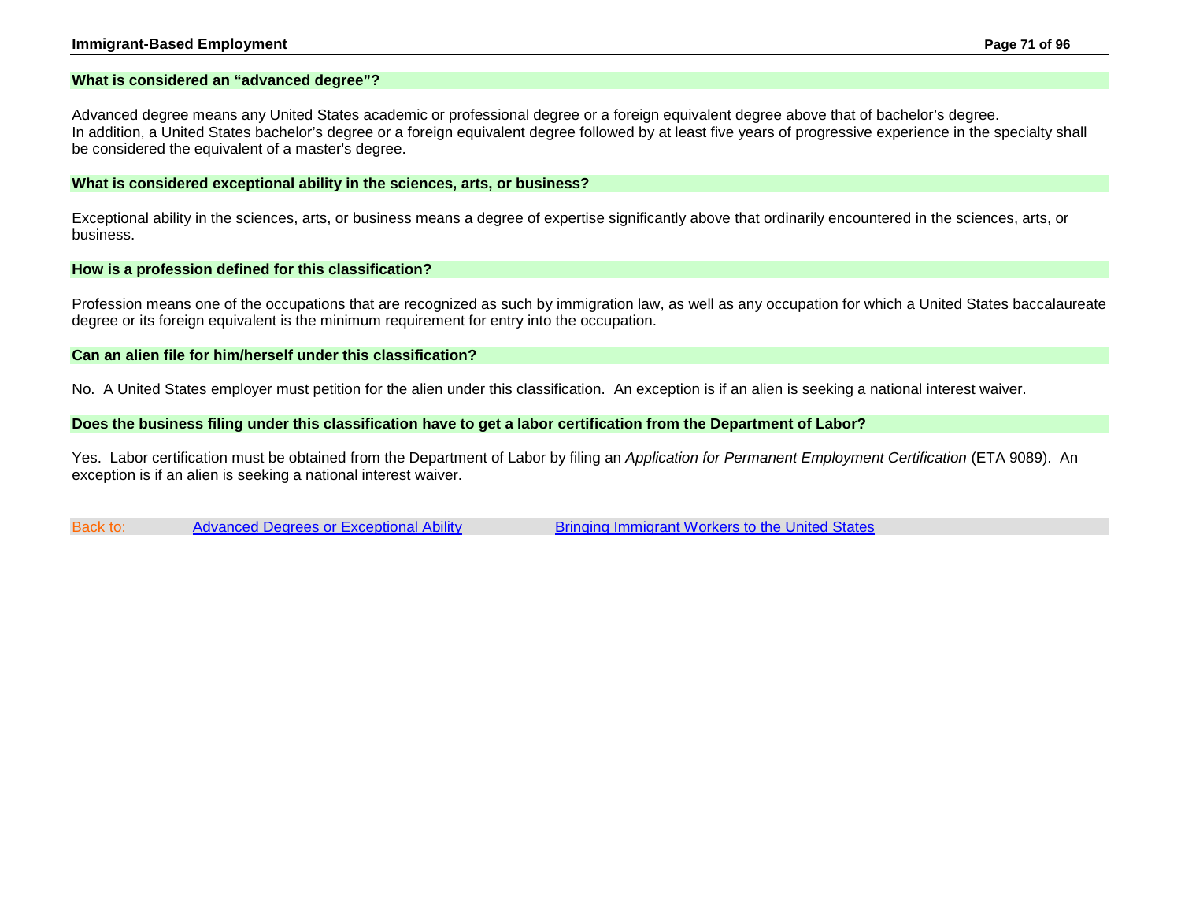### What is considered an "advanced degree"?

Advanced degree means any United States academic or professional degree or a foreign equivalent degree above that of bachelor's degree. In addition, a United States bachelor's degree or a foreign equivalent degree followed by at least five years of progressive experience in the specialty shall be considered the equivalent of a master's degree.

### What is considered exceptional ability in the sciences, arts, or business?

Exceptional ability in the sciences, arts, or business means a degree of expertise significantly above that ordinarily encountered in the sciences, arts, or business.

### How is a profession defined for this classification?

Profession means one of the occupations that are recognized as such by immigration law, as well as any occupation for which a United States baccalaureate degree or its foreign equivalent is the minimum requirement for entry into the occupation.

### Can an alien file for him/herself under this classification?

No. A United States employer must petition for the alien under this classification. An exception is if an alien is seeking a national interest waiver.

### Does the business filing under this classification have to get a labor certification from the Department of Labor?

Yes. Labor certification must be obtained from the Department of Labor by filing an *Application for Permanent Employment Certification* (ETA 9089). An exception is if an alien is seeking a national interest waiver.

Back to: Advanced Degrees or Exceptional Ability | Bringing Immigrant Workers to the United States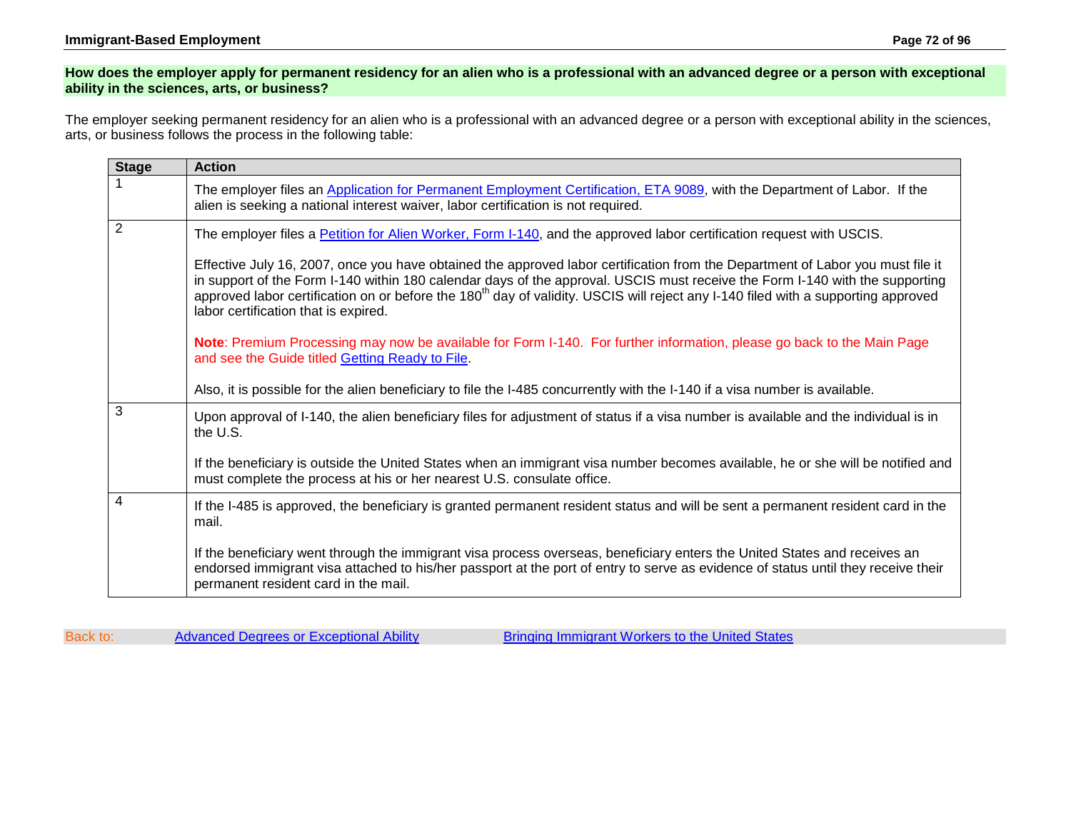## How does the employer apply for permanent residency for an alien who is a professional with an advanced degree or a person with exceptional ability in the sciences, arts, or business?

The employer seeking permanent residency for an alien who is a professional with an advanced degree or a person with exceptional ability in the sciences, arts, or business follows the process in the following table:

| Stage | Action |
|---|---|
| 1 | The employer files an Application for Permanent Employment Certification, ETA 9089, with the Department of Labor. If the alien is seeking a national interest waiver, labor certification is not required. |
| 2 | The employer files a Petition for Alien Worker, Form I-140, and the approved labor certification request with USCIS.<br><br>Effective July 16, 2007, once you have obtained the approved labor certification from the Department of Labor you must file it in support of the Form I-140 within 180 calendar days of the approval. USCIS must receive the Form I-140 with the supporting approved labor certification on or before the 180th day of validity. USCIS will reject any I-140 filed with a supporting approved labor certification that is expired.<br><br>**Note**: Premium Processing may now be available for Form I-140. For further information, please go back to the Main Page and see the Guide titled Getting Ready to File.<br><br>Also, it is possible for the alien beneficiary to file the I-485 concurrently with the I-140 if a visa number is available. |
| 3 | Upon approval of I-140, the alien beneficiary files for adjustment of status if a visa number is available and the individual is in the U.S.<br><br>If the beneficiary is outside the United States when an immigrant visa number becomes available, he or she will be notified and must complete the process at his or her nearest U.S. consulate office. |
| 4 | If the I-485 is approved, the beneficiary is granted permanent resident status and will be sent a permanent resident card in the mail.<br><br>If the beneficiary went through the immigrant visa process overseas, beneficiary enters the United States and receives an endorsed immigrant visa attached to his/her passport at the port of entry to serve as evidence of status until they receive their permanent resident card in the mail. |

Back to: Advanced Degrees or Exceptional Ability Bringing Immigrant Workers to the United States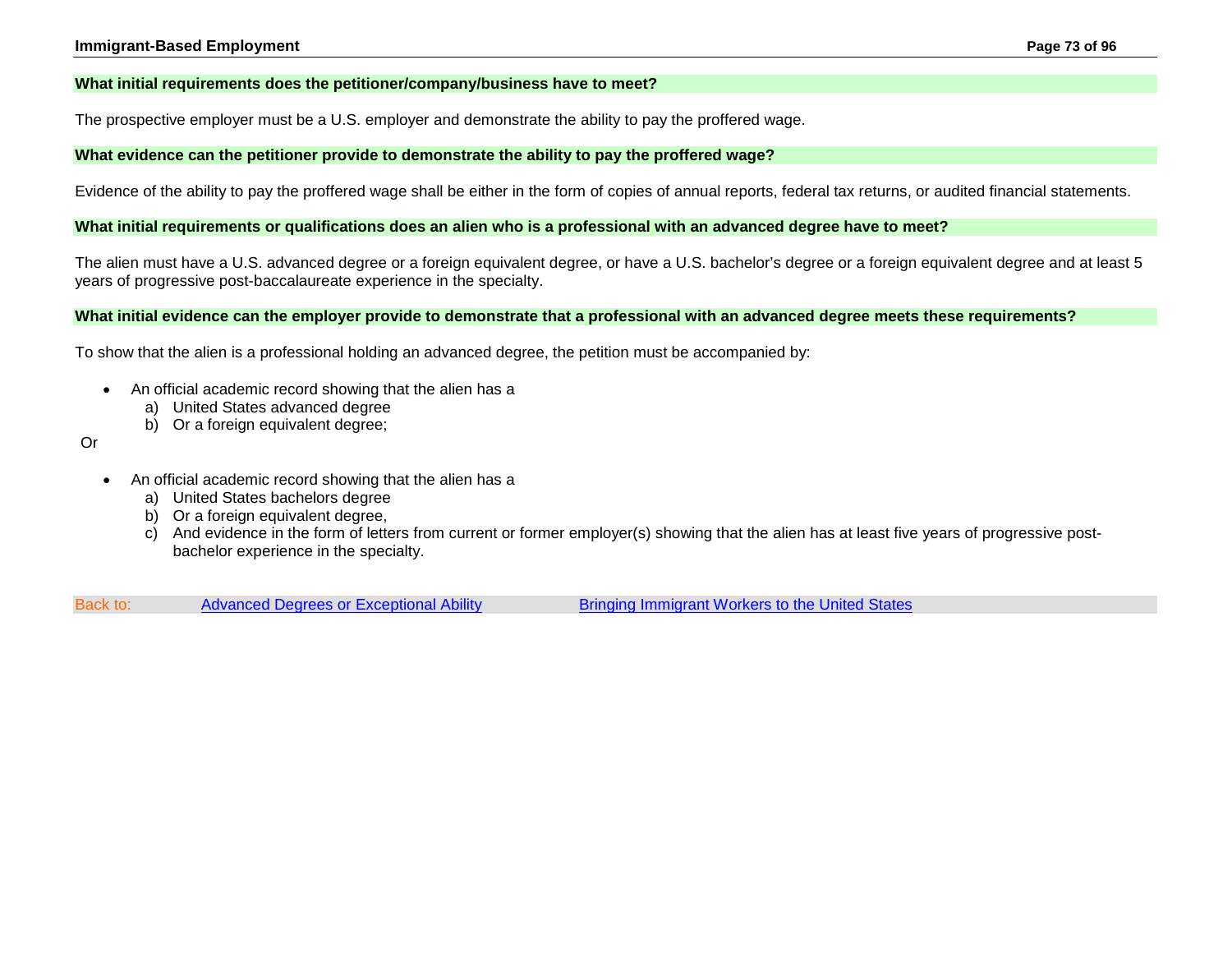**What initial requirements does the petitioner/company/business have to meet?**

The prospective employer must be a U.S. employer and demonstrate the ability to pay the proffered wage.

**What evidence can the petitioner provide to demonstrate the ability to pay the proffered wage?**

Evidence of the ability to pay the proffered wage shall be either in the form of copies of annual reports, federal tax returns, or audited financial statements.

**What initial requirements or qualifications does an alien who is a professional with an advanced degree have to meet?**

The alien must have a U.S. advanced degree or a foreign equivalent degree, or have a U.S. bachelor's degree or a foreign equivalent degree and at least 5 years of progressive post-baccalaureate experience in the specialty.

**What initial evidence can the employer provide to demonstrate that a professional with an advanced degree meets these requirements?**

To show that the alien is a professional holding an advanced degree, the petition must be accompanied by:

- An official academic record showing that the alien has a
  a) United States advanced degree
  b) Or a foreign equivalent degree;

Or

- An official academic record showing that the alien has a
  a) United States bachelors degree
  b) Or a foreign equivalent degree,
  c) And evidence in the form of letters from current or former employer(s) showing that the alien has at least five years of progressive post-bachelor experience in the specialty.

Back to: Advanced Degrees or Exceptional Ability | Bringing Immigrant Workers to the United States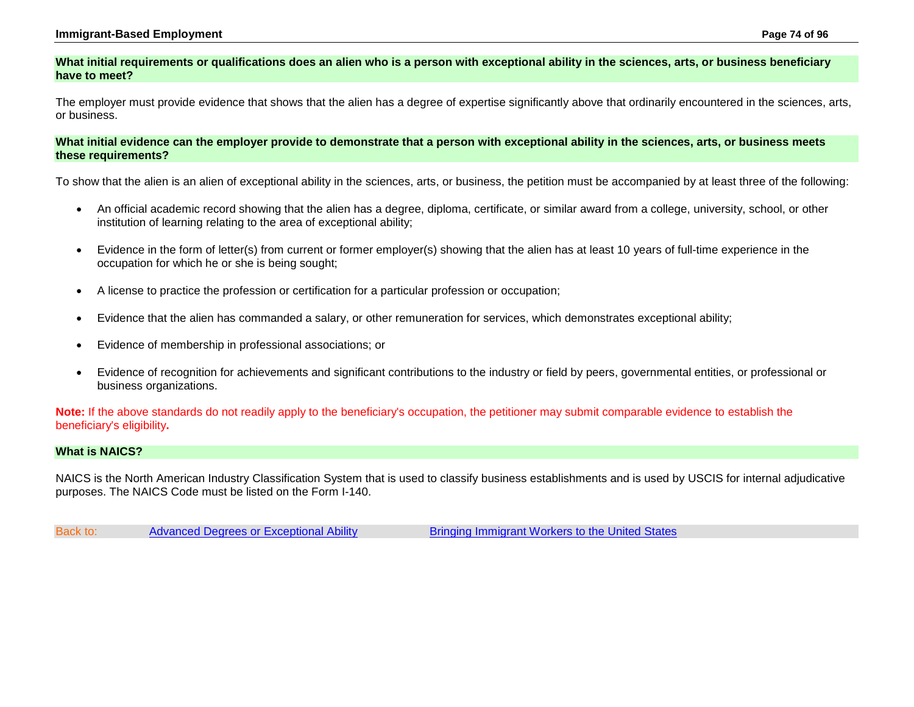### What initial requirements or qualifications does an alien who is a person with exceptional ability in the sciences, arts, or business beneficiary have to meet?

The employer must provide evidence that shows that the alien has a degree of expertise significantly above that ordinarily encountered in the sciences, arts, or business.

### What initial evidence can the employer provide to demonstrate that a person with exceptional ability in the sciences, arts, or business meets these requirements?

To show that the alien is an alien of exceptional ability in the sciences, arts, or business, the petition must be accompanied by at least three of the following:

- An official academic record showing that the alien has a degree, diploma, certificate, or similar award from a college, university, school, or other institution of learning relating to the area of exceptional ability;
- Evidence in the form of letter(s) from current or former employer(s) showing that the alien has at least 10 years of full-time experience in the occupation for which he or she is being sought;
- A license to practice the profession or certification for a particular profession or occupation;
- Evidence that the alien has commanded a salary, or other remuneration for services, which demonstrates exceptional ability;
- Evidence of membership in professional associations; or
- Evidence of recognition for achievements and significant contributions to the industry or field by peers, governmental entities, or professional or business organizations.

**Note:** If the above standards do not readily apply to the beneficiary's occupation, the petitioner may submit comparable evidence to establish the beneficiary's eligibility**.**

### What is NAICS?

NAICS is the North American Industry Classification System that is used to classify business establishments and is used by USCIS for internal adjudicative purposes. The NAICS Code must be listed on the Form I-140.

Back to: [Advanced Degrees or Exceptional Ability] [Bringing Immigrant Workers to the United States]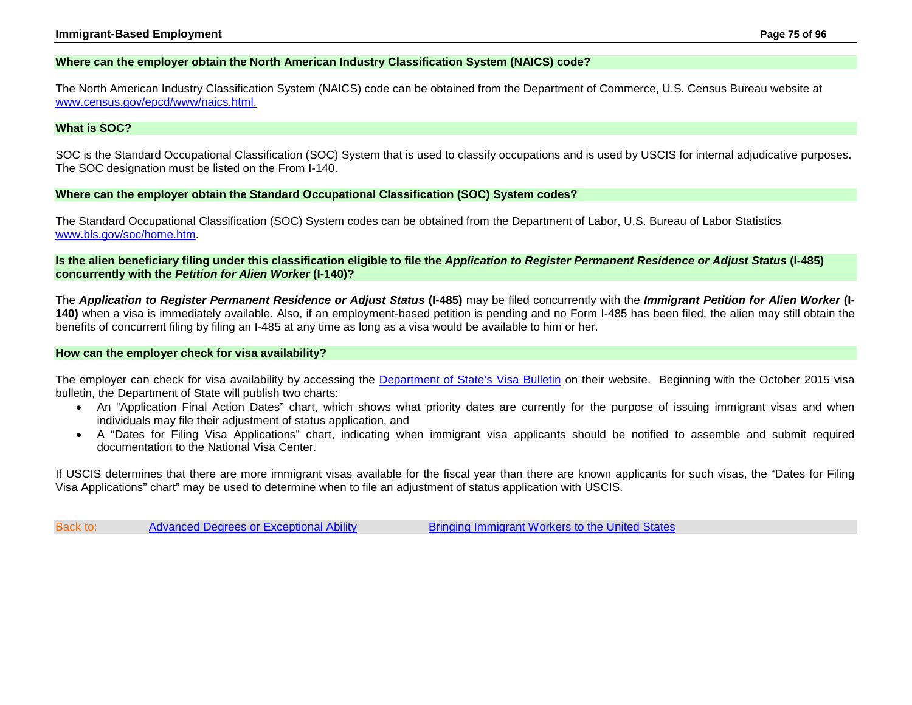### Where can the employer obtain the North American Industry Classification System (NAICS) code?

The North American Industry Classification System (NAICS) code can be obtained from the Department of Commerce, U.S. Census Bureau website at [www.census.gov/epcd/www/naics.html](www.census.gov/epcd/www/naics.html).

### What is SOC?

SOC is the Standard Occupational Classification (SOC) System that is used to classify occupations and is used by USCIS for internal adjudicative purposes. The SOC designation must be listed on the From I-140.

### Where can the employer obtain the Standard Occupational Classification (SOC) System codes?

The Standard Occupational Classification (SOC) System codes can be obtained from the Department of Labor, U.S. Bureau of Labor Statistics [www.bls.gov/soc/home.htm](www.bls.gov/soc/home.htm).

### Is the alien beneficiary filing under this classification eligible to file the *Application to Register Permanent Residence or Adjust Status* (I-485) concurrently with the *Petition for Alien Worker* (I-140)?

The ***Application to Register Permanent Residence or Adjust Status*** **(I-485)** may be filed concurrently with the ***Immigrant Petition for Alien Worker*** **(I-140)** when a visa is immediately available. Also, if an employment-based petition is pending and no Form I-485 has been filed, the alien may still obtain the benefits of concurrent filing by filing an I-485 at any time as long as a visa would be available to him or her.

### How can the employer check for visa availability?

The employer can check for visa availability by accessing the Department of State's Visa Bulletin on their website. Beginning with the October 2015 visa bulletin, the Department of State will publish two charts:

- An "Application Final Action Dates" chart, which shows what priority dates are currently for the purpose of issuing immigrant visas and when individuals may file their adjustment of status application, and
- A "Dates for Filing Visa Applications" chart, indicating when immigrant visa applicants should be notified to assemble and submit required documentation to the National Visa Center.

If USCIS determines that there are more immigrant visas available for the fiscal year than there are known applicants for such visas, the "Dates for Filing Visa Applications" chart" may be used to determine when to file an adjustment of status application with USCIS.

Back to: Advanced Degrees or Exceptional Ability Bringing Immigrant Workers to the United States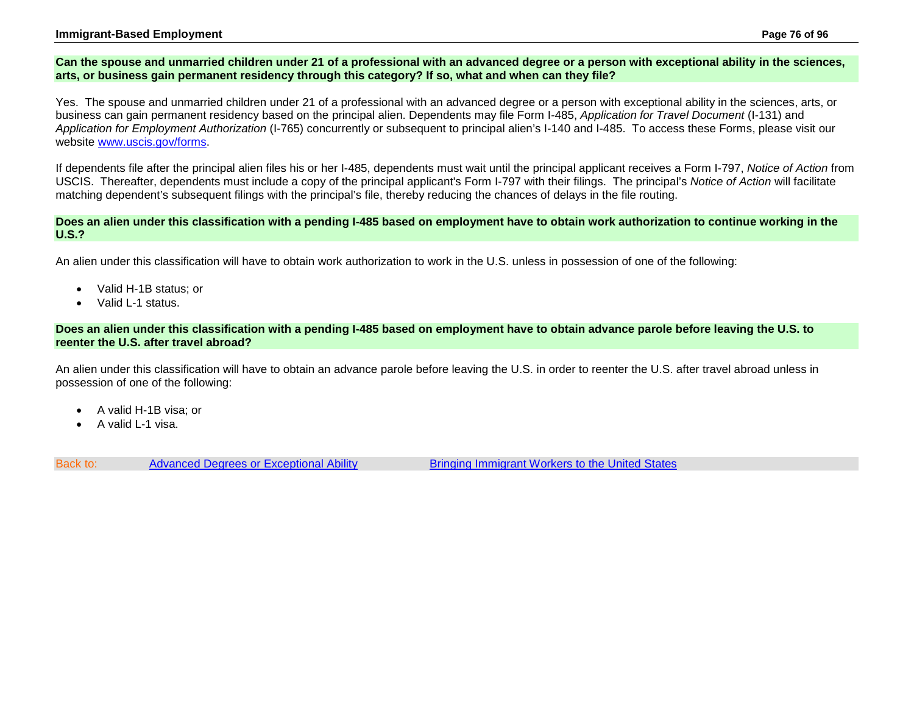**Can the spouse and unmarried children under 21 of a professional with an advanced degree or a person with exceptional ability in the sciences, arts, or business gain permanent residency through this category? If so, what and when can they file?**

Yes. The spouse and unmarried children under 21 of a professional with an advanced degree or a person with exceptional ability in the sciences, arts, or business can gain permanent residency based on the principal alien. Dependents may file Form I-485, *Application for Travel Document* (I-131) and *Application for Employment Authorization* (I-765) concurrently or subsequent to principal alien's I-140 and I-485. To access these Forms, please visit our website [www.uscis.gov/forms](www.uscis.gov/forms).

If dependents file after the principal alien files his or her I-485, dependents must wait until the principal applicant receives a Form I-797, *Notice of Action* from USCIS. Thereafter, dependents must include a copy of the principal applicant's Form I-797 with their filings. The principal's *Notice of Action* will facilitate matching dependent's subsequent filings with the principal's file, thereby reducing the chances of delays in the file routing.

**Does an alien under this classification with a pending I-485 based on employment have to obtain work authorization to continue working in the U.S.?**

An alien under this classification will have to obtain work authorization to work in the U.S. unless in possession of one of the following:

- Valid H-1B status; or
- Valid L-1 status.

**Does an alien under this classification with a pending I-485 based on employment have to obtain advance parole before leaving the U.S. to reenter the U.S. after travel abroad?**

An alien under this classification will have to obtain an advance parole before leaving the U.S. in order to reenter the U.S. after travel abroad unless in possession of one of the following:

- A valid H-1B visa; or
- A valid L-1 visa.

Back to: Advanced Degrees or Exceptional Ability Bringing Immigrant Workers to the United States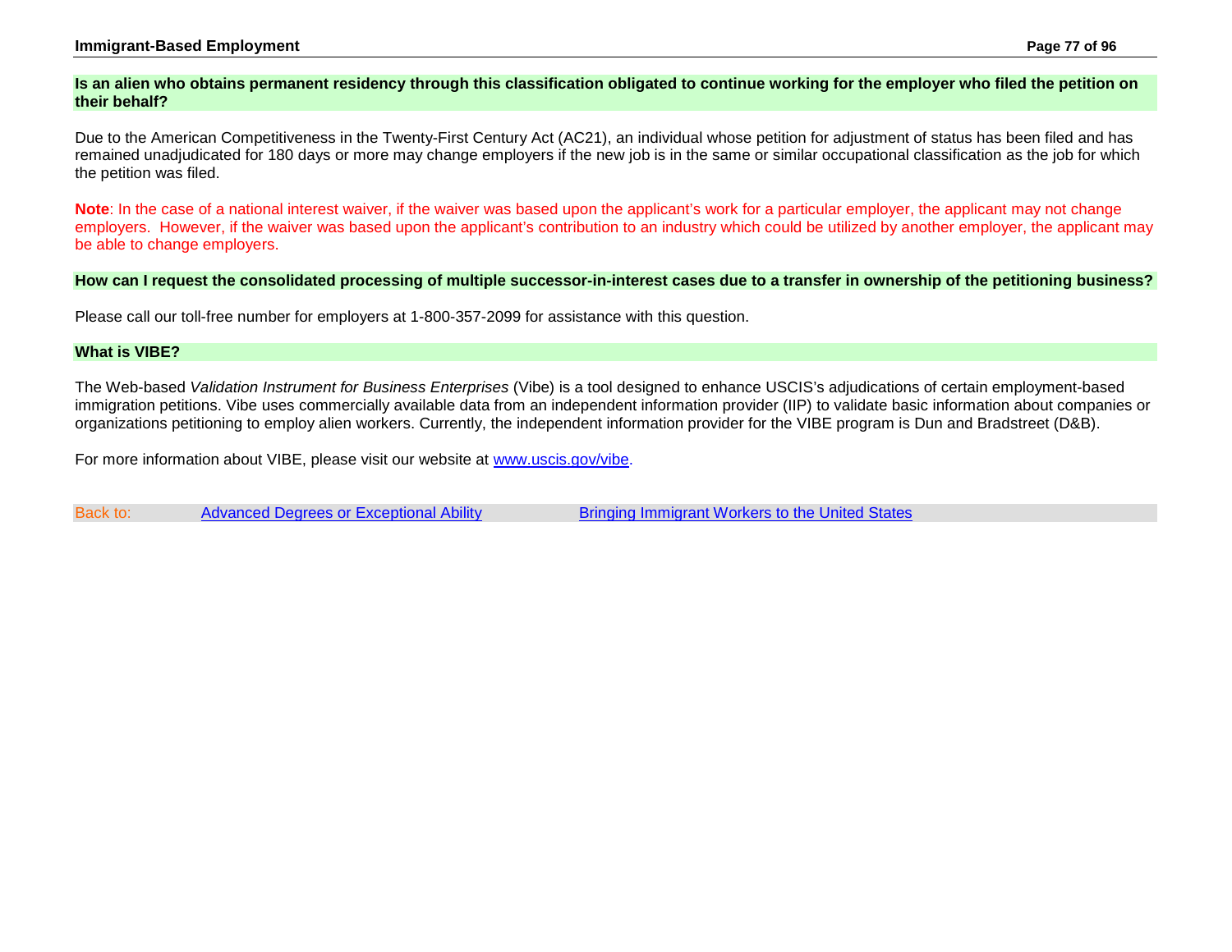### Is an alien who obtains permanent residency through this classification obligated to continue working for the employer who filed the petition on their behalf?

Due to the American Competitiveness in the Twenty-First Century Act (AC21), an individual whose petition for adjustment of status has been filed and has remained unadjudicated for 180 days or more may change employers if the new job is in the same or similar occupational classification as the job for which the petition was filed.

**Note**: In the case of a national interest waiver, if the waiver was based upon the applicant's work for a particular employer, the applicant may not change employers. However, if the waiver was based upon the applicant's contribution to an industry which could be utilized by another employer, the applicant may be able to change employers.

### How can I request the consolidated processing of multiple successor-in-interest cases due to a transfer in ownership of the petitioning business?

Please call our toll-free number for employers at 1-800-357-2099 for assistance with this question.

### What is VIBE?

The Web-based *Validation Instrument for Business Enterprises* (Vibe) is a tool designed to enhance USCIS's adjudications of certain employment-based immigration petitions. Vibe uses commercially available data from an independent information provider (IIP) to validate basic information about companies or organizations petitioning to employ alien workers. Currently, the independent information provider for the VIBE program is Dun and Bradstreet (D&B).

For more information about VIBE, please visit our website at [www.uscis.gov/vibe](http://www.uscis.gov/vibe).

Back to: [Advanced Degrees or Exceptional Ability] [Bringing Immigrant Workers to the United States]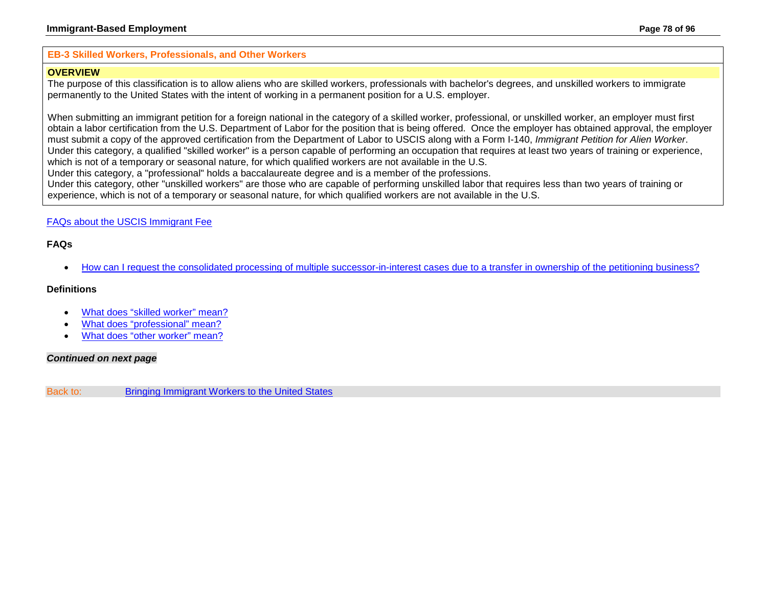## EB-3 Skilled Workers, Professionals, and Other Workers

### OVERVIEW

The purpose of this classification is to allow aliens who are skilled workers, professionals with bachelor's degrees, and unskilled workers to immigrate permanently to the United States with the intent of working in a permanent position for a U.S. employer.

When submitting an immigrant petition for a foreign national in the category of a skilled worker, professional, or unskilled worker, an employer must first obtain a labor certification from the U.S. Department of Labor for the position that is being offered. Once the employer has obtained approval, the employer must submit a copy of the approved certification from the Department of Labor to USCIS along with a Form I-140, *Immigrant Petition for Alien Worker*.
Under this category, a qualified "skilled worker" is a person capable of performing an occupation that requires at least two years of training or experience, which is not of a temporary or seasonal nature, for which qualified workers are not available in the U.S.
Under this category, a "professional" holds a baccalaureate degree and is a member of the professions.
Under this category, other "unskilled workers" are those who are capable of performing unskilled labor that requires less than two years of training or experience, which is not of a temporary or seasonal nature, for which qualified workers are not available in the U.S.

FAQs about the USCIS Immigrant Fee

**FAQs**

- How can I request the consolidated processing of multiple successor-in-interest cases due to a transfer in ownership of the petitioning business?

**Definitions**

- What does “skilled worker” mean?
- What does “professional” mean?
- What does “other worker” mean?

***Continued on next page***

Back to: Bringing Immigrant Workers to the United States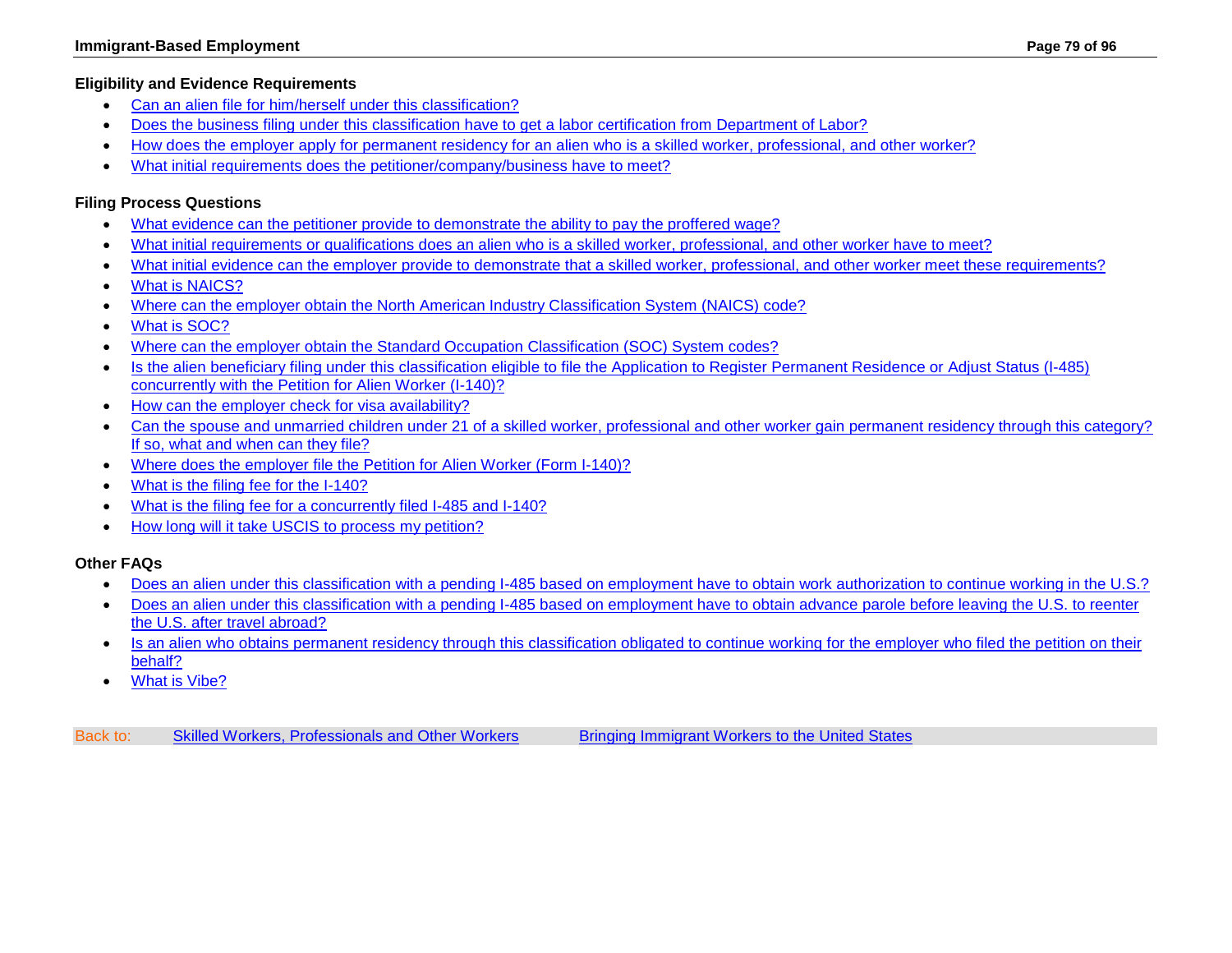### Eligibility and Evidence Requirements

- Can an alien file for him/herself under this classification?
- Does the business filing under this classification have to get a labor certification from Department of Labor?
- How does the employer apply for permanent residency for an alien who is a skilled worker, professional, and other worker?
- What initial requirements does the petitioner/company/business have to meet?

### Filing Process Questions

- What evidence can the petitioner provide to demonstrate the ability to pay the proffered wage?
- What initial requirements or qualifications does an alien who is a skilled worker, professional, and other worker have to meet?
- What initial evidence can the employer provide to demonstrate that a skilled worker, professional, and other worker meet these requirements?
- What is NAICS?
- Where can the employer obtain the North American Industry Classification System (NAICS) code?
- What is SOC?
- Where can the employer obtain the Standard Occupation Classification (SOC) System codes?
- Is the alien beneficiary filing under this classification eligible to file the Application to Register Permanent Residence or Adjust Status (I-485) concurrently with the Petition for Alien Worker (I-140)?
- How can the employer check for visa availability?
- Can the spouse and unmarried children under 21 of a skilled worker, professional and other worker gain permanent residency through this category? If so, what and when can they file?
- Where does the employer file the Petition for Alien Worker (Form I-140)?
- What is the filing fee for the I-140?
- What is the filing fee for a concurrently filed I-485 and I-140?
- How long will it take USCIS to process my petition?

### Other FAQs

- Does an alien under this classification with a pending I-485 based on employment have to obtain work authorization to continue working in the U.S.?
- Does an alien under this classification with a pending I-485 based on employment have to obtain advance parole before leaving the U.S. to reenter the U.S. after travel abroad?
- Is an alien who obtains permanent residency through this classification obligated to continue working for the employer who filed the petition on their behalf?
- What is Vibe?

Back to: Skilled Workers, Professionals and Other Workers    Bringing Immigrant Workers to the United States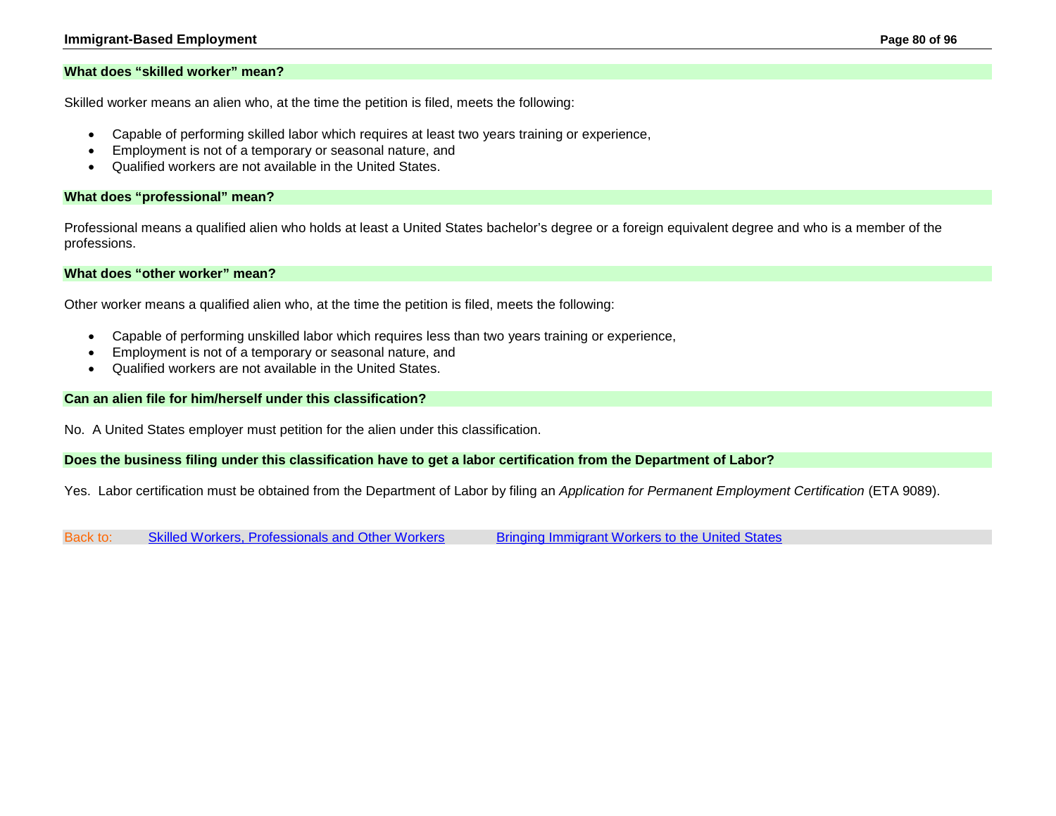### What does "skilled worker" mean?

Skilled worker means an alien who, at the time the petition is filed, meets the following:

- Capable of performing skilled labor which requires at least two years training or experience,
- Employment is not of a temporary or seasonal nature, and
- Qualified workers are not available in the United States.

### What does "professional" mean?

Professional means a qualified alien who holds at least a United States bachelor's degree or a foreign equivalent degree and who is a member of the professions.

### What does "other worker" mean?

Other worker means a qualified alien who, at the time the petition is filed, meets the following:

- Capable of performing unskilled labor which requires less than two years training or experience,
- Employment is not of a temporary or seasonal nature, and
- Qualified workers are not available in the United States.

### Can an alien file for him/herself under this classification?

No. A United States employer must petition for the alien under this classification.

### Does the business filing under this classification have to get a labor certification from the Department of Labor?

Yes. Labor certification must be obtained from the Department of Labor by filing an *Application for Permanent Employment Certification* (ETA 9089).

Back to: Skilled Workers, Professionals and Other Workers Bringing Immigrant Workers to the United States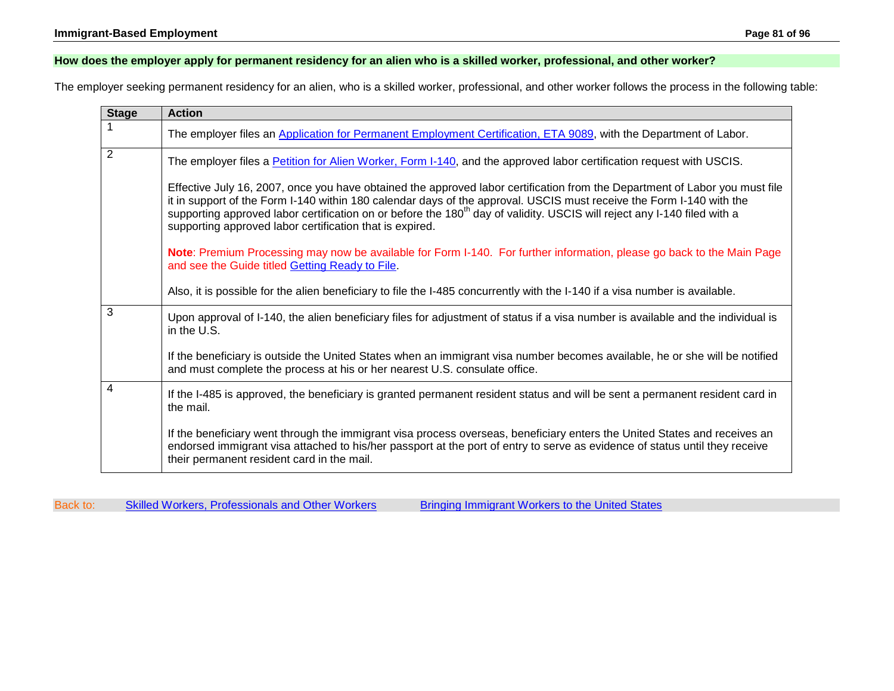## How does the employer apply for permanent residency for an alien who is a skilled worker, professional, and other worker?

The employer seeking permanent residency for an alien, who is a skilled worker, professional, and other worker follows the process in the following table:

| Stage | Action |
| --- | --- |
| 1 | The employer files an Application for Permanent Employment Certification, ETA 9089, with the Department of Labor. |
| 2 | The employer files a Petition for Alien Worker, Form I-140, and the approved labor certification request with USCIS.<br><br>Effective July 16, 2007, once you have obtained the approved labor certification from the Department of Labor you must file it in support of the Form I-140 within 180 calendar days of the approval. USCIS must receive the Form I-140 with the supporting approved labor certification on or before the 180th day of validity. USCIS will reject any I-140 filed with a supporting approved labor certification that is expired.<br><br>**Note**: Premium Processing may now be available for Form I-140. For further information, please go back to the Main Page and see the Guide titled Getting Ready to File.<br><br>Also, it is possible for the alien beneficiary to file the I-485 concurrently with the I-140 if a visa number is available. |
| 3 | Upon approval of I-140, the alien beneficiary files for adjustment of status if a visa number is available and the individual is in the U.S.<br><br>If the beneficiary is outside the United States when an immigrant visa number becomes available, he or she will be notified and must complete the process at his or her nearest U.S. consulate office. |
| 4 | If the I-485 is approved, the beneficiary is granted permanent resident status and will be sent a permanent resident card in the mail.<br><br>If the beneficiary went through the immigrant visa process overseas, beneficiary enters the United States and receives an endorsed immigrant visa attached to his/her passport at the port of entry to serve as evidence of status until they receive their permanent resident card in the mail. |

Back to: Skilled Workers, Professionals and Other Workers  Bringing Immigrant Workers to the United States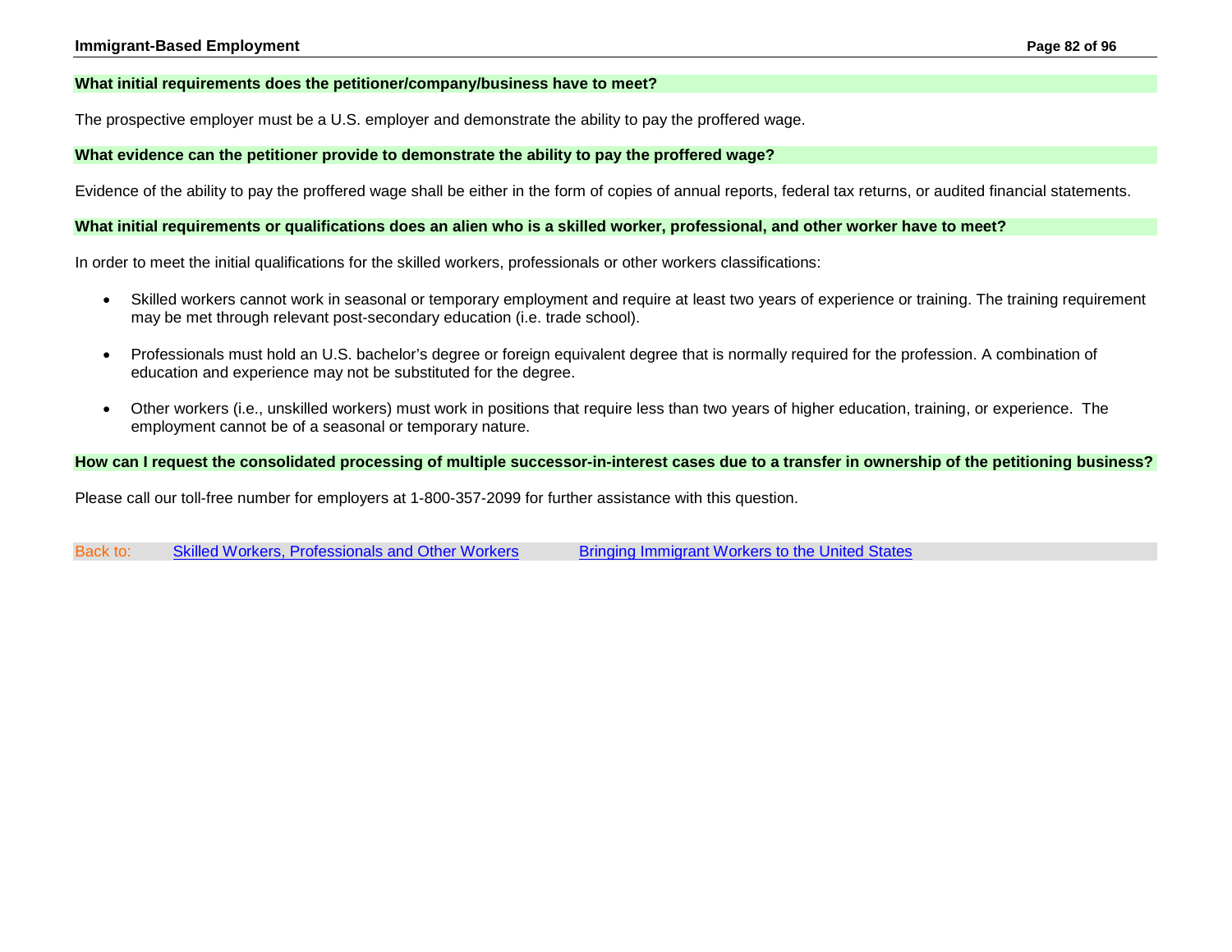### What initial requirements does the petitioner/company/business have to meet?

The prospective employer must be a U.S. employer and demonstrate the ability to pay the proffered wage.

### What evidence can the petitioner provide to demonstrate the ability to pay the proffered wage?

Evidence of the ability to pay the proffered wage shall be either in the form of copies of annual reports, federal tax returns, or audited financial statements.

### What initial requirements or qualifications does an alien who is a skilled worker, professional, and other worker have to meet?

In order to meet the initial qualifications for the skilled workers, professionals or other workers classifications:

- Skilled workers cannot work in seasonal or temporary employment and require at least two years of experience or training. The training requirement may be met through relevant post-secondary education (i.e. trade school).
- Professionals must hold an U.S. bachelor's degree or foreign equivalent degree that is normally required for the profession. A combination of education and experience may not be substituted for the degree.
- Other workers (i.e., unskilled workers) must work in positions that require less than two years of higher education, training, or experience. The employment cannot be of a seasonal or temporary nature.

### How can I request the consolidated processing of multiple successor-in-interest cases due to a transfer in ownership of the petitioning business?

Please call our toll-free number for employers at 1-800-357-2099 for further assistance with this question.

Back to: Skilled Workers, Professionals and Other Workers | Bringing Immigrant Workers to the United States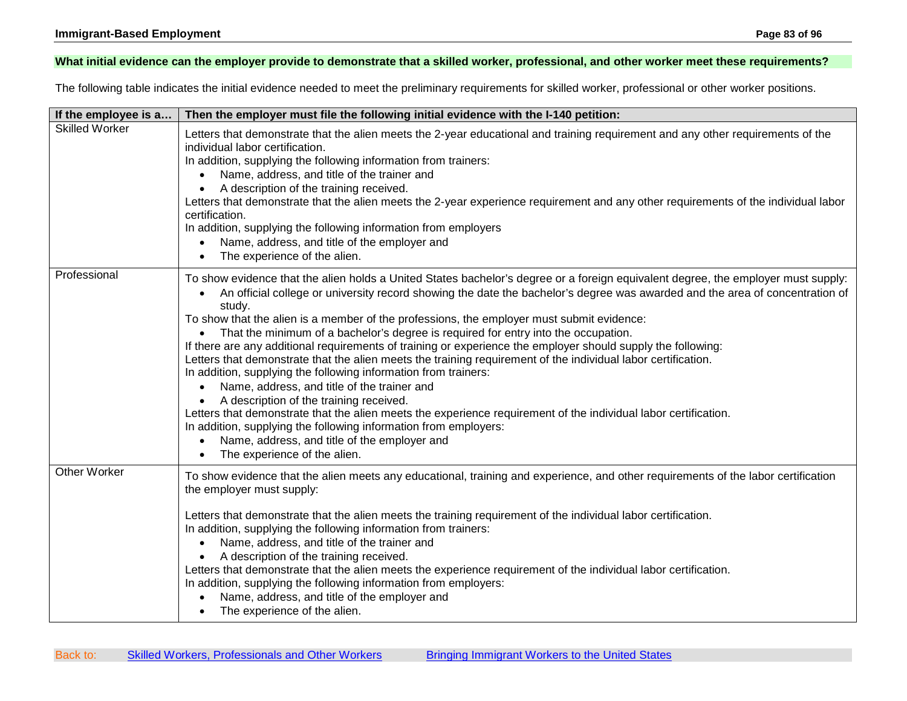**What initial evidence can the employer provide to demonstrate that a skilled worker, professional, and other worker meet these requirements?**

The following table indicates the initial evidence needed to meet the preliminary requirements for skilled worker, professional or other worker positions.

| If the employee is a… | Then the employer must file the following initial evidence with the I-140 petition: |
|---|---|
| Skilled Worker | Letters that demonstrate that the alien meets the 2-year educational and training requirement and any other requirements of the individual labor certification.<br>In addition, supplying the following information from trainers:<br>• Name, address, and title of the trainer and<br>• A description of the training received.<br>Letters that demonstrate that the alien meets the 2-year experience requirement and any other requirements of the individual labor certification.<br>In addition, supplying the following information from employers<br>• Name, address, and title of the employer and<br>• The experience of the alien. |
| Professional | To show evidence that the alien holds a United States bachelor's degree or a foreign equivalent degree, the employer must supply:<br>• An official college or university record showing the date the bachelor's degree was awarded and the area of concentration of study.<br>To show that the alien is a member of the professions, the employer must submit evidence:<br>• That the minimum of a bachelor's degree is required for entry into the occupation.<br>If there are any additional requirements of training or experience the employer should supply the following:<br>Letters that demonstrate that the alien meets the training requirement of the individual labor certification.<br>In addition, supplying the following information from trainers:<br>• Name, address, and title of the trainer and<br>• A description of the training received.<br>Letters that demonstrate that the alien meets the experience requirement of the individual labor certification.<br>In addition, supplying the following information from employers:<br>• Name, address, and title of the employer and<br>• The experience of the alien. |
| Other Worker | To show evidence that the alien meets any educational, training and experience, and other requirements of the labor certification the employer must supply:<br><br>Letters that demonstrate that the alien meets the training requirement of the individual labor certification.<br>In addition, supplying the following information from trainers:<br>• Name, address, and title of the trainer and<br>• A description of the training received.<br>Letters that demonstrate that the alien meets the experience requirement of the individual labor certification.<br>In addition, supplying the following information from employers:<br>• Name, address, and title of the employer and<br>• The experience of the alien. |

Back to: [Skilled Workers, Professionals and Other Workers] [Bringing Immigrant Workers to the United States]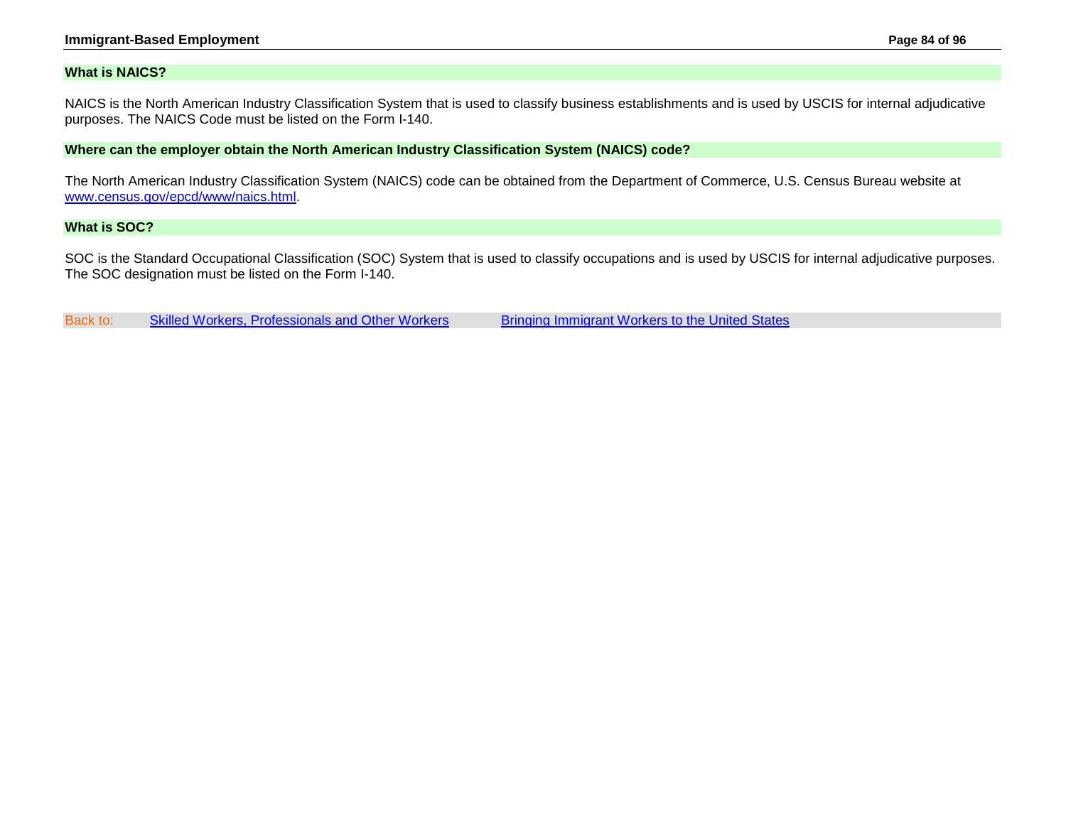**What is NAICS?**

NAICS is the North American Industry Classification System that is used to classify business establishments and is used by USCIS for internal adjudicative purposes. The NAICS Code must be listed on the Form I-140.

**Where can the employer obtain the North American Industry Classification System (NAICS) code?**

The North American Industry Classification System (NAICS) code can be obtained from the Department of Commerce, U.S. Census Bureau website at [www.census.gov/epcd/www/naics.html](www.census.gov/epcd/www/naics.html).

**What is SOC?**

SOC is the Standard Occupational Classification (SOC) System that is used to classify occupations and is used by USCIS for internal adjudicative purposes. The SOC designation must be listed on the Form I-140.

Back to: Skilled Workers, Professionals and Other Workers     Bringing Immigrant Workers to the United States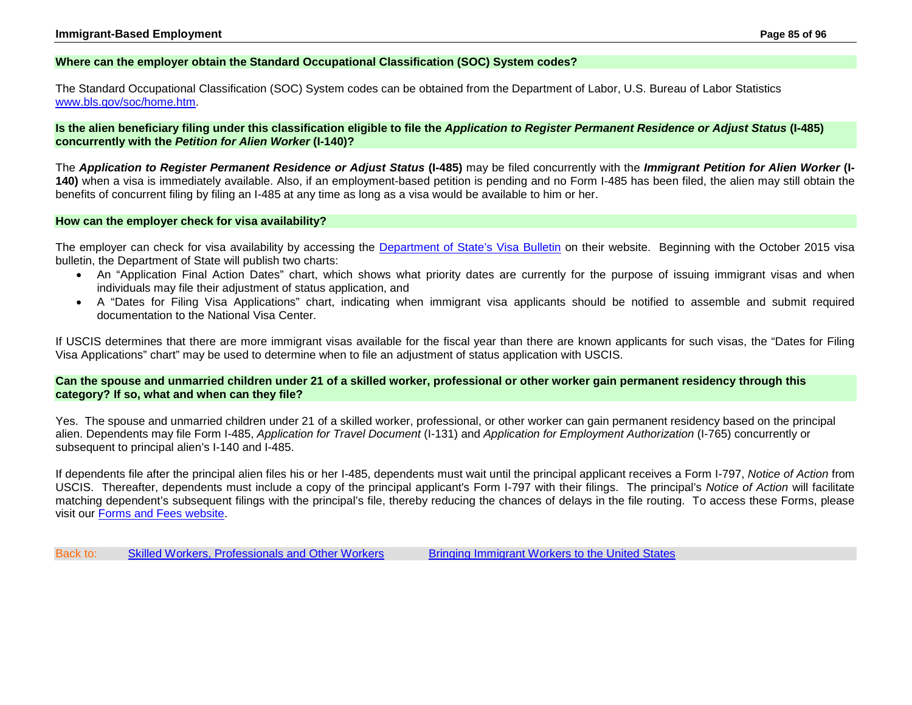### Where can the employer obtain the Standard Occupational Classification (SOC) System codes?

The Standard Occupational Classification (SOC) System codes can be obtained from the Department of Labor, U.S. Bureau of Labor Statistics www.bls.gov/soc/home.htm.

### Is the alien beneficiary filing under this classification eligible to file the *Application to Register Permanent Residence or Adjust Status* (I-485) concurrently with the *Petition for Alien Worker* (I-140)?

The ***Application to Register Permanent Residence or Adjust Status*** **(I-485)** may be filed concurrently with the ***Immigrant Petition for Alien Worker*** **(I-140)** when a visa is immediately available. Also, if an employment-based petition is pending and no Form I-485 has been filed, the alien may still obtain the benefits of concurrent filing by filing an I-485 at any time as long as a visa would be available to him or her.

### How can the employer check for visa availability?

The employer can check for visa availability by accessing the Department of State's Visa Bulletin on their website. Beginning with the October 2015 visa bulletin, the Department of State will publish two charts:

- An "Application Final Action Dates" chart, which shows what priority dates are currently for the purpose of issuing immigrant visas and when individuals may file their adjustment of status application, and
- A "Dates for Filing Visa Applications" chart, indicating when immigrant visa applicants should be notified to assemble and submit required documentation to the National Visa Center.

If USCIS determines that there are more immigrant visas available for the fiscal year than there are known applicants for such visas, the "Dates for Filing Visa Applications" chart" may be used to determine when to file an adjustment of status application with USCIS.

### Can the spouse and unmarried children under 21 of a skilled worker, professional or other worker gain permanent residency through this category? If so, what and when can they file?

Yes. The spouse and unmarried children under 21 of a skilled worker, professional, or other worker can gain permanent residency based on the principal alien. Dependents may file Form I-485, *Application for Travel Document* (I-131) and *Application for Employment Authorization* (I-765) concurrently or subsequent to principal alien's I-140 and I-485.

If dependents file after the principal alien files his or her I-485, dependents must wait until the principal applicant receives a Form I-797, *Notice of Action* from USCIS. Thereafter, dependents must include a copy of the principal applicant's Form I-797 with their filings. The principal's *Notice of Action* will facilitate matching dependent's subsequent filings with the principal's file, thereby reducing the chances of delays in the file routing. To access these Forms, please visit our Forms and Fees website.

Back to: Skilled Workers, Professionals and Other Workers | Bringing Immigrant Workers to the United States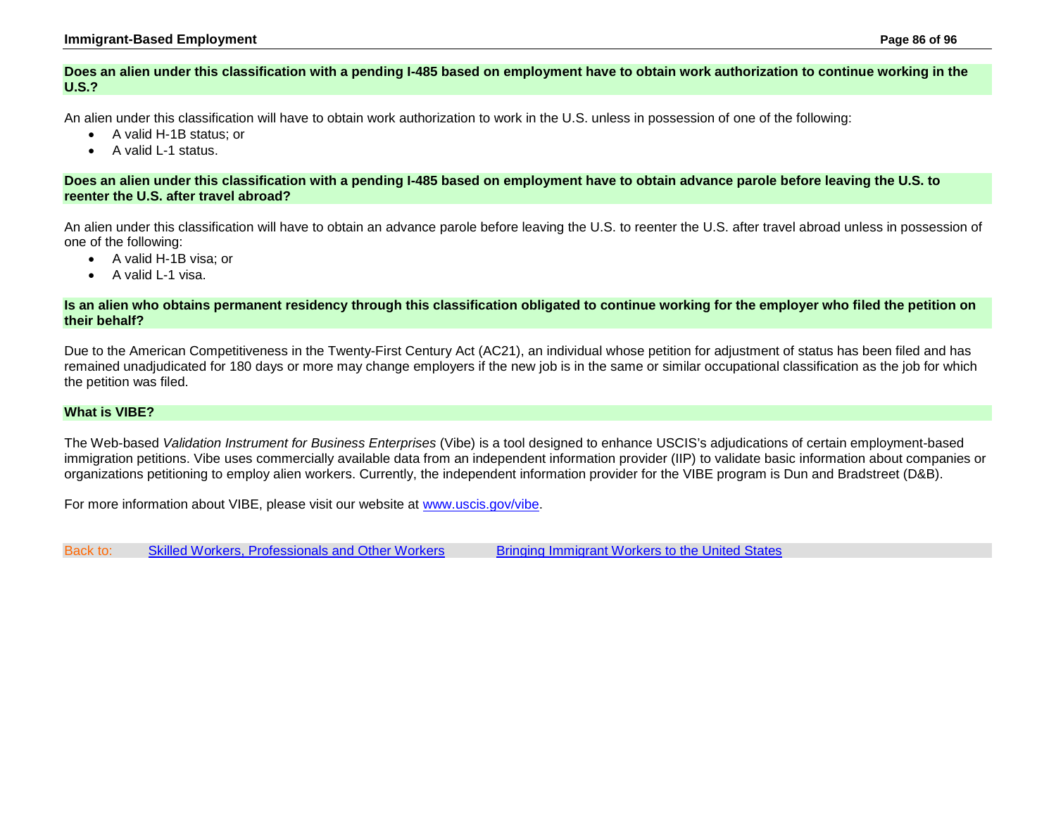### Does an alien under this classification with a pending I-485 based on employment have to obtain work authorization to continue working in the U.S.?

An alien under this classification will have to obtain work authorization to work in the U.S. unless in possession of one of the following:

- A valid H-1B status; or
- A valid L-1 status.

### Does an alien under this classification with a pending I-485 based on employment have to obtain advance parole before leaving the U.S. to reenter the U.S. after travel abroad?

An alien under this classification will have to obtain an advance parole before leaving the U.S. to reenter the U.S. after travel abroad unless in possession of one of the following:

- A valid H-1B visa; or
- A valid L-1 visa.

### Is an alien who obtains permanent residency through this classification obligated to continue working for the employer who filed the petition on their behalf?

Due to the American Competitiveness in the Twenty-First Century Act (AC21), an individual whose petition for adjustment of status has been filed and has remained unadjudicated for 180 days or more may change employers if the new job is in the same or similar occupational classification as the job for which the petition was filed.

### What is VIBE?

The Web-based *Validation Instrument for Business Enterprises* (Vibe) is a tool designed to enhance USCIS's adjudications of certain employment-based immigration petitions. Vibe uses commercially available data from an independent information provider (IIP) to validate basic information about companies or organizations petitioning to employ alien workers. Currently, the independent information provider for the VIBE program is Dun and Bradstreet (D&B).

For more information about VIBE, please visit our website at [www.uscis.gov/vibe](www.uscis.gov/vibe).

Back to: [Skilled Workers, Professionals and Other Workers]() [Bringing Immigrant Workers to the United States]()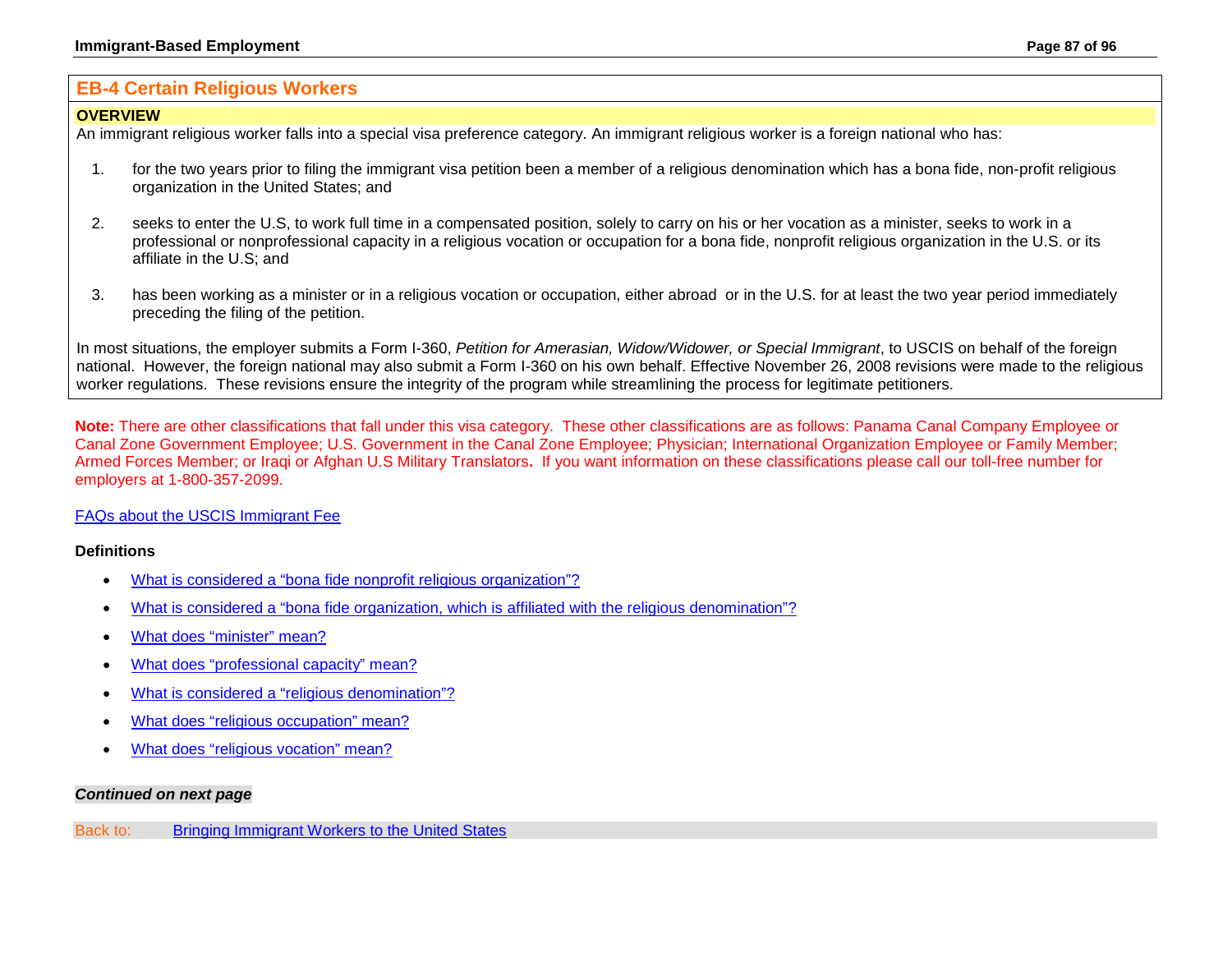## EB-4 Certain Religious Workers

### OVERVIEW

An immigrant religious worker falls into a special visa preference category. An immigrant religious worker is a foreign national who has:

1. for the two years prior to filing the immigrant visa petition been a member of a religious denomination which has a bona fide, non-profit religious organization in the United States; and

2. seeks to enter the U.S, to work full time in a compensated position, solely to carry on his or her vocation as a minister, seeks to work in a professional or nonprofessional capacity in a religious vocation or occupation for a bona fide, nonprofit religious organization in the U.S. or its affiliate in the U.S; and

3. has been working as a minister or in a religious vocation or occupation, either abroad or in the U.S. for at least the two year period immediately preceding the filing of the petition.

In most situations, the employer submits a Form I-360, *Petition for Amerasian, Widow/Widower, or Special Immigrant*, to USCIS on behalf of the foreign national. However, the foreign national may also submit a Form I-360 on his own behalf. Effective November 26, 2008 revisions were made to the religious worker regulations. These revisions ensure the integrity of the program while streamlining the process for legitimate petitioners.

**Note:** There are other classifications that fall under this visa category. These other classifications are as follows: Panama Canal Company Employee or Canal Zone Government Employee; U.S. Government in the Canal Zone Employee; Physician; International Organization Employee or Family Member; Armed Forces Member; or Iraqi or Afghan U.S Military Translators**.** If you want information on these classifications please call our toll-free number for employers at 1-800-357-2099.

FAQs about the USCIS Immigrant Fee

**Definitions**

- What is considered a "bona fide nonprofit religious organization"?
- What is considered a "bona fide organization, which is affiliated with the religious denomination"?
- What does "minister" mean?
- What does "professional capacity" mean?
- What is considered a "religious denomination"?
- What does "religious occupation" mean?
- What does "religious vocation" mean?

***Continued on next page***

Back to: Bringing Immigrant Workers to the United States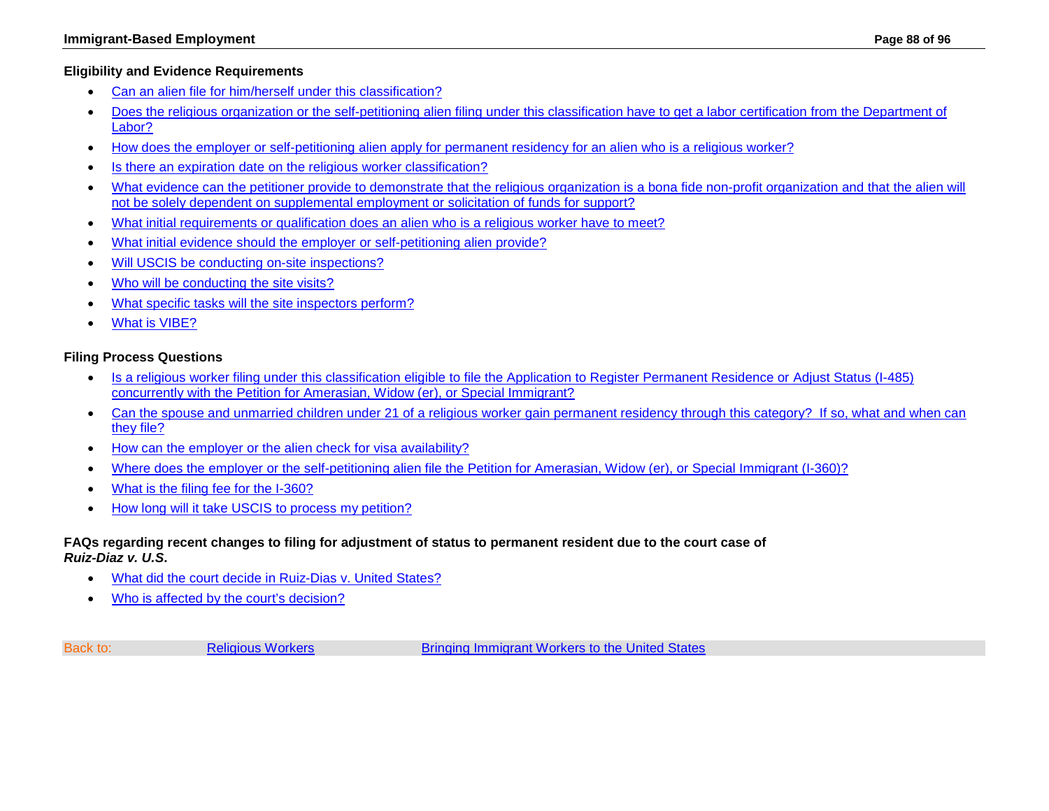**Eligibility and Evidence Requirements**

- Can an alien file for him/herself under this classification?
- Does the religious organization or the self-petitioning alien filing under this classification have to get a labor certification from the Department of Labor?
- How does the employer or self-petitioning alien apply for permanent residency for an alien who is a religious worker?
- Is there an expiration date on the religious worker classification?
- What evidence can the petitioner provide to demonstrate that the religious organization is a bona fide non-profit organization and that the alien will not be solely dependent on supplemental employment or solicitation of funds for support?
- What initial requirements or qualification does an alien who is a religious worker have to meet?
- What initial evidence should the employer or self-petitioning alien provide?
- Will USCIS be conducting on-site inspections?
- Who will be conducting the site visits?
- What specific tasks will the site inspectors perform?
- What is VIBE?

**Filing Process Questions**

- Is a religious worker filing under this classification eligible to file the Application to Register Permanent Residence or Adjust Status (I-485) concurrently with the Petition for Amerasian, Widow (er), or Special Immigrant?
- Can the spouse and unmarried children under 21 of a religious worker gain permanent residency through this category? If so, what and when can they file?
- How can the employer or the alien check for visa availability?
- Where does the employer or the self-petitioning alien file the Petition for Amerasian, Widow (er), or Special Immigrant (I-360)?
- What is the filing fee for the I-360?
- How long will it take USCIS to process my petition?

**FAQs regarding recent changes to filing for adjustment of status to permanent resident due to the court case of *Ruiz-Diaz v. U.S*.**

- What did the court decide in Ruiz-Dias v. United States?
- Who is affected by the court's decision?

Back to: Religious Workers | Bringing Immigrant Workers to the United States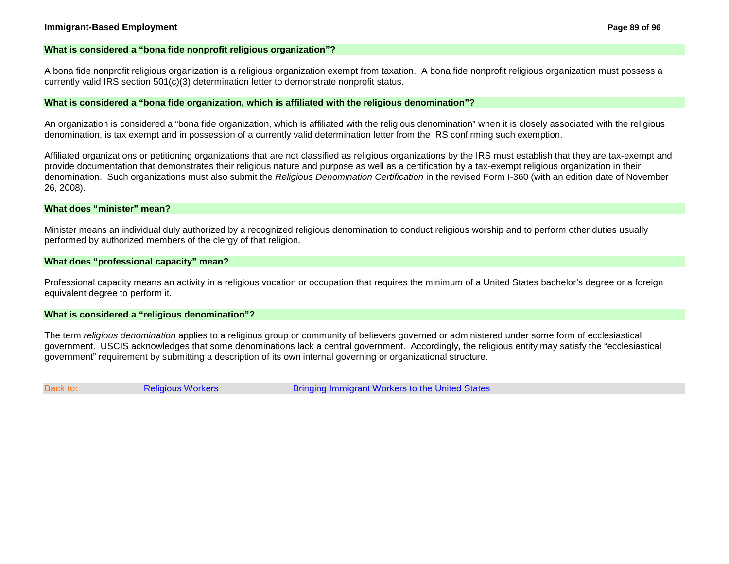### What is considered a "bona fide nonprofit religious organization"?

A bona fide nonprofit religious organization is a religious organization exempt from taxation. A bona fide nonprofit religious organization must possess a currently valid IRS section 501(c)(3) determination letter to demonstrate nonprofit status.

### What is considered a "bona fide organization, which is affiliated with the religious denomination"?

An organization is considered a "bona fide organization, which is affiliated with the religious denomination" when it is closely associated with the religious denomination, is tax exempt and in possession of a currently valid determination letter from the IRS confirming such exemption.

Affiliated organizations or petitioning organizations that are not classified as religious organizations by the IRS must establish that they are tax-exempt and provide documentation that demonstrates their religious nature and purpose as well as a certification by a tax-exempt religious organization in their denomination. Such organizations must also submit the *Religious Denomination Certification* in the revised Form I-360 (with an edition date of November 26, 2008).

### What does "minister" mean?

Minister means an individual duly authorized by a recognized religious denomination to conduct religious worship and to perform other duties usually performed by authorized members of the clergy of that religion.

### What does "professional capacity" mean?

Professional capacity means an activity in a religious vocation or occupation that requires the minimum of a United States bachelor's degree or a foreign equivalent degree to perform it.

### What is considered a "religious denomination"?

The term *religious denomination* applies to a religious group or community of believers governed or administered under some form of ecclesiastical government. USCIS acknowledges that some denominations lack a central government. Accordingly, the religious entity may satisfy the "ecclesiastical government" requirement by submitting a description of its own internal governing or organizational structure.

Back to: Religious Workers Bringing Immigrant Workers to the United States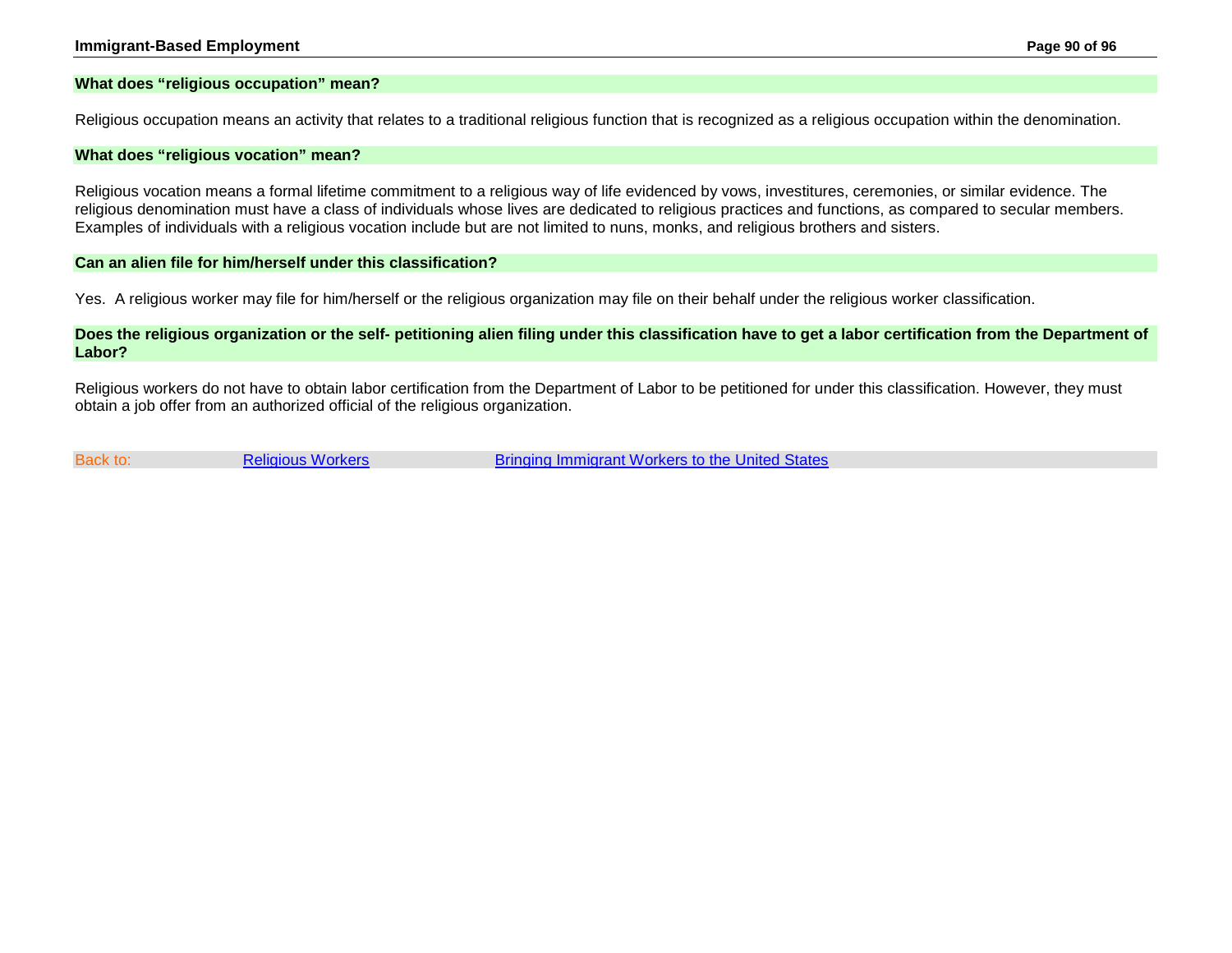### What does "religious occupation" mean?

Religious occupation means an activity that relates to a traditional religious function that is recognized as a religious occupation within the denomination.

### What does "religious vocation" mean?

Religious vocation means a formal lifetime commitment to a religious way of life evidenced by vows, investitures, ceremonies, or similar evidence. The religious denomination must have a class of individuals whose lives are dedicated to religious practices and functions, as compared to secular members. Examples of individuals with a religious vocation include but are not limited to nuns, monks, and religious brothers and sisters.

### Can an alien file for him/herself under this classification?

Yes. A religious worker may file for him/herself or the religious organization may file on their behalf under the religious worker classification.

### Does the religious organization or the self- petitioning alien filing under this classification have to get a labor certification from the Department of Labor?

Religious workers do not have to obtain labor certification from the Department of Labor to be petitioned for under this classification. However, they must obtain a job offer from an authorized official of the religious organization.

Back to: Religious Workers Bringing Immigrant Workers to the United States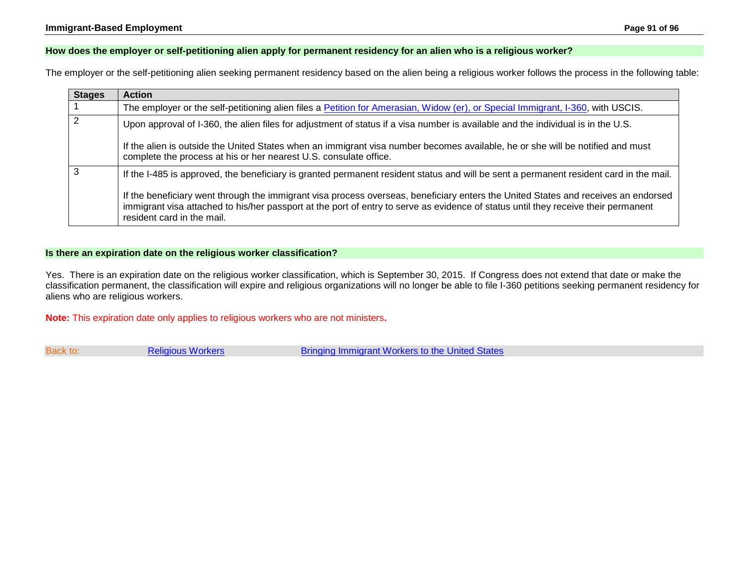## How does the employer or self-petitioning alien apply for permanent residency for an alien who is a religious worker?

The employer or the self-petitioning alien seeking permanent residency based on the alien being a religious worker follows the process in the following table:

| Stages | Action |
|---|---|
| 1 | The employer or the self-petitioning alien files a [Petition for Amerasian, Widow (er), or Special Immigrant, I-360](), with USCIS. |
| 2 | Upon approval of I-360, the alien files for adjustment of status if a visa number is available and the individual is in the U.S.<br><br>If the alien is outside the United States when an immigrant visa number becomes available, he or she will be notified and must complete the process at his or her nearest U.S. consulate office. |
| 3 | If the I-485 is approved, the beneficiary is granted permanent resident status and will be sent a permanent resident card in the mail.<br><br>If the beneficiary went through the immigrant visa process overseas, beneficiary enters the United States and receives an endorsed immigrant visa attached to his/her passport at the port of entry to serve as evidence of status until they receive their permanent resident card in the mail. |

## Is there an expiration date on the religious worker classification?

Yes. There is an expiration date on the religious worker classification, which is September 30, 2015. If Congress does not extend that date or make the classification permanent, the classification will expire and religious organizations will no longer be able to file I-360 petitions seeking permanent residency for aliens who are religious workers.

**Note:** This expiration date only applies to religious workers who are not ministers**.**

Back to: [Religious Workers]() [Bringing Immigrant Workers to the United States]()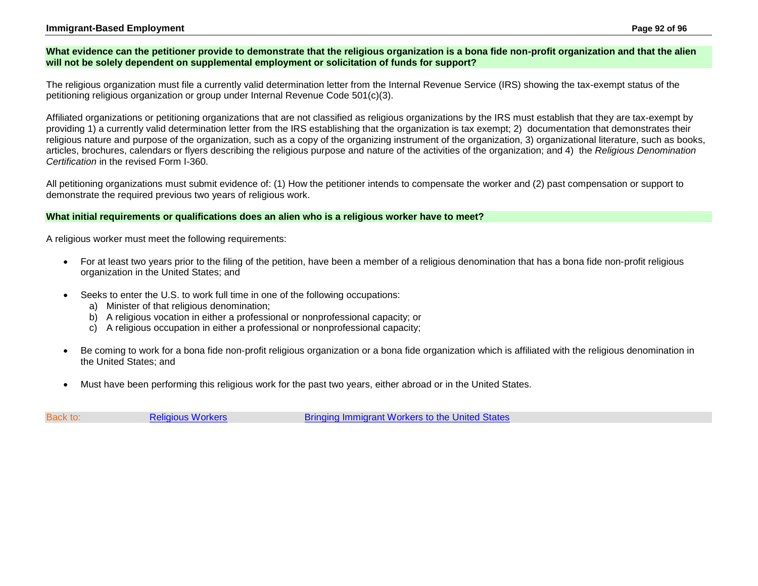### What evidence can the petitioner provide to demonstrate that the religious organization is a bona fide non-profit organization and that the alien will not be solely dependent on supplemental employment or solicitation of funds for support?

The religious organization must file a currently valid determination letter from the Internal Revenue Service (IRS) showing the tax-exempt status of the petitioning religious organization or group under Internal Revenue Code 501(c)(3).

Affiliated organizations or petitioning organizations that are not classified as religious organizations by the IRS must establish that they are tax-exempt by providing 1) a currently valid determination letter from the IRS establishing that the organization is tax exempt; 2) documentation that demonstrates their religious nature and purpose of the organization, such as a copy of the organizing instrument of the organization, 3) organizational literature, such as books, articles, brochures, calendars or flyers describing the religious purpose and nature of the activities of the organization; and 4) the *Religious Denomination Certification* in the revised Form I-360.

All petitioning organizations must submit evidence of: (1) How the petitioner intends to compensate the worker and (2) past compensation or support to demonstrate the required previous two years of religious work.

### What initial requirements or qualifications does an alien who is a religious worker have to meet?

A religious worker must meet the following requirements:

- For at least two years prior to the filing of the petition, have been a member of a religious denomination that has a bona fide non-profit religious organization in the United States; and
- Seeks to enter the U.S. to work full time in one of the following occupations:
  a) Minister of that religious denomination;
  b) A religious vocation in either a professional or nonprofessional capacity; or
  c) A religious occupation in either a professional or nonprofessional capacity;
- Be coming to work for a bona fide non-profit religious organization or a bona fide organization which is affiliated with the religious denomination in the United States; and
- Must have been performing this religious work for the past two years, either abroad or in the United States.

Back to: Religious Workers | Bringing Immigrant Workers to the United States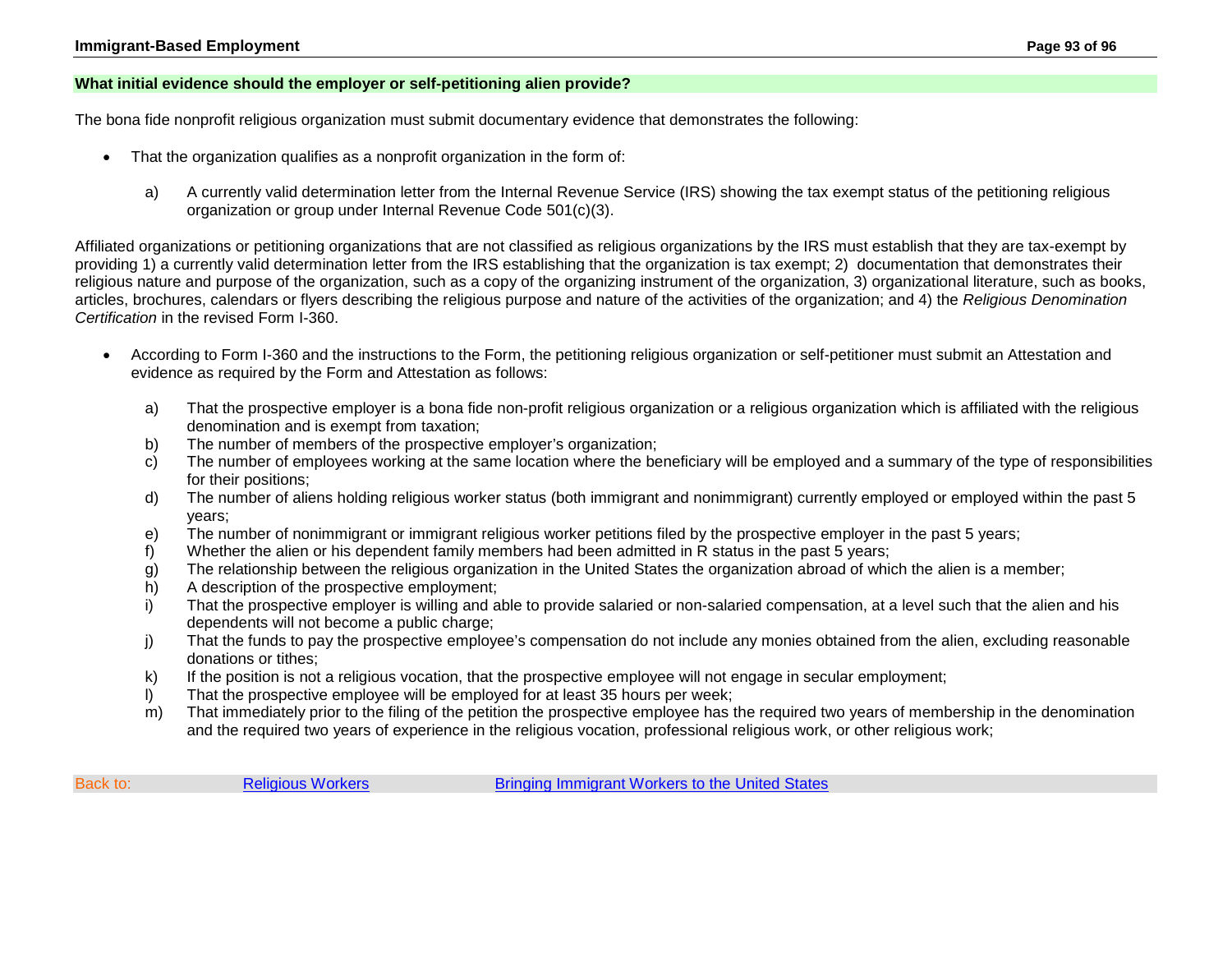**What initial evidence should the employer or self-petitioning alien provide?**

The bona fide nonprofit religious organization must submit documentary evidence that demonstrates the following:

- That the organization qualifies as a nonprofit organization in the form of:

  a) A currently valid determination letter from the Internal Revenue Service (IRS) showing the tax exempt status of the petitioning religious organization or group under Internal Revenue Code 501(c)(3).

Affiliated organizations or petitioning organizations that are not classified as religious organizations by the IRS must establish that they are tax-exempt by providing 1) a currently valid determination letter from the IRS establishing that the organization is tax exempt; 2) documentation that demonstrates their religious nature and purpose of the organization, such as a copy of the organizing instrument of the organization, 3) organizational literature, such as books, articles, brochures, calendars or flyers describing the religious purpose and nature of the activities of the organization; and 4) the *Religious Denomination Certification* in the revised Form I-360.

- According to Form I-360 and the instructions to the Form, the petitioning religious organization or self-petitioner must submit an Attestation and evidence as required by the Form and Attestation as follows:

  a) That the prospective employer is a bona fide non-profit religious organization or a religious organization which is affiliated with the religious denomination and is exempt from taxation;
  b) The number of members of the prospective employer's organization;
  c) The number of employees working at the same location where the beneficiary will be employed and a summary of the type of responsibilities for their positions;
  d) The number of aliens holding religious worker status (both immigrant and nonimmigrant) currently employed or employed within the past 5 years;
  e) The number of nonimmigrant or immigrant religious worker petitions filed by the prospective employer in the past 5 years;
  f) Whether the alien or his dependent family members had been admitted in R status in the past 5 years;
  g) The relationship between the religious organization in the United States the organization abroad of which the alien is a member;
  h) A description of the prospective employment;
  i) That the prospective employer is willing and able to provide salaried or non-salaried compensation, at a level such that the alien and his dependents will not become a public charge;
  j) That the funds to pay the prospective employee's compensation do not include any monies obtained from the alien, excluding reasonable donations or tithes;
  k) If the position is not a religious vocation, that the prospective employee will not engage in secular employment;
  l) That the prospective employee will be employed for at least 35 hours per week;
  m) That immediately prior to the filing of the petition the prospective employee has the required two years of membership in the denomination and the required two years of experience in the religious vocation, professional religious work, or other religious work;

Back to: Religious Workers | Bringing Immigrant Workers to the United States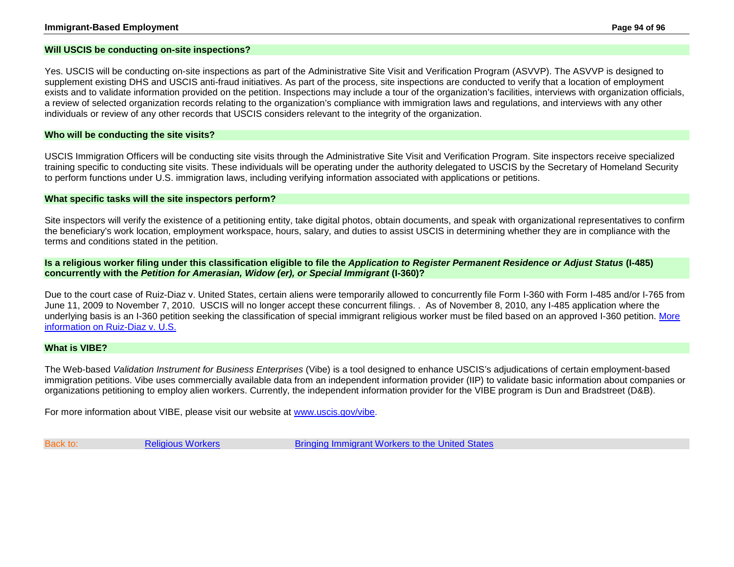### Will USCIS be conducting on-site inspections?

Yes. USCIS will be conducting on-site inspections as part of the Administrative Site Visit and Verification Program (ASVVP). The ASVVP is designed to supplement existing DHS and USCIS anti-fraud initiatives. As part of the process, site inspections are conducted to verify that a location of employment exists and to validate information provided on the petition. Inspections may include a tour of the organization's facilities, interviews with organization officials, a review of selected organization records relating to the organization's compliance with immigration laws and regulations, and interviews with any other individuals or review of any other records that USCIS considers relevant to the integrity of the organization.

### Who will be conducting the site visits?

USCIS Immigration Officers will be conducting site visits through the Administrative Site Visit and Verification Program. Site inspectors receive specialized training specific to conducting site visits. These individuals will be operating under the authority delegated to USCIS by the Secretary of Homeland Security to perform functions under U.S. immigration laws, including verifying information associated with applications or petitions.

### What specific tasks will the site inspectors perform?

Site inspectors will verify the existence of a petitioning entity, take digital photos, obtain documents, and speak with organizational representatives to confirm the beneficiary's work location, employment workspace, hours, salary, and duties to assist USCIS in determining whether they are in compliance with the terms and conditions stated in the petition.

### Is a religious worker filing under this classification eligible to file the *Application to Register Permanent Residence or Adjust Status* (I-485) concurrently with the *Petition for Amerasian, Widow (er), or Special Immigrant* (I-360)?

Due to the court case of Ruiz-Diaz v. United States, certain aliens were temporarily allowed to concurrently file Form I-360 with Form I-485 and/or I-765 from June 11, 2009 to November 7, 2010. USCIS will no longer accept these concurrent filings. . As of November 8, 2010, any I-485 application where the underlying basis is an I-360 petition seeking the classification of special immigrant religious worker must be filed based on an approved I-360 petition. More information on Ruiz-Diaz v. U.S.

### What is VIBE?

The Web-based *Validation Instrument for Business Enterprises* (Vibe) is a tool designed to enhance USCIS's adjudications of certain employment-based immigration petitions. Vibe uses commercially available data from an independent information provider (IIP) to validate basic information about companies or organizations petitioning to employ alien workers. Currently, the independent information provider for the VIBE program is Dun and Bradstreet (D&B).

For more information about VIBE, please visit our website at www.uscis.gov/vibe.

Back to: Religious Workers | Bringing Immigrant Workers to the United States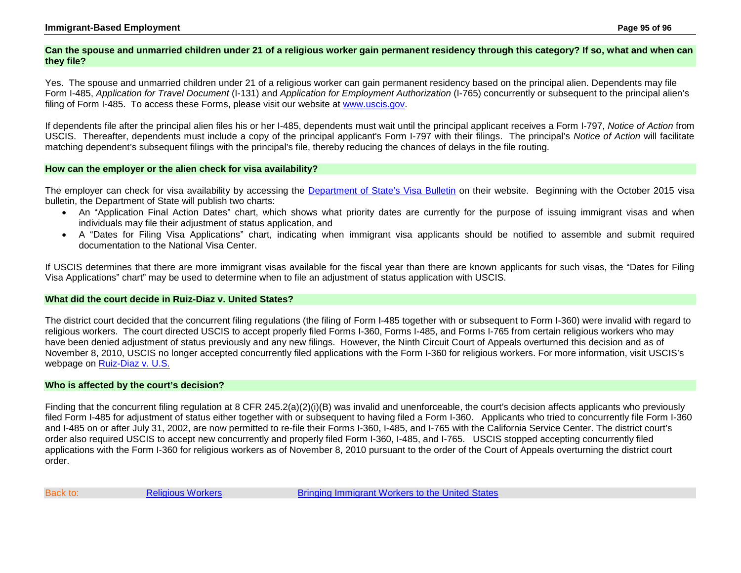**Can the spouse and unmarried children under 21 of a religious worker gain permanent residency through this category? If so, what and when can they file?**

Yes. The spouse and unmarried children under 21 of a religious worker can gain permanent residency based on the principal alien. Dependents may file Form I-485, *Application for Travel Document* (I-131) and *Application for Employment Authorization* (I-765) concurrently or subsequent to the principal alien's filing of Form I-485. To access these Forms, please visit our website at [www.uscis.gov](www.uscis.gov).

If dependents file after the principal alien files his or her I-485, dependents must wait until the principal applicant receives a Form I-797, *Notice of Action* from USCIS. Thereafter, dependents must include a copy of the principal applicant's Form I-797 with their filings. The principal's *Notice of Action* will facilitate matching dependent's subsequent filings with the principal's file, thereby reducing the chances of delays in the file routing.

**How can the employer or the alien check for visa availability?**

The employer can check for visa availability by accessing the [Department of State's Visa Bulletin]() on their website. Beginning with the October 2015 visa bulletin, the Department of State will publish two charts:

- An "Application Final Action Dates" chart, which shows what priority dates are currently for the purpose of issuing immigrant visas and when individuals may file their adjustment of status application, and
- A "Dates for Filing Visa Applications" chart, indicating when immigrant visa applicants should be notified to assemble and submit required documentation to the National Visa Center.

If USCIS determines that there are more immigrant visas available for the fiscal year than there are known applicants for such visas, the "Dates for Filing Visa Applications" chart" may be used to determine when to file an adjustment of status application with USCIS.

**What did the court decide in Ruiz-Diaz v. United States?**

The district court decided that the concurrent filing regulations (the filing of Form I-485 together with or subsequent to Form I-360) were invalid with regard to religious workers. The court directed USCIS to accept properly filed Forms I-360, Forms I-485, and Forms I-765 from certain religious workers who may have been denied adjustment of status previously and any new filings. However, the Ninth Circuit Court of Appeals overturned this decision and as of November 8, 2010, USCIS no longer accepted concurrently filed applications with the Form I-360 for religious workers. For more information, visit USCIS's webpage on [Ruiz-Diaz v. U.S.]()

**Who is affected by the court's decision?**

Finding that the concurrent filing regulation at 8 CFR 245.2(a)(2)(i)(B) was invalid and unenforceable, the court's decision affects applicants who previously filed Form I-485 for adjustment of status either together with or subsequent to having filed a Form I-360. Applicants who tried to concurrently file Form I-360 and I-485 on or after July 31, 2002, are now permitted to re-file their Forms I-360, I-485, and I-765 with the California Service Center. The district court's order also required USCIS to accept new concurrently and properly filed Form I-360, I-485, and I-765. USCIS stopped accepting concurrently filed applications with the Form I-360 for religious workers as of November 8, 2010 pursuant to the order of the Court of Appeals overturning the district court order.

Back to: [Religious Workers]() [Bringing Immigrant Workers to the United States]()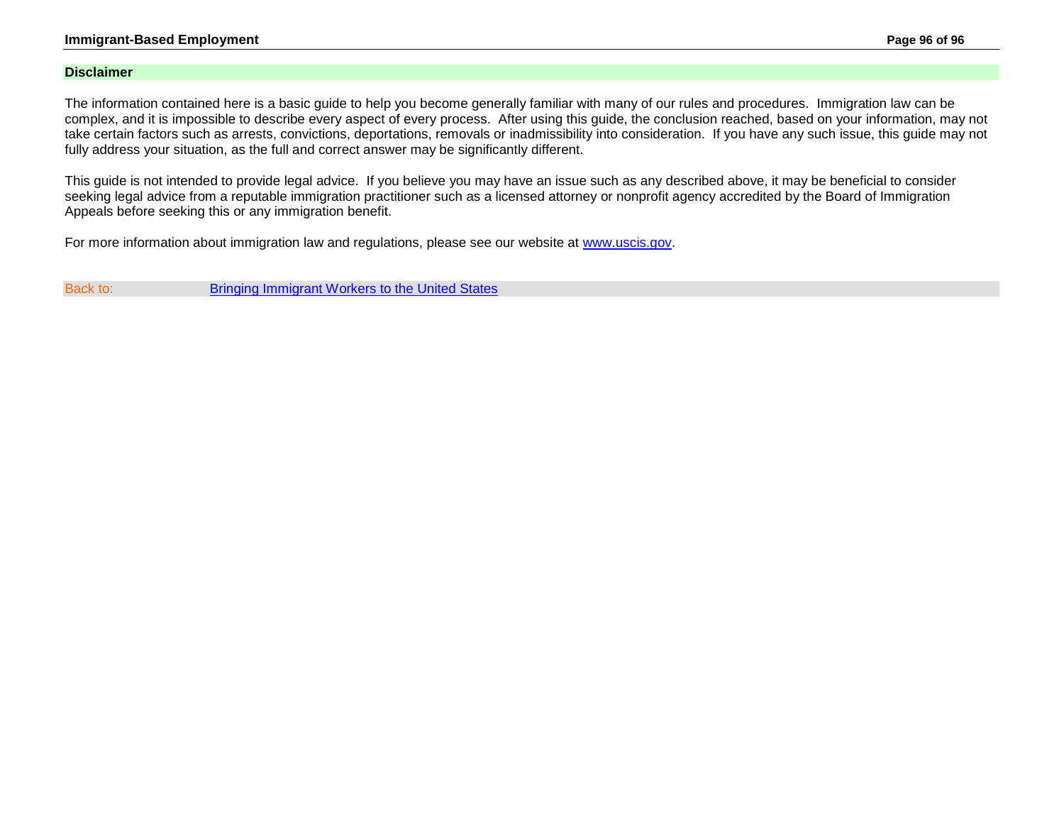## Disclaimer

The information contained here is a basic guide to help you become generally familiar with many of our rules and procedures. Immigration law can be complex, and it is impossible to describe every aspect of every process. After using this guide, the conclusion reached, based on your information, may not take certain factors such as arrests, convictions, deportations, removals or inadmissibility into consideration. If you have any such issue, this guide may not fully address your situation, as the full and correct answer may be significantly different.

This guide is not intended to provide legal advice. If you believe you may have an issue such as any described above, it may be beneficial to consider seeking legal advice from a reputable immigration practitioner such as a licensed attorney or nonprofit agency accredited by the Board of Immigration Appeals before seeking this or any immigration benefit.

For more information about immigration law and regulations, please see our website at www.uscis.gov.

Back to: Bringing Immigrant Workers to the United States